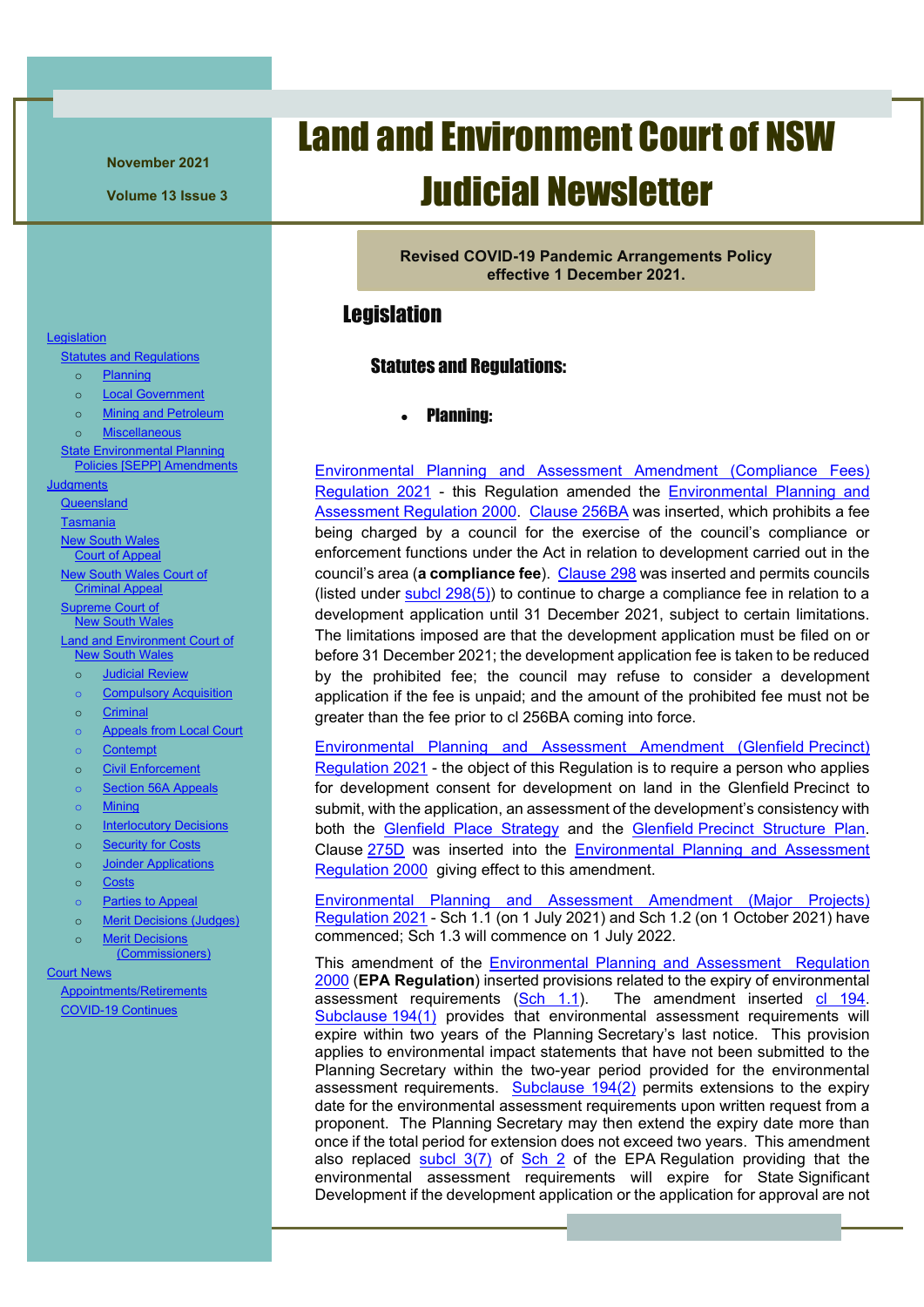November 2021

Volume 13 Issue 3

# Land and Environment Court of NSW Judicial Newsletter

**Revised COVID-19 Pandemic Arrangements Policy effective 1 December 2021.**

- Legislation
  - Statutes and Regulations
    - Planning
    - Local Government
    - Mining and Petroleum
    - Miscellaneous
  - State Environmental Planning Policies [SEPP] Amendments
- Judgments
  - Queensland
  - Tasmania
  - New South Wales Court of Appeal
  - New South Wales Court of Criminal Appeal
  - Supreme Court of New South Wales
  - Land and Environment Court of New South Wales
    - Judicial Review
    - Compulsory Acquisition
    - Criminal
    - Appeals from Local Court
    - Contempt
    - Civil Enforcement
    - Section 56A Appeals
    - Mining
    - Interlocutory Decisions
    - Security for Costs
    - Joinder Applications
    - Costs
    - Parties to Appeal
    - Merit Decisions (Judges)
    - Merit Decisions (Commissioners)
- Court News
  - Appointments/Retirements
  - COVID-19 Continues

## Legislation

### Statutes and Regulations:

- **Planning:**

Environmental Planning and Assessment Amendment (Compliance Fees) Regulation 2021 - this Regulation amended the Environmental Planning and Assessment Regulation 2000. Clause 256BA was inserted, which prohibits a fee being charged by a council for the exercise of the council's compliance or enforcement functions under the Act in relation to development carried out in the council's area (**a compliance fee**). Clause 298 was inserted and permits councils (listed under subcl 298(5)) to continue to charge a compliance fee in relation to a development application until 31 December 2021, subject to certain limitations. The limitations imposed are that the development application must be filed on or before 31 December 2021; the development application fee is taken to be reduced by the prohibited fee; the council may refuse to consider a development application if the fee is unpaid; and the amount of the prohibited fee must not be greater than the fee prior to cl 256BA coming into force.

Environmental Planning and Assessment Amendment (Glenfield Precinct) Regulation 2021 - the object of this Regulation is to require a person who applies for development consent for development on land in the Glenfield Precinct to submit, with the application, an assessment of the development's consistency with both the Glenfield Place Strategy and the Glenfield Precinct Structure Plan. Clause 275D was inserted into the Environmental Planning and Assessment Regulation 2000 giving effect to this amendment.

Environmental Planning and Assessment Amendment (Major Projects) Regulation 2021 - Sch 1.1 (on 1 July 2021) and Sch 1.2 (on 1 October 2021) have commenced; Sch 1.3 will commence on 1 July 2022.

This amendment of the Environmental Planning and Assessment Regulation 2000 (**EPA Regulation**) inserted provisions related to the expiry of environmental assessment requirements (Sch 1.1). The amendment inserted cl 194. Subclause 194(1) provides that environmental assessment requirements will expire within two years of the Planning Secretary's last notice. This provision applies to environmental impact statements that have not been submitted to the Planning Secretary within the two-year period provided for the environmental assessment requirements. Subclause 194(2) permits extensions to the expiry date for the environmental assessment requirements upon written request from a proponent. The Planning Secretary may then extend the expiry date more than once if the total period for extension does not exceed two years. This amendment also replaced subcl 3(7) of Sch 2 of the EPA Regulation providing that the environmental assessment requirements will expire for State Significant Development if the development application or the application for approval are not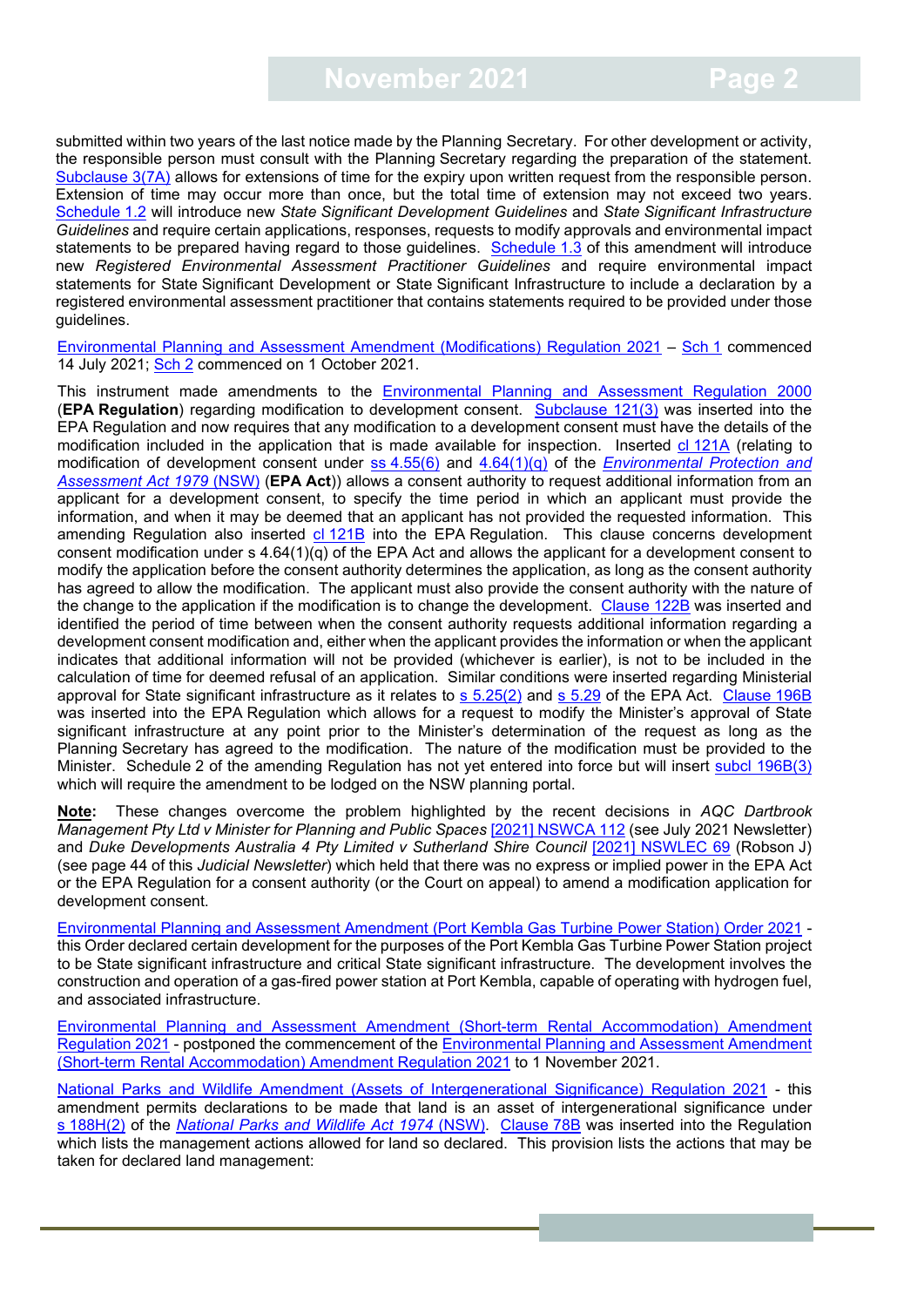submitted within two years of the last notice made by the Planning Secretary. For other development or activity, the responsible person must consult with the Planning Secretary regarding the preparation of the statement. Subclause 3(7A) allows for extensions of time for the expiry upon written request from the responsible person. Extension of time may occur more than once, but the total time of extension may not exceed two years. Schedule 1.2 will introduce new *State Significant Development Guidelines* and *State Significant Infrastructure Guidelines* and require certain applications, responses, requests to modify approvals and environmental impact statements to be prepared having regard to those guidelines. Schedule 1.3 of this amendment will introduce new *Registered Environmental Assessment Practitioner Guidelines* and require environmental impact statements for State Significant Development or State Significant Infrastructure to include a declaration by a registered environmental assessment practitioner that contains statements required to be provided under those guidelines.

Environmental Planning and Assessment Amendment (Modifications) Regulation 2021 – Sch 1 commenced 14 July 2021; Sch 2 commenced on 1 October 2021.

This instrument made amendments to the Environmental Planning and Assessment Regulation 2000 (**EPA Regulation**) regarding modification to development consent. Subclause 121(3) was inserted into the EPA Regulation and now requires that any modification to a development consent must have the details of the modification included in the application that is made available for inspection. Inserted cl 121A (relating to modification of development consent under ss 4.55(6) and 4.64(1)(q) of the *Environmental Protection and Assessment Act 1979* (NSW) (**EPA Act**)) allows a consent authority to request additional information from an applicant for a development consent, to specify the time period in which an applicant must provide the information, and when it may be deemed that an applicant has not provided the requested information. This amending Regulation also inserted cl 121B into the EPA Regulation. This clause concerns development consent modification under s 4.64(1)(q) of the EPA Act and allows the applicant for a development consent to modify the application before the consent authority determines the application, as long as the consent authority has agreed to allow the modification. The applicant must also provide the consent authority with the nature of the change to the application if the modification is to change the development. Clause 122B was inserted and identified the period of time between when the consent authority requests additional information regarding a development consent modification and, either when the applicant provides the information or when the applicant indicates that additional information will not be provided (whichever is earlier), is not to be included in the calculation of time for deemed refusal of an application. Similar conditions were inserted regarding Ministerial approval for State significant infrastructure as it relates to s 5.25(2) and s 5.29 of the EPA Act. Clause 196B was inserted into the EPA Regulation which allows for a request to modify the Minister's approval of State significant infrastructure at any point prior to the Minister's determination of the request as long as the Planning Secretary has agreed to the modification. The nature of the modification must be provided to the Minister. Schedule 2 of the amending Regulation has not yet entered into force but will insert subcl 196B(3) which will require the amendment to be lodged on the NSW planning portal.

**Note:** These changes overcome the problem highlighted by the recent decisions in *AQC Dartbrook Management Pty Ltd v Minister for Planning and Public Spaces* [2021] NSWCA 112 (see July 2021 Newsletter) and *Duke Developments Australia 4 Pty Limited v Sutherland Shire Council* [2021] NSWLEC 69 (Robson J) (see page 44 of this *Judicial Newsletter*) which held that there was no express or implied power in the EPA Act or the EPA Regulation for a consent authority (or the Court on appeal) to amend a modification application for development consent.

Environmental Planning and Assessment Amendment (Port Kembla Gas Turbine Power Station) Order 2021 - this Order declared certain development for the purposes of the Port Kembla Gas Turbine Power Station project to be State significant infrastructure and critical State significant infrastructure. The development involves the construction and operation of a gas-fired power station at Port Kembla, capable of operating with hydrogen fuel, and associated infrastructure.

Environmental Planning and Assessment Amendment (Short-term Rental Accommodation) Amendment Regulation 2021 - postponed the commencement of the Environmental Planning and Assessment Amendment (Short-term Rental Accommodation) Amendment Regulation 2021 to 1 November 2021.

National Parks and Wildlife Amendment (Assets of Intergenerational Significance) Regulation 2021 - this amendment permits declarations to be made that land is an asset of intergenerational significance under s 188H(2) of the *National Parks and Wildlife Act 1974* (NSW). Clause 78B was inserted into the Regulation which lists the management actions allowed for land so declared. This provision lists the actions that may be taken for declared land management: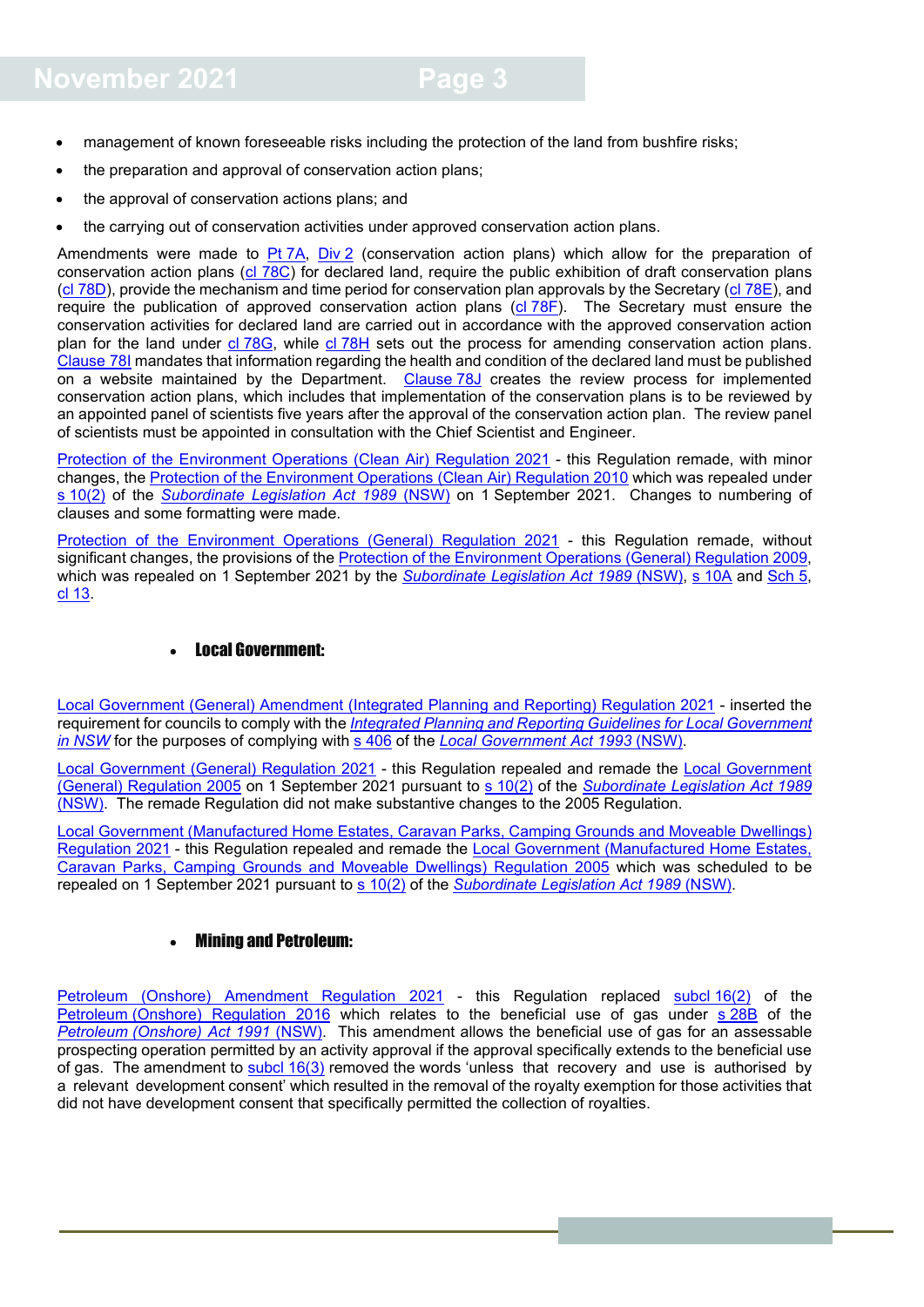- management of known foreseeable risks including the protection of the land from bushfire risks;
- the preparation and approval of conservation action plans;
- the approval of conservation actions plans; and
- the carrying out of conservation activities under approved conservation action plans.

Amendments were made to Pt 7A, Div 2 (conservation action plans) which allow for the preparation of conservation action plans (cl 78C) for declared land, require the public exhibition of draft conservation plans (cl 78D), provide the mechanism and time period for conservation plan approvals by the Secretary (cl 78E), and require the publication of approved conservation action plans (cl 78F). The Secretary must ensure the conservation activities for declared land are carried out in accordance with the approved conservation action plan for the land under cl 78G, while cl 78H sets out the process for amending conservation action plans. Clause 78I mandates that information regarding the health and condition of the declared land must be published on a website maintained by the Department. Clause 78J creates the review process for implemented conservation action plans, which includes that implementation of the conservation plans is to be reviewed by an appointed panel of scientists five years after the approval of the conservation action plan. The review panel of scientists must be appointed in consultation with the Chief Scientist and Engineer.

Protection of the Environment Operations (Clean Air) Regulation 2021 - this Regulation remade, with minor changes, the Protection of the Environment Operations (Clean Air) Regulation 2010 which was repealed under s 10(2) of the *Subordinate Legislation Act 1989* (NSW) on 1 September 2021. Changes to numbering of clauses and some formatting were made.

Protection of the Environment Operations (General) Regulation 2021 - this Regulation remade, without significant changes, the provisions of the Protection of the Environment Operations (General) Regulation 2009, which was repealed on 1 September 2021 by the *Subordinate Legislation Act 1989* (NSW), s 10A and Sch 5, cl 13.

- **Local Government:**

Local Government (General) Amendment (Integrated Planning and Reporting) Regulation 2021 - inserted the requirement for councils to comply with the *Integrated Planning and Reporting Guidelines for Local Government in NSW* for the purposes of complying with s 406 of the *Local Government Act 1993* (NSW).

Local Government (General) Regulation 2021 - this Regulation repealed and remade the Local Government (General) Regulation 2005 on 1 September 2021 pursuant to s 10(2) of the *Subordinate Legislation Act 1989* (NSW). The remade Regulation did not make substantive changes to the 2005 Regulation.

Local Government (Manufactured Home Estates, Caravan Parks, Camping Grounds and Moveable Dwellings) Regulation 2021 - this Regulation repealed and remade the Local Government (Manufactured Home Estates, Caravan Parks, Camping Grounds and Moveable Dwellings) Regulation 2005 which was scheduled to be repealed on 1 September 2021 pursuant to s 10(2) of the *Subordinate Legislation Act 1989* (NSW).

- **Mining and Petroleum:**

Petroleum (Onshore) Amendment Regulation 2021 - this Regulation replaced subcl 16(2) of the Petroleum (Onshore) Regulation 2016 which relates to the beneficial use of gas under s 28B of the *Petroleum (Onshore) Act 1991* (NSW). This amendment allows the beneficial use of gas for an assessable prospecting operation permitted by an activity approval if the approval specifically extends to the beneficial use of gas. The amendment to subcl 16(3) removed the words 'unless that recovery and use is authorised by a relevant development consent' which resulted in the removal of the royalty exemption for those activities that did not have development consent that specifically permitted the collection of royalties.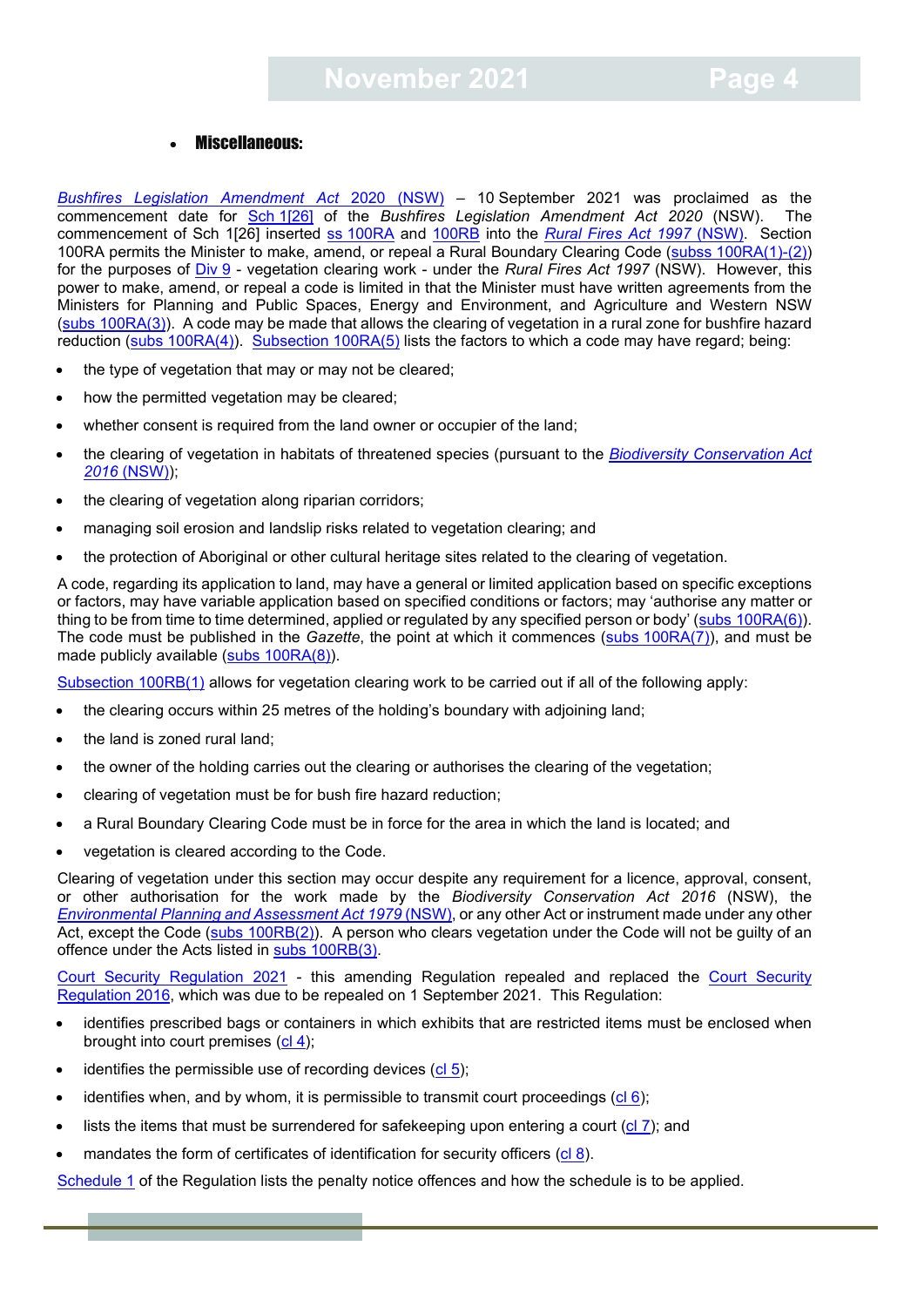- **Miscellaneous:**

*Bushfires Legislation Amendment Act 2020 (NSW)* – 10 September 2021 was proclaimed as the commencement date for Sch 1[26] of the *Bushfires Legislation Amendment Act 2020* (NSW). The commencement of Sch 1[26] inserted ss 100RA and 100RB into the *Rural Fires Act 1997* (NSW). Section 100RA permits the Minister to make, amend, or repeal a Rural Boundary Clearing Code (subss 100RA(1)-(2)) for the purposes of Div 9 - vegetation clearing work - under the *Rural Fires Act 1997* (NSW). However, this power to make, amend, or repeal a code is limited in that the Minister must have written agreements from the Ministers for Planning and Public Spaces, Energy and Environment, and Agriculture and Western NSW (subs 100RA(3)). A code may be made that allows the clearing of vegetation in a rural zone for bushfire hazard reduction (subs 100RA(4)). Subsection 100RA(5) lists the factors to which a code may have regard; being:

- the type of vegetation that may or may not be cleared;
- how the permitted vegetation may be cleared;
- whether consent is required from the land owner or occupier of the land;
- the clearing of vegetation in habitats of threatened species (pursuant to the *Biodiversity Conservation Act 2016* (NSW));
- the clearing of vegetation along riparian corridors;
- managing soil erosion and landslip risks related to vegetation clearing; and
- the protection of Aboriginal or other cultural heritage sites related to the clearing of vegetation.

A code, regarding its application to land, may have a general or limited application based on specific exceptions or factors, may have variable application based on specified conditions or factors; may 'authorise any matter or thing to be from time to time determined, applied or regulated by any specified person or body' (subs 100RA(6)). The code must be published in the *Gazette*, the point at which it commences (subs 100RA(7)), and must be made publicly available (subs 100RA(8)).

Subsection 100RB(1) allows for vegetation clearing work to be carried out if all of the following apply:

- the clearing occurs within 25 metres of the holding's boundary with adjoining land;
- the land is zoned rural land;
- the owner of the holding carries out the clearing or authorises the clearing of the vegetation;
- clearing of vegetation must be for bush fire hazard reduction;
- a Rural Boundary Clearing Code must be in force for the area in which the land is located; and
- vegetation is cleared according to the Code.

Clearing of vegetation under this section may occur despite any requirement for a licence, approval, consent, or other authorisation for the work made by the *Biodiversity Conservation Act 2016* (NSW), the *Environmental Planning and Assessment Act 1979* (NSW), or any other Act or instrument made under any other Act, except the Code (subs 100RB(2)). A person who clears vegetation under the Code will not be guilty of an offence under the Acts listed in subs 100RB(3).

Court Security Regulation 2021 - this amending Regulation repealed and replaced the Court Security Regulation 2016, which was due to be repealed on 1 September 2021. This Regulation:

- identifies prescribed bags or containers in which exhibits that are restricted items must be enclosed when brought into court premises (cl 4);
- identifies the permissible use of recording devices (cl 5);
- identifies when, and by whom, it is permissible to transmit court proceedings (cl 6);
- lists the items that must be surrendered for safekeeping upon entering a court (cl 7); and
- mandates the form of certificates of identification for security officers (cl 8).

Schedule 1 of the Regulation lists the penalty notice offences and how the schedule is to be applied.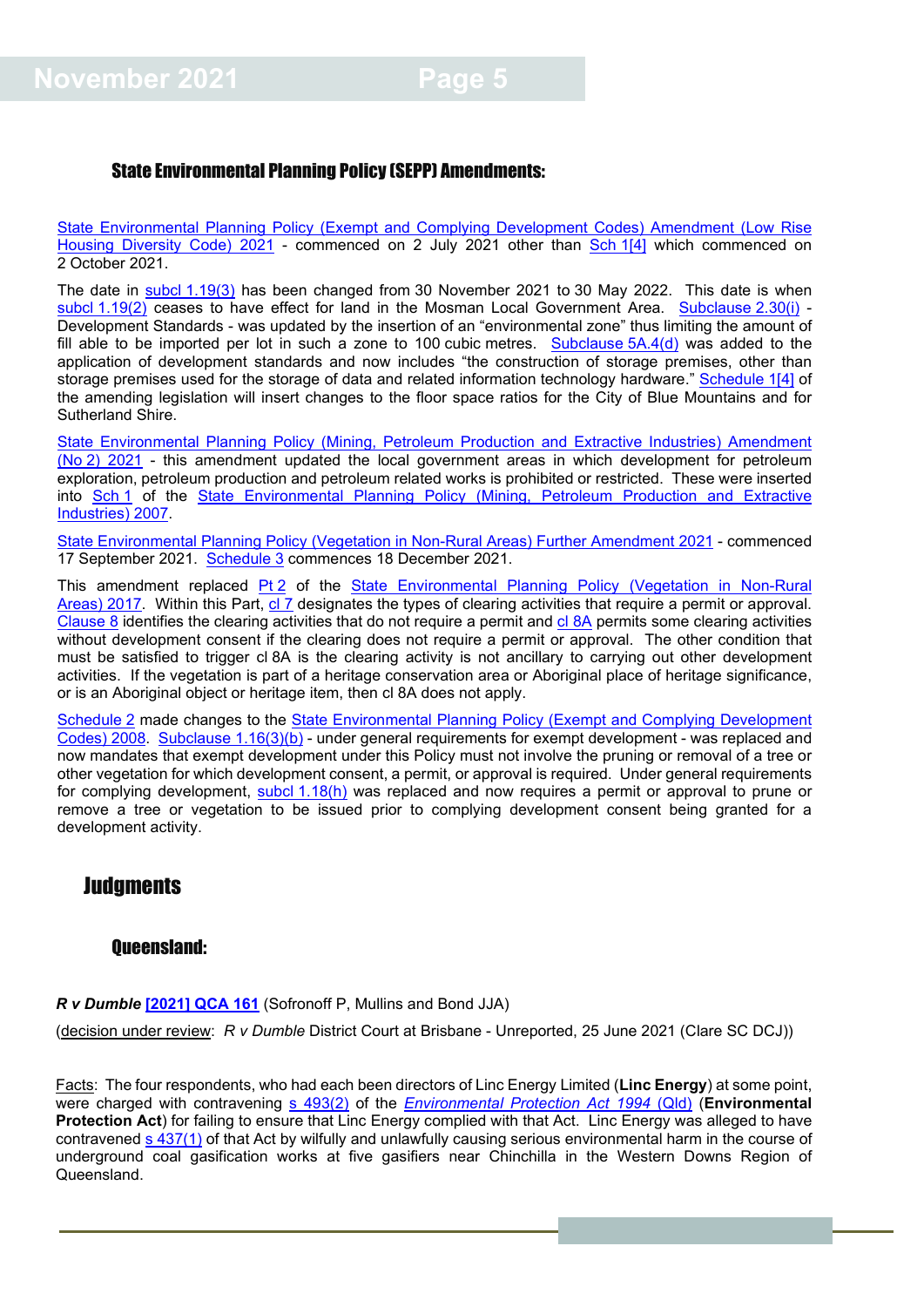### State Environmental Planning Policy (SEPP) Amendments:

State Environmental Planning Policy (Exempt and Complying Development Codes) Amendment (Low Rise Housing Diversity Code) 2021 - commenced on 2 July 2021 other than Sch 1[4] which commenced on 2 October 2021.

The date in subcl 1.19(3) has been changed from 30 November 2021 to 30 May 2022. This date is when subcl 1.19(2) ceases to have effect for land in the Mosman Local Government Area. Subclause 2.30(i) - Development Standards - was updated by the insertion of an "environmental zone" thus limiting the amount of fill able to be imported per lot in such a zone to 100 cubic metres. Subclause 5A.4(d) was added to the application of development standards and now includes "the construction of storage premises, other than storage premises used for the storage of data and related information technology hardware." Schedule 1[4] of the amending legislation will insert changes to the floor space ratios for the City of Blue Mountains and for Sutherland Shire.

State Environmental Planning Policy (Mining, Petroleum Production and Extractive Industries) Amendment (No 2) 2021 - this amendment updated the local government areas in which development for petroleum exploration, petroleum production and petroleum related works is prohibited or restricted. These were inserted into Sch 1 of the State Environmental Planning Policy (Mining, Petroleum Production and Extractive Industries) 2007.

State Environmental Planning Policy (Vegetation in Non-Rural Areas) Further Amendment 2021 - commenced 17 September 2021. Schedule 3 commences 18 December 2021.

This amendment replaced Pt 2 of the State Environmental Planning Policy (Vegetation in Non-Rural Areas) 2017. Within this Part, cl 7 designates the types of clearing activities that require a permit or approval. Clause 8 identifies the clearing activities that do not require a permit and cl 8A permits some clearing activities without development consent if the clearing does not require a permit or approval. The other condition that must be satisfied to trigger cl 8A is the clearing activity is not ancillary to carrying out other development activities. If the vegetation is part of a heritage conservation area or Aboriginal place of heritage significance, or is an Aboriginal object or heritage item, then cl 8A does not apply.

Schedule 2 made changes to the State Environmental Planning Policy (Exempt and Complying Development Codes) 2008. Subclause 1.16(3)(b) - under general requirements for exempt development - was replaced and now mandates that exempt development under this Policy must not involve the pruning or removal of a tree or other vegetation for which development consent, a permit, or approval is required. Under general requirements for complying development, subcl 1.18(h) was replaced and now requires a permit or approval to prune or remove a tree or vegetation to be issued prior to complying development consent being granted for a development activity.

## Judgments

### Queensland:

***R v Dumble*** **[2021] QCA 161** (Sofronoff P, Mullins and Bond JJA)

(decision under review: *R v Dumble* District Court at Brisbane - Unreported, 25 June 2021 (Clare SC DCJ))

Facts: The four respondents, who had each been directors of Linc Energy Limited (**Linc Energy**) at some point, were charged with contravening s 493(2) of the *Environmental Protection Act 1994* (Qld) (**Environmental Protection Act**) for failing to ensure that Linc Energy complied with that Act. Linc Energy was alleged to have contravened s 437(1) of that Act by wilfully and unlawfully causing serious environmental harm in the course of underground coal gasification works at five gasifiers near Chinchilla in the Western Downs Region of Queensland.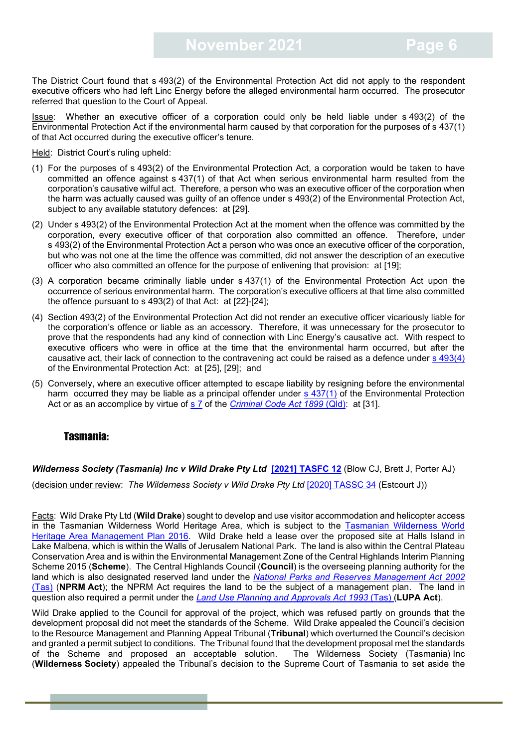The District Court found that s 493(2) of the Environmental Protection Act did not apply to the respondent executive officers who had left Linc Energy before the alleged environmental harm occurred. The prosecutor referred that question to the Court of Appeal.

Issue: Whether an executive officer of a corporation could only be held liable under s 493(2) of the Environmental Protection Act if the environmental harm caused by that corporation for the purposes of s 437(1) of that Act occurred during the executive officer's tenure.

Held: District Court's ruling upheld:

(1) For the purposes of s 493(2) of the Environmental Protection Act, a corporation would be taken to have committed an offence against s 437(1) of that Act when serious environmental harm resulted from the corporation's causative wilful act. Therefore, a person who was an executive officer of the corporation when the harm was actually caused was guilty of an offence under s 493(2) of the Environmental Protection Act, subject to any available statutory defences: at [29].

(2) Under s 493(2) of the Environmental Protection Act at the moment when the offence was committed by the corporation, every executive officer of that corporation also committed an offence. Therefore, under s 493(2) of the Environmental Protection Act a person who was once an executive officer of the corporation, but who was not one at the time the offence was committed, did not answer the description of an executive officer who also committed an offence for the purpose of enlivening that provision: at [19];

(3) A corporation became criminally liable under s 437(1) of the Environmental Protection Act upon the occurrence of serious environmental harm. The corporation's executive officers at that time also committed the offence pursuant to s 493(2) of that Act: at [22]-[24];

(4) Section 493(2) of the Environmental Protection Act did not render an executive officer vicariously liable for the corporation's offence or liable as an accessory. Therefore, it was unnecessary for the prosecutor to prove that the respondents had any kind of connection with Linc Energy's causative act. With respect to executive officers who were in office at the time that the environmental harm occurred, but after the causative act, their lack of connection to the contravening act could be raised as a defence under s 493(4) of the Environmental Protection Act: at [25], [29]; and

(5) Conversely, where an executive officer attempted to escape liability by resigning before the environmental harm occurred they may be liable as a principal offender under s 437(1) of the Environmental Protection Act or as an accomplice by virtue of s 7 of the *Criminal Code Act 1899* (Qld): at [31].

## Tasmania:

***Wilderness Society (Tasmania) Inc v Wild Drake Pty Ltd*** **[2021] TASFC 12** (Blow CJ, Brett J, Porter AJ)

(decision under review: *The Wilderness Society v Wild Drake Pty Ltd* [2020] TASSC 34 (Estcourt J))

Facts: Wild Drake Pty Ltd (**Wild Drake**) sought to develop and use visitor accommodation and helicopter access in the Tasmanian Wilderness World Heritage Area, which is subject to the Tasmanian Wilderness World Heritage Area Management Plan 2016. Wild Drake held a lease over the proposed site at Halls Island in Lake Malbena, which is within the Walls of Jerusalem National Park. The land is also within the Central Plateau Conservation Area and is within the Environmental Management Zone of the Central Highlands Interim Planning Scheme 2015 (**Scheme**). The Central Highlands Council (**Council**) is the overseeing planning authority for the land which is also designated reserved land under the *National Parks and Reserves Management Act 2002* (Tas) (**NPRM Act**); the NPRM Act requires the land to be the subject of a management plan. The land in question also required a permit under the *Land Use Planning and Approvals Act 1993* (Tas) (**LUPA Act**).

Wild Drake applied to the Council for approval of the project, which was refused partly on grounds that the development proposal did not meet the standards of the Scheme. Wild Drake appealed the Council's decision to the Resource Management and Planning Appeal Tribunal (**Tribunal**) which overturned the Council's decision and granted a permit subject to conditions. The Tribunal found that the development proposal met the standards of the Scheme and proposed an acceptable solution. The Wilderness Society (Tasmania) Inc (**Wilderness Society**) appealed the Tribunal's decision to the Supreme Court of Tasmania to set aside the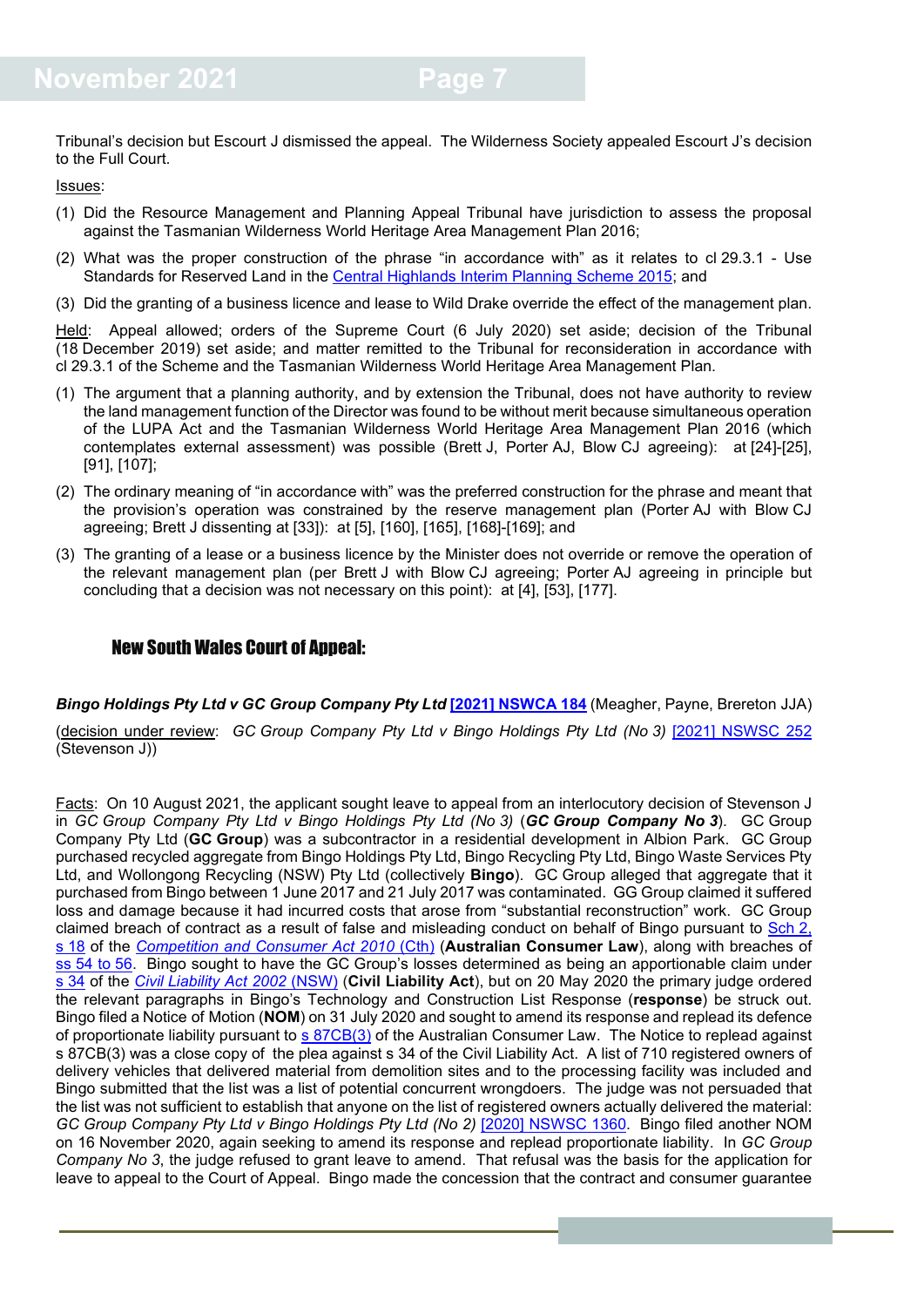Tribunal's decision but Escourt J dismissed the appeal. The Wilderness Society appealed Escourt J's decision to the Full Court.

Issues:

(1) Did the Resource Management and Planning Appeal Tribunal have jurisdiction to assess the proposal against the Tasmanian Wilderness World Heritage Area Management Plan 2016;

(2) What was the proper construction of the phrase "in accordance with" as it relates to cl 29.3.1 - Use Standards for Reserved Land in the Central Highlands Interim Planning Scheme 2015; and

(3) Did the granting of a business licence and lease to Wild Drake override the effect of the management plan.

Held: Appeal allowed; orders of the Supreme Court (6 July 2020) set aside; decision of the Tribunal (18 December 2019) set aside; and matter remitted to the Tribunal for reconsideration in accordance with cl 29.3.1 of the Scheme and the Tasmanian Wilderness World Heritage Area Management Plan.

(1) The argument that a planning authority, and by extension the Tribunal, does not have authority to review the land management function of the Director was found to be without merit because simultaneous operation of the LUPA Act and the Tasmanian Wilderness World Heritage Area Management Plan 2016 (which contemplates external assessment) was possible (Brett J, Porter AJ, Blow CJ agreeing): at [24]-[25], [91], [107];

(2) The ordinary meaning of "in accordance with" was the preferred construction for the phrase and meant that the provision's operation was constrained by the reserve management plan (Porter AJ with Blow CJ agreeing; Brett J dissenting at [33]): at [5], [160], [165], [168]-[169]; and

(3) The granting of a lease or a business licence by the Minister does not override or remove the operation of the relevant management plan (per Brett J with Blow CJ agreeing; Porter AJ agreeing in principle but concluding that a decision was not necessary on this point): at [4], [53], [177].

## New South Wales Court of Appeal:

***Bingo Holdings Pty Ltd v GC Group Company Pty Ltd* [2021] NSWCA 184** (Meagher, Payne, Brereton JJA)

(decision under review: *GC Group Company Pty Ltd v Bingo Holdings Pty Ltd (No 3)* [2021] NSWSC 252 (Stevenson J))

Facts: On 10 August 2021, the applicant sought leave to appeal from an interlocutory decision of Stevenson J in *GC Group Company Pty Ltd v Bingo Holdings Pty Ltd (No 3)* (***GC Group Company No 3***). GC Group Company Pty Ltd (**GC Group**) was a subcontractor in a residential development in Albion Park. GC Group purchased recycled aggregate from Bingo Holdings Pty Ltd, Bingo Recycling Pty Ltd, Bingo Waste Services Pty Ltd, and Wollongong Recycling (NSW) Pty Ltd (collectively **Bingo**). GC Group alleged that aggregate that it purchased from Bingo between 1 June 2017 and 21 July 2017 was contaminated. GG Group claimed it suffered loss and damage because it had incurred costs that arose from "substantial reconstruction" work. GC Group claimed breach of contract as a result of false and misleading conduct on behalf of Bingo pursuant to Sch 2, s 18 of the *Competition and Consumer Act 2010* (Cth) (**Australian Consumer Law**), along with breaches of ss 54 to 56. Bingo sought to have the GC Group's losses determined as being an apportionable claim under s 34 of the *Civil Liability Act 2002* (NSW) (**Civil Liability Act**), but on 20 May 2020 the primary judge ordered the relevant paragraphs in Bingo's Technology and Construction List Response (**response**) be struck out. Bingo filed a Notice of Motion (**NOM**) on 31 July 2020 and sought to amend its response and replead its defence of proportionate liability pursuant to s 87CB(3) of the Australian Consumer Law. The Notice to replead against s 87CB(3) was a close copy of the plea against s 34 of the Civil Liability Act. A list of 710 registered owners of delivery vehicles that delivered material from demolition sites and to the processing facility was included and Bingo submitted that the list was a list of potential concurrent wrongdoers. The judge was not persuaded that the list was not sufficient to establish that anyone on the list of registered owners actually delivered the material: *GC Group Company Pty Ltd v Bingo Holdings Pty Ltd (No 2)* [2020] NSWSC 1360. Bingo filed another NOM on 16 November 2020, again seeking to amend its response and replead proportionate liability. In *GC Group Company No 3*, the judge refused to grant leave to amend. That refusal was the basis for the application for leave to appeal to the Court of Appeal. Bingo made the concession that the contract and consumer guarantee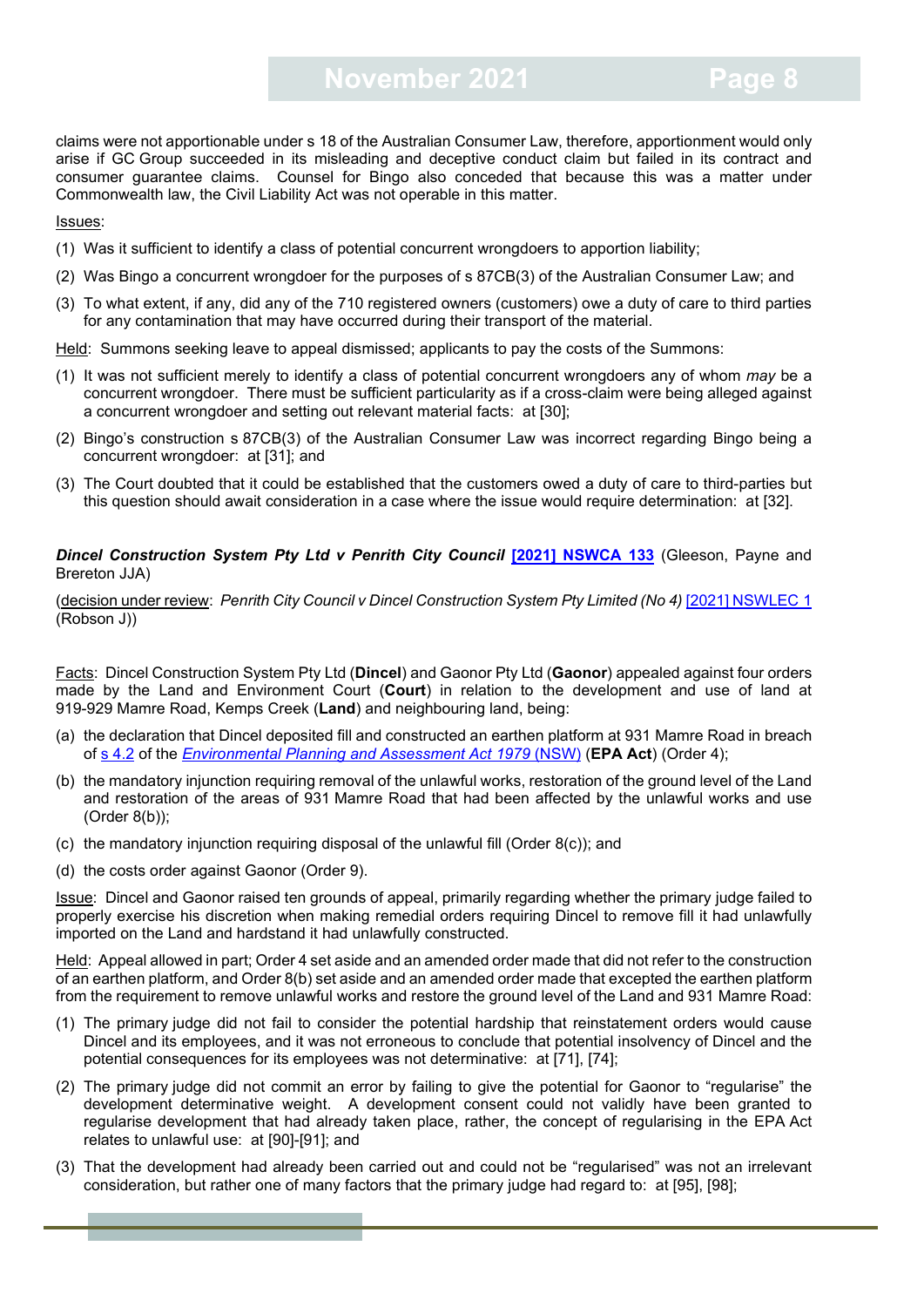claims were not apportionable under s 18 of the Australian Consumer Law, therefore, apportionment would only arise if GC Group succeeded in its misleading and deceptive conduct claim but failed in its contract and consumer guarantee claims. Counsel for Bingo also conceded that because this was a matter under Commonwealth law, the Civil Liability Act was not operable in this matter.

Issues:

(1) Was it sufficient to identify a class of potential concurrent wrongdoers to apportion liability;

(2) Was Bingo a concurrent wrongdoer for the purposes of s 87CB(3) of the Australian Consumer Law; and

(3) To what extent, if any, did any of the 710 registered owners (customers) owe a duty of care to third parties for any contamination that may have occurred during their transport of the material.

Held: Summons seeking leave to appeal dismissed; applicants to pay the costs of the Summons:

(1) It was not sufficient merely to identify a class of potential concurrent wrongdoers any of whom *may* be a concurrent wrongdoer. There must be sufficient particularity as if a cross-claim were being alleged against a concurrent wrongdoer and setting out relevant material facts: at [30];

(2) Bingo's construction s 87CB(3) of the Australian Consumer Law was incorrect regarding Bingo being a concurrent wrongdoer: at [31]; and

(3) The Court doubted that it could be established that the customers owed a duty of care to third-parties but this question should await consideration in a case where the issue would require determination: at [32].

***Dincel Construction System Pty Ltd v Penrith City Council*** **[2021] NSWCA 133** (Gleeson, Payne and Brereton JJA)

(decision under review: *Penrith City Council v Dincel Construction System Pty Limited (No 4)* [2021] NSWLEC 1 (Robson J))

Facts: Dincel Construction System Pty Ltd (**Dincel**) and Gaonor Pty Ltd (**Gaonor**) appealed against four orders made by the Land and Environment Court (**Court**) in relation to the development and use of land at 919-929 Mamre Road, Kemps Creek (**Land**) and neighbouring land, being:

(a) the declaration that Dincel deposited fill and constructed an earthen platform at 931 Mamre Road in breach of s 4.2 of the *Environmental Planning and Assessment Act 1979* (NSW) (**EPA Act**) (Order 4);

(b) the mandatory injunction requiring removal of the unlawful works, restoration of the ground level of the Land and restoration of the areas of 931 Mamre Road that had been affected by the unlawful works and use (Order 8(b));

(c) the mandatory injunction requiring disposal of the unlawful fill (Order 8(c)); and

(d) the costs order against Gaonor (Order 9).

Issue: Dincel and Gaonor raised ten grounds of appeal, primarily regarding whether the primary judge failed to properly exercise his discretion when making remedial orders requiring Dincel to remove fill it had unlawfully imported on the Land and hardstand it had unlawfully constructed.

Held: Appeal allowed in part; Order 4 set aside and an amended order made that did not refer to the construction of an earthen platform, and Order 8(b) set aside and an amended order made that excepted the earthen platform from the requirement to remove unlawful works and restore the ground level of the Land and 931 Mamre Road:

(1) The primary judge did not fail to consider the potential hardship that reinstatement orders would cause Dincel and its employees, and it was not erroneous to conclude that potential insolvency of Dincel and the potential consequences for its employees was not determinative: at [71], [74];

(2) The primary judge did not commit an error by failing to give the potential for Gaonor to "regularise" the development determinative weight. A development consent could not validly have been granted to regularise development that had already taken place, rather, the concept of regularising in the EPA Act relates to unlawful use: at [90]-[91]; and

(3) That the development had already been carried out and could not be "regularised" was not an irrelevant consideration, but rather one of many factors that the primary judge had regard to: at [95], [98];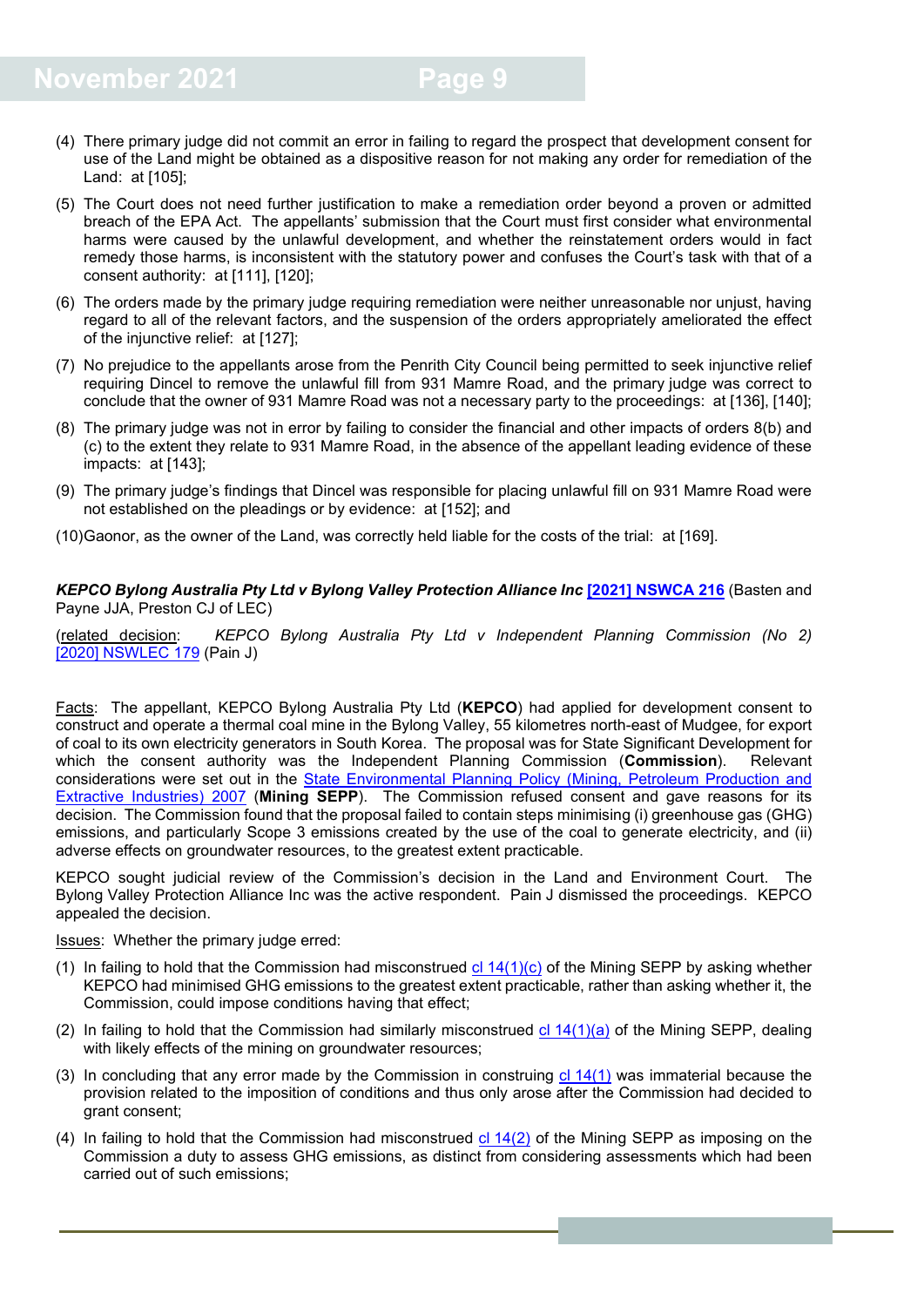(4) There primary judge did not commit an error in failing to regard the prospect that development consent for use of the Land might be obtained as a dispositive reason for not making any order for remediation of the Land: at [105];

(5) The Court does not need further justification to make a remediation order beyond a proven or admitted breach of the EPA Act. The appellants' submission that the Court must first consider what environmental harms were caused by the unlawful development, and whether the reinstatement orders would in fact remedy those harms, is inconsistent with the statutory power and confuses the Court's task with that of a consent authority: at [111], [120];

(6) The orders made by the primary judge requiring remediation were neither unreasonable nor unjust, having regard to all of the relevant factors, and the suspension of the orders appropriately ameliorated the effect of the injunctive relief: at [127];

(7) No prejudice to the appellants arose from the Penrith City Council being permitted to seek injunctive relief requiring Dincel to remove the unlawful fill from 931 Mamre Road, and the primary judge was correct to conclude that the owner of 931 Mamre Road was not a necessary party to the proceedings: at [136], [140];

(8) The primary judge was not in error by failing to consider the financial and other impacts of orders 8(b) and (c) to the extent they relate to 931 Mamre Road, in the absence of the appellant leading evidence of these impacts: at [143];

(9) The primary judge's findings that Dincel was responsible for placing unlawful fill on 931 Mamre Road were not established on the pleadings or by evidence: at [152]; and

(10) Gaonor, as the owner of the Land, was correctly held liable for the costs of the trial: at [169].

***KEPCO Bylong Australia Pty Ltd v Bylong Valley Protection Alliance Inc* [[2021] NSWCA 216]** (Basten and Payne JJA, Preston CJ of LEC)

(related decision: *KEPCO Bylong Australia Pty Ltd v Independent Planning Commission (No 2)* [2020] NSWLEC 179 (Pain J)

Facts: The appellant, KEPCO Bylong Australia Pty Ltd (**KEPCO**) had applied for development consent to construct and operate a thermal coal mine in the Bylong Valley, 55 kilometres north-east of Mudgee, for export of coal to its own electricity generators in South Korea. The proposal was for State Significant Development for which the consent authority was the Independent Planning Commission (**Commission**). Relevant considerations were set out in the State Environmental Planning Policy (Mining, Petroleum Production and Extractive Industries) 2007 (**Mining SEPP**). The Commission refused consent and gave reasons for its decision. The Commission found that the proposal failed to contain steps minimising (i) greenhouse gas (GHG) emissions, and particularly Scope 3 emissions created by the use of the coal to generate electricity, and (ii) adverse effects on groundwater resources, to the greatest extent practicable.

KEPCO sought judicial review of the Commission's decision in the Land and Environment Court. The Bylong Valley Protection Alliance Inc was the active respondent. Pain J dismissed the proceedings. KEPCO appealed the decision.

Issues: Whether the primary judge erred:

(1) In failing to hold that the Commission had misconstrued cl 14(1)(c) of the Mining SEPP by asking whether KEPCO had minimised GHG emissions to the greatest extent practicable, rather than asking whether it, the Commission, could impose conditions having that effect;

(2) In failing to hold that the Commission had similarly misconstrued cl 14(1)(a) of the Mining SEPP, dealing with likely effects of the mining on groundwater resources;

(3) In concluding that any error made by the Commission in construing cl 14(1) was immaterial because the provision related to the imposition of conditions and thus only arose after the Commission had decided to grant consent;

(4) In failing to hold that the Commission had misconstrued cl 14(2) of the Mining SEPP as imposing on the Commission a duty to assess GHG emissions, as distinct from considering assessments which had been carried out of such emissions;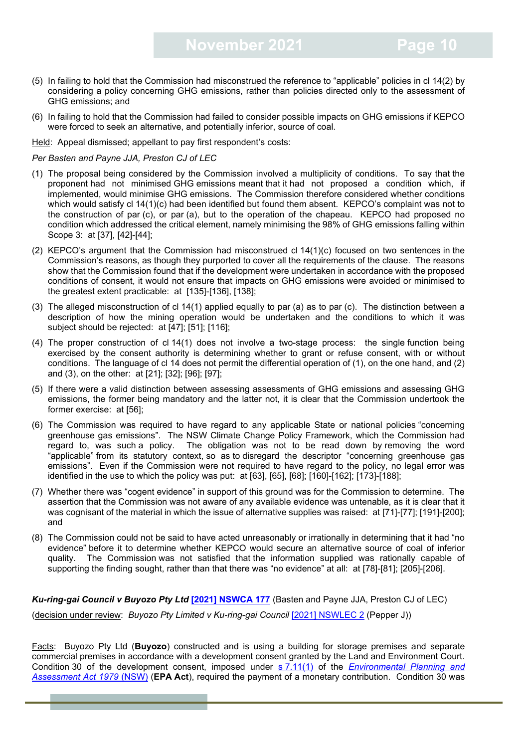(5) In failing to hold that the Commission had misconstrued the reference to "applicable" policies in cl 14(2) by considering a policy concerning GHG emissions, rather than policies directed only to the assessment of GHG emissions; and

(6) In failing to hold that the Commission had failed to consider possible impacts on GHG emissions if KEPCO were forced to seek an alternative, and potentially inferior, source of coal.

Held: Appeal dismissed; appellant to pay first respondent's costs:

*Per Basten and Payne JJA, Preston CJ of LEC*

(1) The proposal being considered by the Commission involved a multiplicity of conditions. To say that the proponent had not minimised GHG emissions meant that it had not proposed a condition which, if implemented, would minimise GHG emissions. The Commission therefore considered whether conditions which would satisfy cl 14(1)(c) had been identified but found them absent. KEPCO's complaint was not to the construction of par (c), or par (a), but to the operation of the chapeau. KEPCO had proposed no condition which addressed the critical element, namely minimising the 98% of GHG emissions falling within Scope 3: at [37], [42]-[44];

(2) KEPCO's argument that the Commission had misconstrued cl 14(1)(c) focused on two sentences in the Commission's reasons, as though they purported to cover all the requirements of the clause. The reasons show that the Commission found that if the development were undertaken in accordance with the proposed conditions of consent, it would not ensure that impacts on GHG emissions were avoided or minimised to the greatest extent practicable: at [135]-[136], [138];

(3) The alleged misconstruction of cl 14(1) applied equally to par (a) as to par (c). The distinction between a description of how the mining operation would be undertaken and the conditions to which it was subject should be rejected: at [47]; [51]; [116];

(4) The proper construction of cl 14(1) does not involve a two-stage process: the single function being exercised by the consent authority is determining whether to grant or refuse consent, with or without conditions. The language of cl 14 does not permit the differential operation of (1), on the one hand, and (2) and (3), on the other: at [21]; [32]; [96]; [97];

(5) If there were a valid distinction between assessing assessments of GHG emissions and assessing GHG emissions, the former being mandatory and the latter not, it is clear that the Commission undertook the former exercise: at [56];

(6) The Commission was required to have regard to any applicable State or national policies "concerning greenhouse gas emissions". The NSW Climate Change Policy Framework, which the Commission had regard to, was such a policy. The obligation was not to be read down by removing the word "applicable" from its statutory context, so as to disregard the descriptor "concerning greenhouse gas emissions". Even if the Commission were not required to have regard to the policy, no legal error was identified in the use to which the policy was put: at [63], [65], [68]; [160]-[162]; [173]-[188];

(7) Whether there was "cogent evidence" in support of this ground was for the Commission to determine. The assertion that the Commission was not aware of any available evidence was untenable, as it is clear that it was cognisant of the material in which the issue of alternative supplies was raised: at [71]-[77]; [191]-[200]; and

(8) The Commission could not be said to have acted unreasonably or irrationally in determining that it had "no evidence" before it to determine whether KEPCO would secure an alternative source of coal of inferior quality. The Commission was not satisfied that the information supplied was rationally capable of supporting the finding sought, rather than that there was "no evidence" at all: at [78]-[81]; [205]-[206].

***Ku-ring-gai Council v Buyozo Pty Ltd* [2021] NSWCA 177** (Basten and Payne JJA, Preston CJ of LEC)

(decision under review: *Buyozo Pty Limited v Ku-ring-gai Council* [2021] NSWLEC 2 (Pepper J))

Facts: Buyozo Pty Ltd (**Buyozo**) constructed and is using a building for storage premises and separate commercial premises in accordance with a development consent granted by the Land and Environment Court. Condition 30 of the development consent, imposed under s 7.11(1) of the *Environmental Planning and Assessment Act 1979* (NSW) (**EPA Act**), required the payment of a monetary contribution. Condition 30 was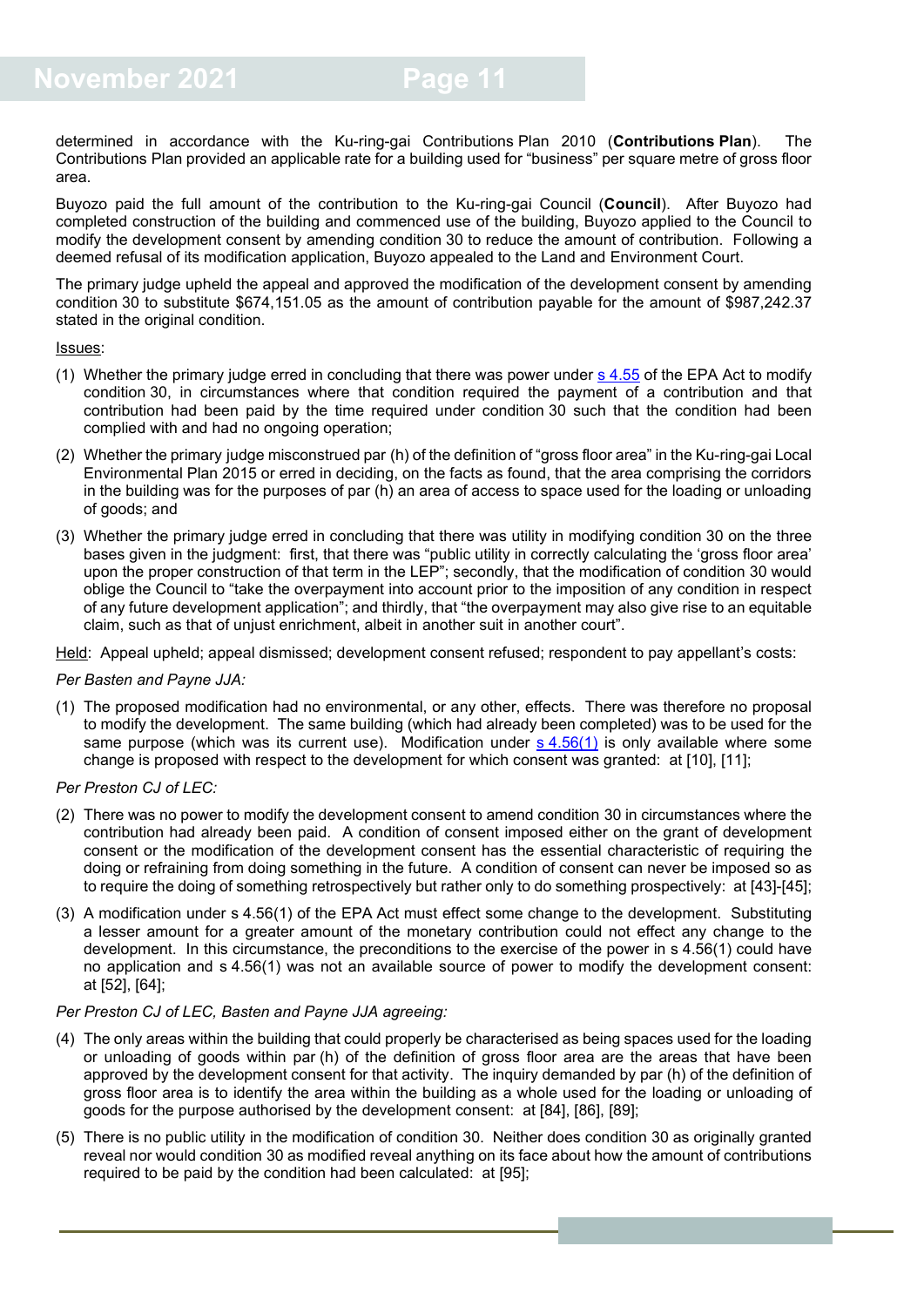determined in accordance with the Ku-ring-gai Contributions Plan 2010 (**Contributions Plan**). The Contributions Plan provided an applicable rate for a building used for "business" per square metre of gross floor area.

Buyozo paid the full amount of the contribution to the Ku-ring-gai Council (**Council**). After Buyozo had completed construction of the building and commenced use of the building, Buyozo applied to the Council to modify the development consent by amending condition 30 to reduce the amount of contribution. Following a deemed refusal of its modification application, Buyozo appealed to the Land and Environment Court.

The primary judge upheld the appeal and approved the modification of the development consent by amending condition 30 to substitute $674,151.05 as the amount of contribution payable for the amount of $987,242.37 stated in the original condition.

Issues:

(1) Whether the primary judge erred in concluding that there was power under s 4.55 of the EPA Act to modify condition 30, in circumstances where that condition required the payment of a contribution and that contribution had been paid by the time required under condition 30 such that the condition had been complied with and had no ongoing operation;

(2) Whether the primary judge misconstrued par (h) of the definition of "gross floor area" in the Ku-ring-gai Local Environmental Plan 2015 or erred in deciding, on the facts as found, that the area comprising the corridors in the building was for the purposes of par (h) an area of access to space used for the loading or unloading of goods; and

(3) Whether the primary judge erred in concluding that there was utility in modifying condition 30 on the three bases given in the judgment: first, that there was "public utility in correctly calculating the 'gross floor area' upon the proper construction of that term in the LEP"; secondly, that the modification of condition 30 would oblige the Council to "take the overpayment into account prior to the imposition of any condition in respect of any future development application"; and thirdly, that "the overpayment may also give rise to an equitable claim, such as that of unjust enrichment, albeit in another suit in another court".

Held: Appeal upheld; appeal dismissed; development consent refused; respondent to pay appellant's costs:

*Per Basten and Payne JJA:*

(1) The proposed modification had no environmental, or any other, effects. There was therefore no proposal to modify the development. The same building (which had already been completed) was to be used for the same purpose (which was its current use). Modification under s 4.56(1) is only available where some change is proposed with respect to the development for which consent was granted: at [10], [11];

*Per Preston CJ of LEC:*

(2) There was no power to modify the development consent to amend condition 30 in circumstances where the contribution had already been paid. A condition of consent imposed either on the grant of development consent or the modification of the development consent has the essential characteristic of requiring the doing or refraining from doing something in the future. A condition of consent can never be imposed so as to require the doing of something retrospectively but rather only to do something prospectively: at [43]-[45];

(3) A modification under s 4.56(1) of the EPA Act must effect some change to the development. Substituting a lesser amount for a greater amount of the monetary contribution could not effect any change to the development. In this circumstance, the preconditions to the exercise of the power in s 4.56(1) could have no application and s 4.56(1) was not an available source of power to modify the development consent: at [52], [64];

*Per Preston CJ of LEC, Basten and Payne JJA agreeing:*

(4) The only areas within the building that could properly be characterised as being spaces used for the loading or unloading of goods within par (h) of the definition of gross floor area are the areas that have been approved by the development consent for that activity. The inquiry demanded by par (h) of the definition of gross floor area is to identify the area within the building as a whole used for the loading or unloading of goods for the purpose authorised by the development consent: at [84], [86], [89];

(5) There is no public utility in the modification of condition 30. Neither does condition 30 as originally granted reveal nor would condition 30 as modified reveal anything on its face about how the amount of contributions required to be paid by the condition had been calculated: at [95];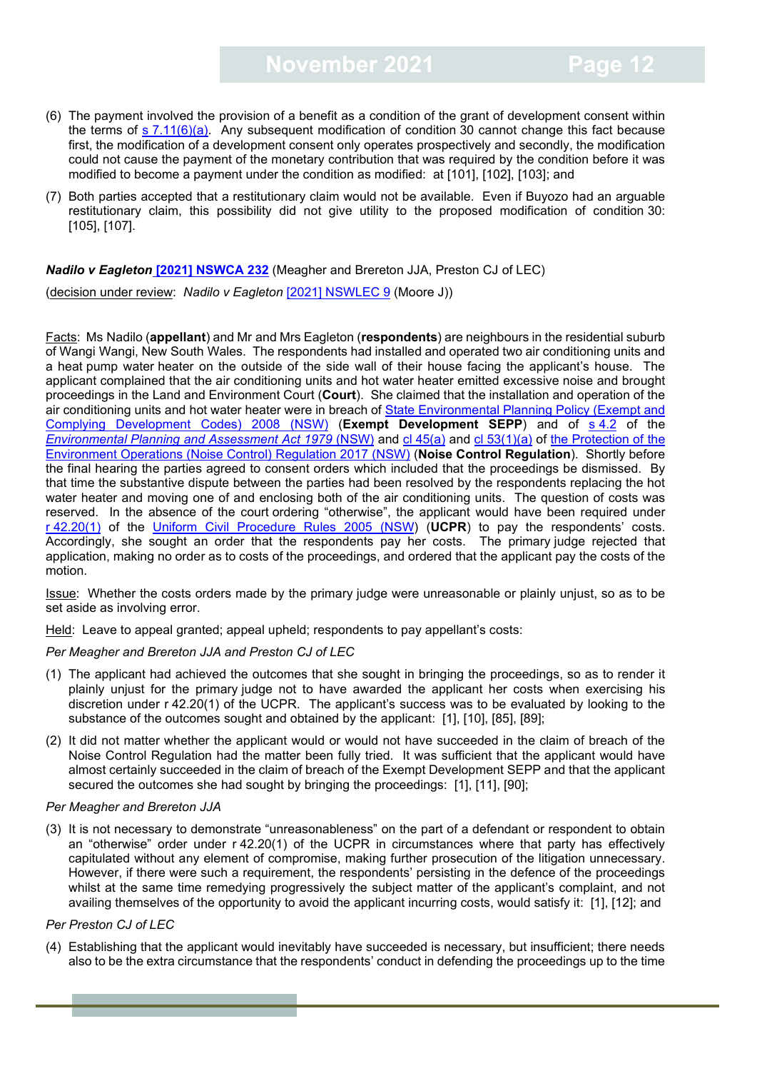(6) The payment involved the provision of a benefit as a condition of the grant of development consent within the terms of s 7.11(6)(a). Any subsequent modification of condition 30 cannot change this fact because first, the modification of a development consent only operates prospectively and secondly, the modification could not cause the payment of the monetary contribution that was required by the condition before it was modified to become a payment under the condition as modified: at [101], [102], [103]; and

(7) Both parties accepted that a restitutionary claim would not be available. Even if Buyozo had an arguable restitutionary claim, this possibility did not give utility to the proposed modification of condition 30: [105], [107].

***Nadilo v Eagleton* [2021] NSWCA 232** (Meagher and Brereton JJA, Preston CJ of LEC)

(decision under review: *Nadilo v Eagleton* [2021] NSWLEC 9 (Moore J))

Facts: Ms Nadilo (**appellant**) and Mr and Mrs Eagleton (**respondents**) are neighbours in the residential suburb of Wangi Wangi, New South Wales. The respondents had installed and operated two air conditioning units and a heat pump water heater on the outside of the side wall of their house facing the applicant's house. The applicant complained that the air conditioning units and hot water heater emitted excessive noise and brought proceedings in the Land and Environment Court (**Court**). She claimed that the installation and operation of the air conditioning units and hot water heater were in breach of State Environmental Planning Policy (Exempt and Complying Development Codes) 2008 (NSW) (**Exempt Development SEPP**) and of s 4.2 of the *Environmental Planning and Assessment Act 1979* (NSW) and cl 45(a) and cl 53(1)(a) of the Protection of the Environment Operations (Noise Control) Regulation 2017 (NSW) (**Noise Control Regulation**). Shortly before the final hearing the parties agreed to consent orders which included that the proceedings be dismissed. By that time the substantive dispute between the parties had been resolved by the respondents replacing the hot water heater and moving one of and enclosing both of the air conditioning units. The question of costs was reserved. In the absence of the court ordering "otherwise", the applicant would have been required under r 42.20(1) of the Uniform Civil Procedure Rules 2005 (NSW) (**UCPR**) to pay the respondents' costs. Accordingly, she sought an order that the respondents pay her costs. The primary judge rejected that application, making no order as to costs of the proceedings, and ordered that the applicant pay the costs of the motion.

Issue: Whether the costs orders made by the primary judge were unreasonable or plainly unjust, so as to be set aside as involving error.

Held: Leave to appeal granted; appeal upheld; respondents to pay appellant's costs:

*Per Meagher and Brereton JJA and Preston CJ of LEC*

(1) The applicant had achieved the outcomes that she sought in bringing the proceedings, so as to render it plainly unjust for the primary judge not to have awarded the applicant her costs when exercising his discretion under r 42.20(1) of the UCPR. The applicant's success was to be evaluated by looking to the substance of the outcomes sought and obtained by the applicant: [1], [10], [85], [89];

(2) It did not matter whether the applicant would or would not have succeeded in the claim of breach of the Noise Control Regulation had the matter been fully tried. It was sufficient that the applicant would have almost certainly succeeded in the claim of breach of the Exempt Development SEPP and that the applicant secured the outcomes she had sought by bringing the proceedings: [1], [11], [90];

*Per Meagher and Brereton JJA*

(3) It is not necessary to demonstrate "unreasonableness" on the part of a defendant or respondent to obtain an "otherwise" order under r 42.20(1) of the UCPR in circumstances where that party has effectively capitulated without any element of compromise, making further prosecution of the litigation unnecessary. However, if there were such a requirement, the respondents' persisting in the defence of the proceedings whilst at the same time remedying progressively the subject matter of the applicant's complaint, and not availing themselves of the opportunity to avoid the applicant incurring costs, would satisfy it: [1], [12]; and

*Per Preston CJ of LEC*

(4) Establishing that the applicant would inevitably have succeeded is necessary, but insufficient; there needs also to be the extra circumstance that the respondents' conduct in defending the proceedings up to the time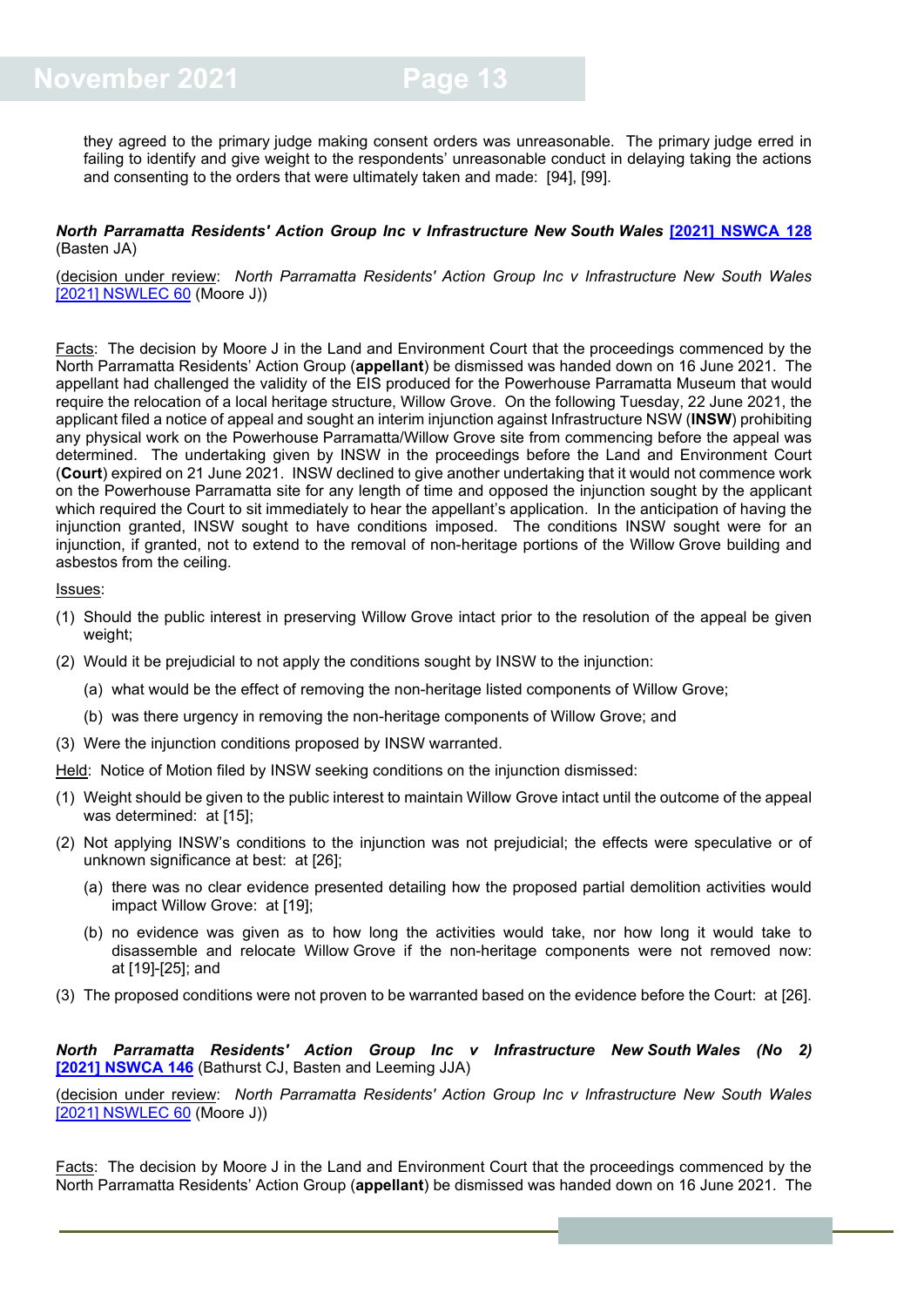they agreed to the primary judge making consent orders was unreasonable. The primary judge erred in failing to identify and give weight to the respondents' unreasonable conduct in delaying taking the actions and consenting to the orders that were ultimately taken and made: [94], [99].

***North Parramatta Residents' Action Group Inc v Infrastructure New South Wales*** **[2021] NSWCA 128** (Basten JA)

(decision under review: *North Parramatta Residents' Action Group Inc v Infrastructure New South Wales* [2021] NSWLEC 60 (Moore J))

Facts: The decision by Moore J in the Land and Environment Court that the proceedings commenced by the North Parramatta Residents' Action Group (**appellant**) be dismissed was handed down on 16 June 2021. The appellant had challenged the validity of the EIS produced for the Powerhouse Parramatta Museum that would require the relocation of a local heritage structure, Willow Grove. On the following Tuesday, 22 June 2021, the applicant filed a notice of appeal and sought an interim injunction against Infrastructure NSW (**INSW**) prohibiting any physical work on the Powerhouse Parramatta/Willow Grove site from commencing before the appeal was determined. The undertaking given by INSW in the proceedings before the Land and Environment Court (**Court**) expired on 21 June 2021. INSW declined to give another undertaking that it would not commence work on the Powerhouse Parramatta site for any length of time and opposed the injunction sought by the applicant which required the Court to sit immediately to hear the appellant's application. In the anticipation of having the injunction granted, INSW sought to have conditions imposed. The conditions INSW sought were for an injunction, if granted, not to extend to the removal of non-heritage portions of the Willow Grove building and asbestos from the ceiling.

Issues:

(1) Should the public interest in preserving Willow Grove intact prior to the resolution of the appeal be given weight;

(2) Would it be prejudicial to not apply the conditions sought by INSW to the injunction:

   (a) what would be the effect of removing the non-heritage listed components of Willow Grove;

   (b) was there urgency in removing the non-heritage components of Willow Grove; and

(3) Were the injunction conditions proposed by INSW warranted.

Held: Notice of Motion filed by INSW seeking conditions on the injunction dismissed:

(1) Weight should be given to the public interest to maintain Willow Grove intact until the outcome of the appeal was determined: at [15];

(2) Not applying INSW's conditions to the injunction was not prejudicial; the effects were speculative or of unknown significance at best: at [26];

   (a) there was no clear evidence presented detailing how the proposed partial demolition activities would impact Willow Grove: at [19];

   (b) no evidence was given as to how long the activities would take, nor how long it would take to disassemble and relocate Willow Grove if the non-heritage components were not removed now: at [19]-[25]; and

(3) The proposed conditions were not proven to be warranted based on the evidence before the Court: at [26].

***North Parramatta Residents' Action Group Inc v Infrastructure New South Wales (No 2)*** **[2021] NSWCA 146** (Bathurst CJ, Basten and Leeming JJA)

(decision under review: *North Parramatta Residents' Action Group Inc v Infrastructure New South Wales* [2021] NSWLEC 60 (Moore J))

Facts: The decision by Moore J in the Land and Environment Court that the proceedings commenced by the North Parramatta Residents' Action Group (**appellant**) be dismissed was handed down on 16 June 2021. The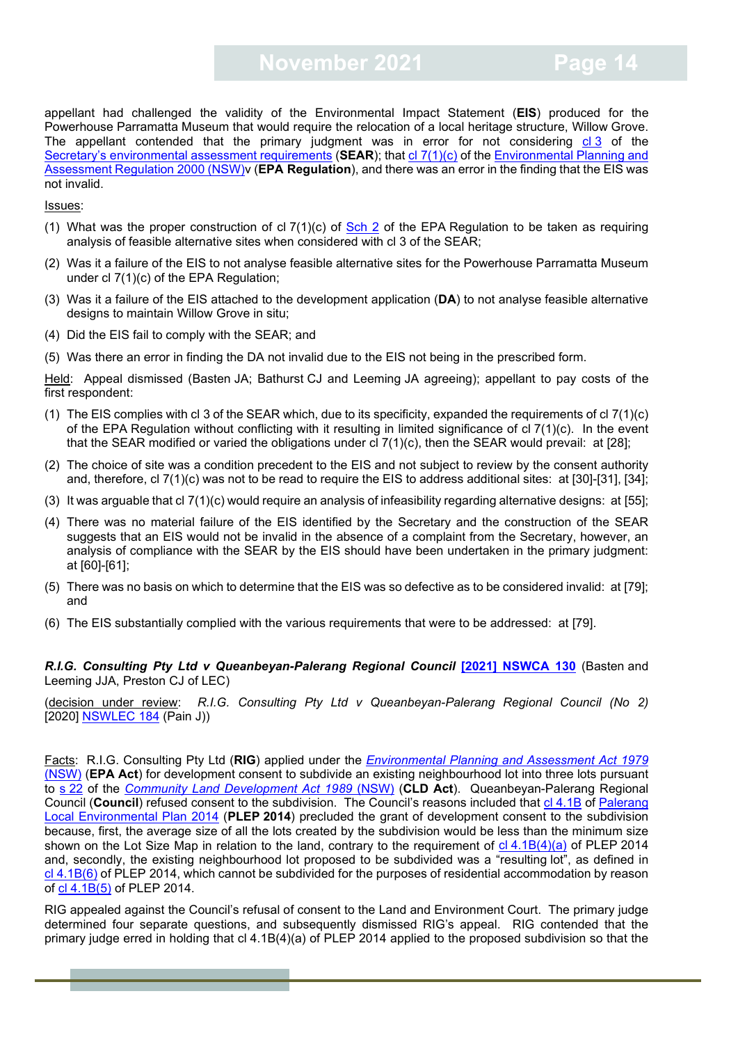appellant had challenged the validity of the Environmental Impact Statement (**EIS**) produced for the Powerhouse Parramatta Museum that would require the relocation of a local heritage structure, Willow Grove. The appellant contended that the primary judgment was in error for not considering cl 3 of the Secretary's environmental assessment requirements (**SEAR**); that cl 7(1)(c) of the Environmental Planning and Assessment Regulation 2000 (NSW)v (**EPA Regulation**), and there was an error in the finding that the EIS was not invalid.

Issues:

(1) What was the proper construction of cl 7(1)(c) of Sch 2 of the EPA Regulation to be taken as requiring analysis of feasible alternative sites when considered with cl 3 of the SEAR;

(2) Was it a failure of the EIS to not analyse feasible alternative sites for the Powerhouse Parramatta Museum under cl 7(1)(c) of the EPA Regulation;

(3) Was it a failure of the EIS attached to the development application (**DA**) to not analyse feasible alternative designs to maintain Willow Grove in situ;

(4) Did the EIS fail to comply with the SEAR; and

(5) Was there an error in finding the DA not invalid due to the EIS not being in the prescribed form.

Held: Appeal dismissed (Basten JA; Bathurst CJ and Leeming JA agreeing); appellant to pay costs of the first respondent:

(1) The EIS complies with cl 3 of the SEAR which, due to its specificity, expanded the requirements of cl 7(1)(c) of the EPA Regulation without conflicting with it resulting in limited significance of cl 7(1)(c). In the event that the SEAR modified or varied the obligations under cl 7(1)(c), then the SEAR would prevail: at [28];

(2) The choice of site was a condition precedent to the EIS and not subject to review by the consent authority and, therefore, cl 7(1)(c) was not to be read to require the EIS to address additional sites: at [30]-[31], [34];

(3) It was arguable that cl 7(1)(c) would require an analysis of infeasibility regarding alternative designs: at [55];

(4) There was no material failure of the EIS identified by the Secretary and the construction of the SEAR suggests that an EIS would not be invalid in the absence of a complaint from the Secretary, however, an analysis of compliance with the SEAR by the EIS should have been undertaken in the primary judgment: at [60]-[61];

(5) There was no basis on which to determine that the EIS was so defective as to be considered invalid: at [79]; and

(6) The EIS substantially complied with the various requirements that were to be addressed: at [79].

***R.I.G. Consulting Pty Ltd v Queanbeyan-Palerang Regional Council* [2021] NSWCA 130** (Basten and Leeming JJA, Preston CJ of LEC)

(decision under review: *R.I.G. Consulting Pty Ltd v Queanbeyan-Palerang Regional Council (No 2)* [2020] NSWLEC 184 (Pain J))

Facts: R.I.G. Consulting Pty Ltd (**RIG**) applied under the *Environmental Planning and Assessment Act 1979* (NSW) (**EPA Act**) for development consent to subdivide an existing neighbourhood lot into three lots pursuant to s 22 of the *Community Land Development Act 1989* (NSW) (**CLD Act**). Queanbeyan-Palerang Regional Council (**Council**) refused consent to the subdivision. The Council's reasons included that cl 4.1B of Palerang Local Environmental Plan 2014 (**PLEP 2014**) precluded the grant of development consent to the subdivision because, first, the average size of all the lots created by the subdivision would be less than the minimum size shown on the Lot Size Map in relation to the land, contrary to the requirement of cl 4.1B(4)(a) of PLEP 2014 and, secondly, the existing neighbourhood lot proposed to be subdivided was a "resulting lot", as defined in cl 4.1B(6) of PLEP 2014, which cannot be subdivided for the purposes of residential accommodation by reason of cl 4.1B(5) of PLEP 2014.

RIG appealed against the Council's refusal of consent to the Land and Environment Court. The primary judge determined four separate questions, and subsequently dismissed RIG's appeal. RIG contended that the primary judge erred in holding that cl 4.1B(4)(a) of PLEP 2014 applied to the proposed subdivision so that the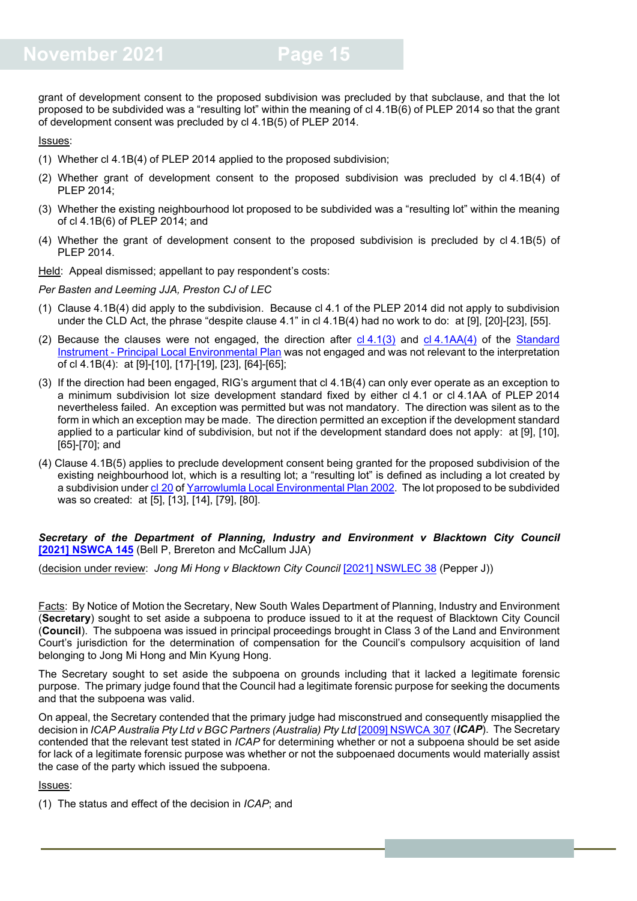grant of development consent to the proposed subdivision was precluded by that subclause, and that the lot proposed to be subdivided was a "resulting lot" within the meaning of cl 4.1B(6) of PLEP 2014 so that the grant of development consent was precluded by cl 4.1B(5) of PLEP 2014.

Issues:

(1) Whether cl 4.1B(4) of PLEP 2014 applied to the proposed subdivision;

(2) Whether grant of development consent to the proposed subdivision was precluded by cl 4.1B(4) of PLEP 2014;

(3) Whether the existing neighbourhood lot proposed to be subdivided was a "resulting lot" within the meaning of cl 4.1B(6) of PLEP 2014; and

(4) Whether the grant of development consent to the proposed subdivision is precluded by cl 4.1B(5) of PLEP 2014.

Held: Appeal dismissed; appellant to pay respondent's costs:

*Per Basten and Leeming JJA, Preston CJ of LEC*

(1) Clause 4.1B(4) did apply to the subdivision. Because cl 4.1 of the PLEP 2014 did not apply to subdivision under the CLD Act, the phrase "despite clause 4.1" in cl 4.1B(4) had no work to do: at [9], [20]-[23], [55].

(2) Because the clauses were not engaged, the direction after cl 4.1(3) and cl 4.1AA(4) of the Standard Instrument - Principal Local Environmental Plan was not engaged and was not relevant to the interpretation of cl 4.1B(4): at [9]-[10], [17]-[19], [23], [64]-[65];

(3) If the direction had been engaged, RIG's argument that cl 4.1B(4) can only ever operate as an exception to a minimum subdivision lot size development standard fixed by either cl 4.1 or cl 4.1AA of PLEP 2014 nevertheless failed. An exception was permitted but was not mandatory. The direction was silent as to the form in which an exception may be made. The direction permitted an exception if the development standard applied to a particular kind of subdivision, but not if the development standard does not apply: at [9], [10], [65]-[70]; and

(4) Clause 4.1B(5) applies to preclude development consent being granted for the proposed subdivision of the existing neighbourhood lot, which is a resulting lot; a "resulting lot" is defined as including a lot created by a subdivision under cl 20 of Yarrowlumla Local Environmental Plan 2002. The lot proposed to be subdivided was so created: at [5], [13], [14], [79], [80].

***Secretary of the Department of Planning, Industry and Environment v Blacktown City Council* [2021] NSWCA 145** (Bell P, Brereton and McCallum JJA)

(decision under review: *Jong Mi Hong v Blacktown City Council* [2021] NSWLEC 38 (Pepper J))

Facts: By Notice of Motion the Secretary, New South Wales Department of Planning, Industry and Environment (**Secretary**) sought to set aside a subpoena to produce issued to it at the request of Blacktown City Council (**Council**). The subpoena was issued in principal proceedings brought in Class 3 of the Land and Environment Court's jurisdiction for the determination of compensation for the Council's compulsory acquisition of land belonging to Jong Mi Hong and Min Kyung Hong.

The Secretary sought to set aside the subpoena on grounds including that it lacked a legitimate forensic purpose. The primary judge found that the Council had a legitimate forensic purpose for seeking the documents and that the subpoena was valid.

On appeal, the Secretary contended that the primary judge had misconstrued and consequently misapplied the decision in *ICAP Australia Pty Ltd v BGC Partners (Australia) Pty Ltd* [2009] NSWCA 307 (***ICAP***). The Secretary contended that the relevant test stated in *ICAP* for determining whether or not a subpoena should be set aside for lack of a legitimate forensic purpose was whether or not the subpoenaed documents would materially assist the case of the party which issued the subpoena.

Issues:

(1) The status and effect of the decision in *ICAP*; and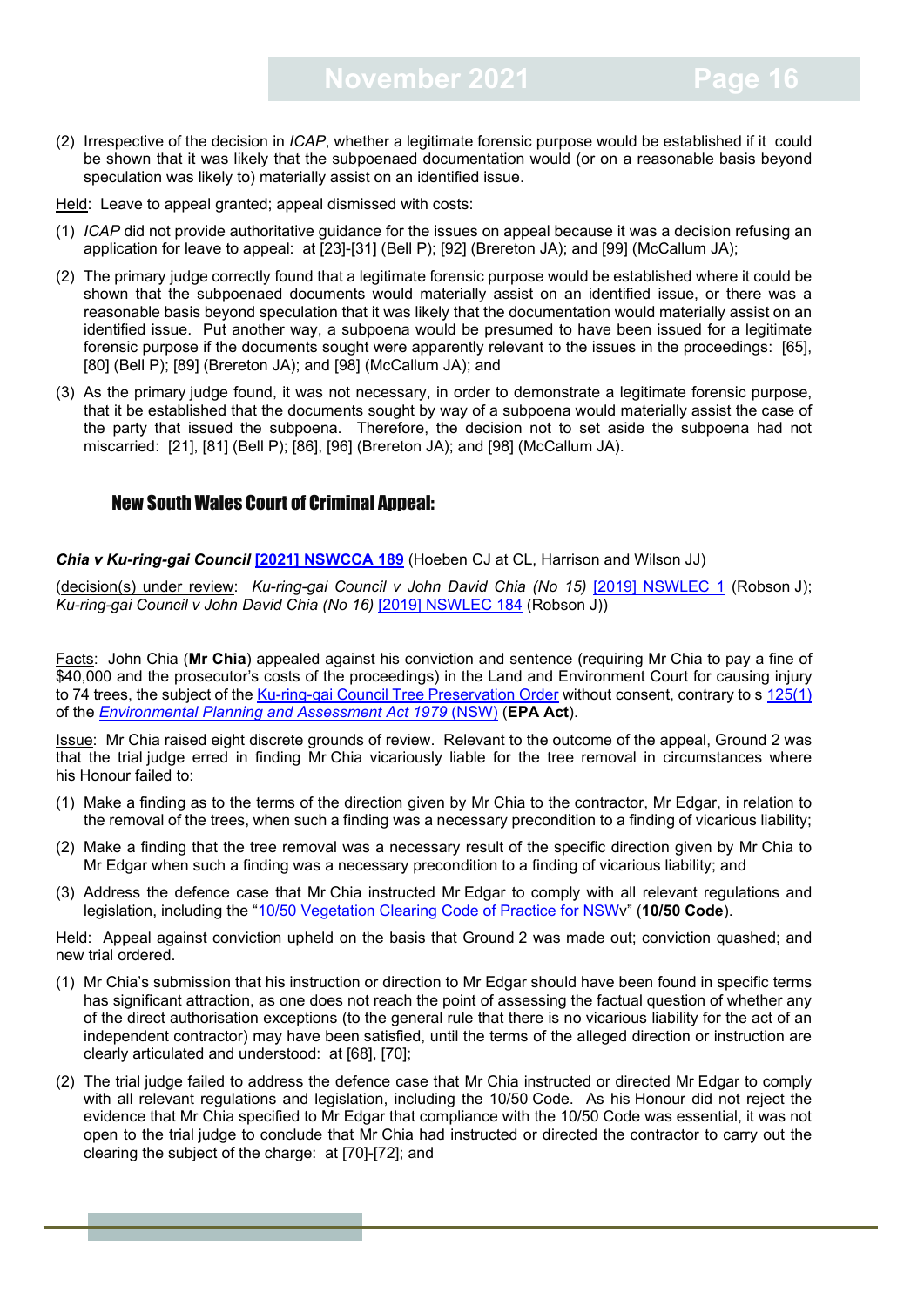(2) Irrespective of the decision in *ICAP*, whether a legitimate forensic purpose would be established if it could be shown that it was likely that the subpoenaed documentation would (or on a reasonable basis beyond speculation was likely to) materially assist on an identified issue.

Held: Leave to appeal granted; appeal dismissed with costs:

(1) *ICAP* did not provide authoritative guidance for the issues on appeal because it was a decision refusing an application for leave to appeal: at [23]-[31] (Bell P); [92] (Brereton JA); and [99] (McCallum JA);

(2) The primary judge correctly found that a legitimate forensic purpose would be established where it could be shown that the subpoenaed documents would materially assist on an identified issue, or there was a reasonable basis beyond speculation that it was likely that the documentation would materially assist on an identified issue. Put another way, a subpoena would be presumed to have been issued for a legitimate forensic purpose if the documents sought were apparently relevant to the issues in the proceedings: [65], [80] (Bell P); [89] (Brereton JA); and [98] (McCallum JA); and

(3) As the primary judge found, it was not necessary, in order to demonstrate a legitimate forensic purpose, that it be established that the documents sought by way of a subpoena would materially assist the case of the party that issued the subpoena. Therefore, the decision not to set aside the subpoena had not miscarried: [21], [81] (Bell P); [86], [96] (Brereton JA); and [98] (McCallum JA).

## New South Wales Court of Criminal Appeal:

***Chia v Ku-ring-gai Council* [[2021] NSWCCA 189]** (Hoeben CJ at CL, Harrison and Wilson JJ)

(decision(s) under review: *Ku-ring-gai Council v John David Chia (No 15)* [2019] NSWLEC 1 (Robson J); *Ku-ring-gai Council v John David Chia (No 16)* [2019] NSWLEC 184 (Robson J))

Facts: John Chia (**Mr Chia**) appealed against his conviction and sentence (requiring Mr Chia to pay a fine of $40,000 and the prosecutor's costs of the proceedings) in the Land and Environment Court for causing injury to 74 trees, the subject of the Ku-ring-gai Council Tree Preservation Order without consent, contrary to s 125(1) of the *Environmental Planning and Assessment Act 1979* (NSW) (**EPA Act**).

Issue: Mr Chia raised eight discrete grounds of review. Relevant to the outcome of the appeal, Ground 2 was that the trial judge erred in finding Mr Chia vicariously liable for the tree removal in circumstances where his Honour failed to:

(1) Make a finding as to the terms of the direction given by Mr Chia to the contractor, Mr Edgar, in relation to the removal of the trees, when such a finding was a necessary precondition to a finding of vicarious liability;

(2) Make a finding that the tree removal was a necessary result of the specific direction given by Mr Chia to Mr Edgar when such a finding was a necessary precondition to a finding of vicarious liability; and

(3) Address the defence case that Mr Chia instructed Mr Edgar to comply with all relevant regulations and legislation, including the "10/50 Vegetation Clearing Code of Practice for NSWv" (**10/50 Code**).

Held: Appeal against conviction upheld on the basis that Ground 2 was made out; conviction quashed; and new trial ordered.

(1) Mr Chia's submission that his instruction or direction to Mr Edgar should have been found in specific terms has significant attraction, as one does not reach the point of assessing the factual question of whether any of the direct authorisation exceptions (to the general rule that there is no vicarious liability for the act of an independent contractor) may have been satisfied, until the terms of the alleged direction or instruction are clearly articulated and understood: at [68], [70];

(2) The trial judge failed to address the defence case that Mr Chia instructed or directed Mr Edgar to comply with all relevant regulations and legislation, including the 10/50 Code. As his Honour did not reject the evidence that Mr Chia specified to Mr Edgar that compliance with the 10/50 Code was essential, it was not open to the trial judge to conclude that Mr Chia had instructed or directed the contractor to carry out the clearing the subject of the charge: at [70]-[72]; and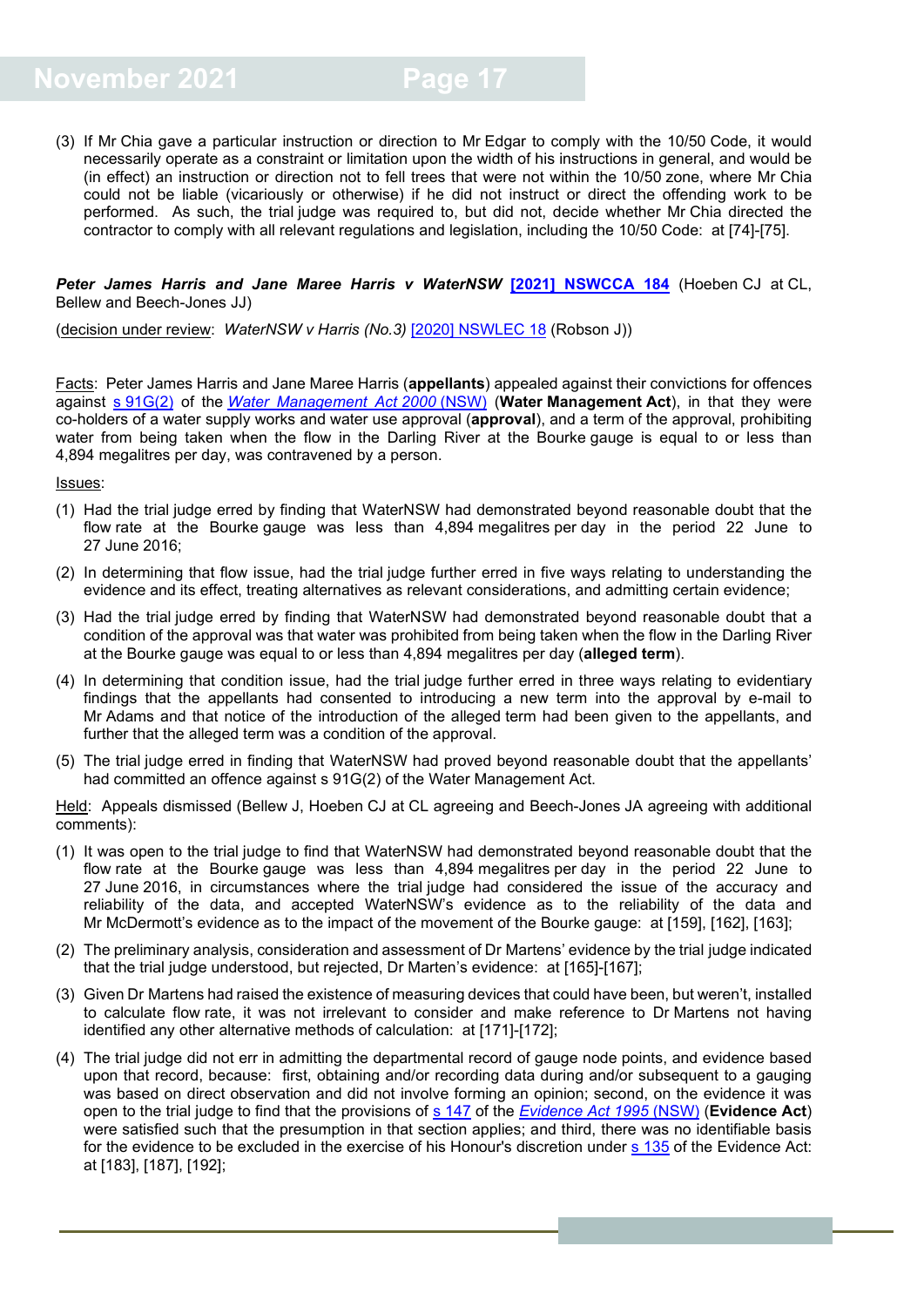(3) If Mr Chia gave a particular instruction or direction to Mr Edgar to comply with the 10/50 Code, it would necessarily operate as a constraint or limitation upon the width of his instructions in general, and would be (in effect) an instruction or direction not to fell trees that were not within the 10/50 zone, where Mr Chia could not be liable (vicariously or otherwise) if he did not instruct or direct the offending work to be performed. As such, the trial judge was required to, but did not, decide whether Mr Chia directed the contractor to comply with all relevant regulations and legislation, including the 10/50 Code: at [74]-[75].

***Peter James Harris and Jane Maree Harris v WaterNSW*** **[2021] NSWCCA 184** (Hoeben CJ at CL, Bellew and Beech-Jones JJ)

(decision under review: *WaterNSW v Harris (No.3)* [2020] NSWLEC 18 (Robson J))

Facts: Peter James Harris and Jane Maree Harris (**appellants**) appealed against their convictions for offences against s 91G(2) of the *Water Management Act 2000* (NSW) (**Water Management Act**), in that they were co-holders of a water supply works and water use approval (**approval**), and a term of the approval, prohibiting water from being taken when the flow in the Darling River at the Bourke gauge is equal to or less than 4,894 megalitres per day, was contravened by a person.

Issues:

(1) Had the trial judge erred by finding that WaterNSW had demonstrated beyond reasonable doubt that the flow rate at the Bourke gauge was less than 4,894 megalitres per day in the period 22 June to 27 June 2016;

(2) In determining that flow issue, had the trial judge further erred in five ways relating to understanding the evidence and its effect, treating alternatives as relevant considerations, and admitting certain evidence;

(3) Had the trial judge erred by finding that WaterNSW had demonstrated beyond reasonable doubt that a condition of the approval was that water was prohibited from being taken when the flow in the Darling River at the Bourke gauge was equal to or less than 4,894 megalitres per day (**alleged term**).

(4) In determining that condition issue, had the trial judge further erred in three ways relating to evidentiary findings that the appellants had consented to introducing a new term into the approval by e-mail to Mr Adams and that notice of the introduction of the alleged term had been given to the appellants, and further that the alleged term was a condition of the approval.

(5) The trial judge erred in finding that WaterNSW had proved beyond reasonable doubt that the appellants' had committed an offence against s 91G(2) of the Water Management Act.

Held: Appeals dismissed (Bellew J, Hoeben CJ at CL agreeing and Beech-Jones JA agreeing with additional comments):

(1) It was open to the trial judge to find that WaterNSW had demonstrated beyond reasonable doubt that the flow rate at the Bourke gauge was less than 4,894 megalitres per day in the period 22 June to 27 June 2016, in circumstances where the trial judge had considered the issue of the accuracy and reliability of the data, and accepted WaterNSW's evidence as to the reliability of the data and Mr McDermott's evidence as to the impact of the movement of the Bourke gauge: at [159], [162], [163];

(2) The preliminary analysis, consideration and assessment of Dr Martens' evidence by the trial judge indicated that the trial judge understood, but rejected, Dr Marten's evidence: at [165]-[167];

(3) Given Dr Martens had raised the existence of measuring devices that could have been, but weren't, installed to calculate flow rate, it was not irrelevant to consider and make reference to Dr Martens not having identified any other alternative methods of calculation: at [171]-[172];

(4) The trial judge did not err in admitting the departmental record of gauge node points, and evidence based upon that record, because: first, obtaining and/or recording data during and/or subsequent to a gauging was based on direct observation and did not involve forming an opinion; second, on the evidence it was open to the trial judge to find that the provisions of s 147 of the *Evidence Act 1995* (NSW) (**Evidence Act**) were satisfied such that the presumption in that section applies; and third, there was no identifiable basis for the evidence to be excluded in the exercise of his Honour's discretion under s 135 of the Evidence Act: at [183], [187], [192];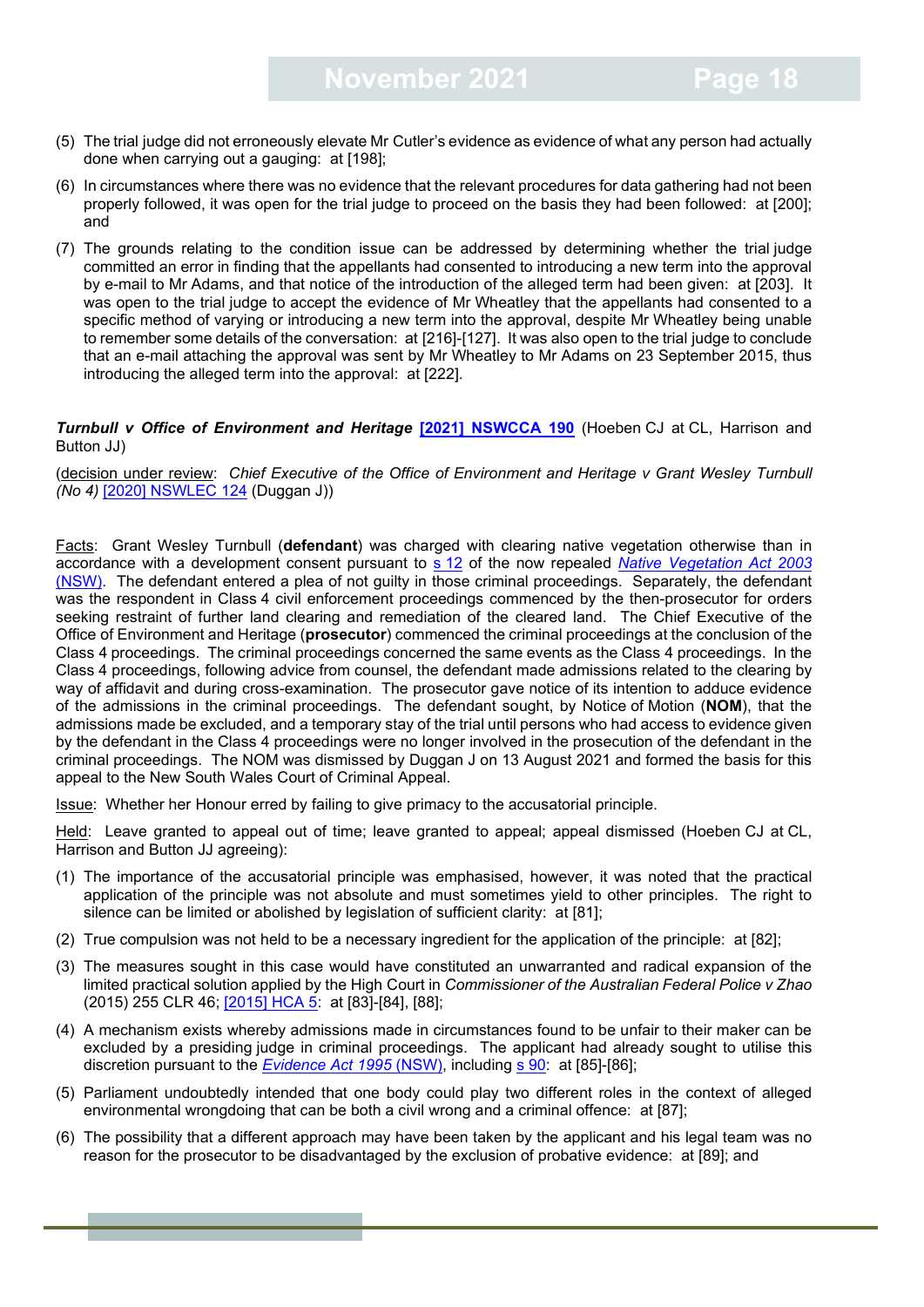(5) The trial judge did not erroneously elevate Mr Cutler's evidence as evidence of what any person had actually done when carrying out a gauging: at [198];

(6) In circumstances where there was no evidence that the relevant procedures for data gathering had not been properly followed, it was open for the trial judge to proceed on the basis they had been followed: at [200]; and

(7) The grounds relating to the condition issue can be addressed by determining whether the trial judge committed an error in finding that the appellants had consented to introducing a new term into the approval by e-mail to Mr Adams, and that notice of the introduction of the alleged term had been given: at [203]. It was open to the trial judge to accept the evidence of Mr Wheatley that the appellants had consented to a specific method of varying or introducing a new term into the approval, despite Mr Wheatley being unable to remember some details of the conversation: at [216]-[127]. It was also open to the trial judge to conclude that an e-mail attaching the approval was sent by Mr Wheatley to Mr Adams on 23 September 2015, thus introducing the alleged term into the approval: at [222].

***Turnbull v Office of Environment and Heritage* [2021] NSWCCA 190** (Hoeben CJ at CL, Harrison and Button JJ)

(decision under review: *Chief Executive of the Office of Environment and Heritage v Grant Wesley Turnbull (No 4)* [2020] NSWLEC 124 (Duggan J))

Facts: Grant Wesley Turnbull (**defendant**) was charged with clearing native vegetation otherwise than in accordance with a development consent pursuant to s 12 of the now repealed *Native Vegetation Act 2003* (NSW). The defendant entered a plea of not guilty in those criminal proceedings. Separately, the defendant was the respondent in Class 4 civil enforcement proceedings commenced by the then-prosecutor for orders seeking restraint of further land clearing and remediation of the cleared land. The Chief Executive of the Office of Environment and Heritage (**prosecutor**) commenced the criminal proceedings at the conclusion of the Class 4 proceedings. The criminal proceedings concerned the same events as the Class 4 proceedings. In the Class 4 proceedings, following advice from counsel, the defendant made admissions related to the clearing by way of affidavit and during cross-examination. The prosecutor gave notice of its intention to adduce evidence of the admissions in the criminal proceedings. The defendant sought, by Notice of Motion (**NOM**), that the admissions made be excluded, and a temporary stay of the trial until persons who had access to evidence given by the defendant in the Class 4 proceedings were no longer involved in the prosecution of the defendant in the criminal proceedings. The NOM was dismissed by Duggan J on 13 August 2021 and formed the basis for this appeal to the New South Wales Court of Criminal Appeal.

Issue: Whether her Honour erred by failing to give primacy to the accusatorial principle.

Held: Leave granted to appeal out of time; leave granted to appeal; appeal dismissed (Hoeben CJ at CL, Harrison and Button JJ agreeing):

(1) The importance of the accusatorial principle was emphasised, however, it was noted that the practical application of the principle was not absolute and must sometimes yield to other principles. The right to silence can be limited or abolished by legislation of sufficient clarity: at [81];

(2) True compulsion was not held to be a necessary ingredient for the application of the principle: at [82];

(3) The measures sought in this case would have constituted an unwarranted and radical expansion of the limited practical solution applied by the High Court in *Commissioner of the Australian Federal Police v Zhao* (2015) 255 CLR 46; [2015] HCA 5: at [83]-[84], [88];

(4) A mechanism exists whereby admissions made in circumstances found to be unfair to their maker can be excluded by a presiding judge in criminal proceedings. The applicant had already sought to utilise this discretion pursuant to the *Evidence Act 1995* (NSW), including s 90: at [85]-[86];

(5) Parliament undoubtedly intended that one body could play two different roles in the context of alleged environmental wrongdoing that can be both a civil wrong and a criminal offence: at [87];

(6) The possibility that a different approach may have been taken by the applicant and his legal team was no reason for the prosecutor to be disadvantaged by the exclusion of probative evidence: at [89]; and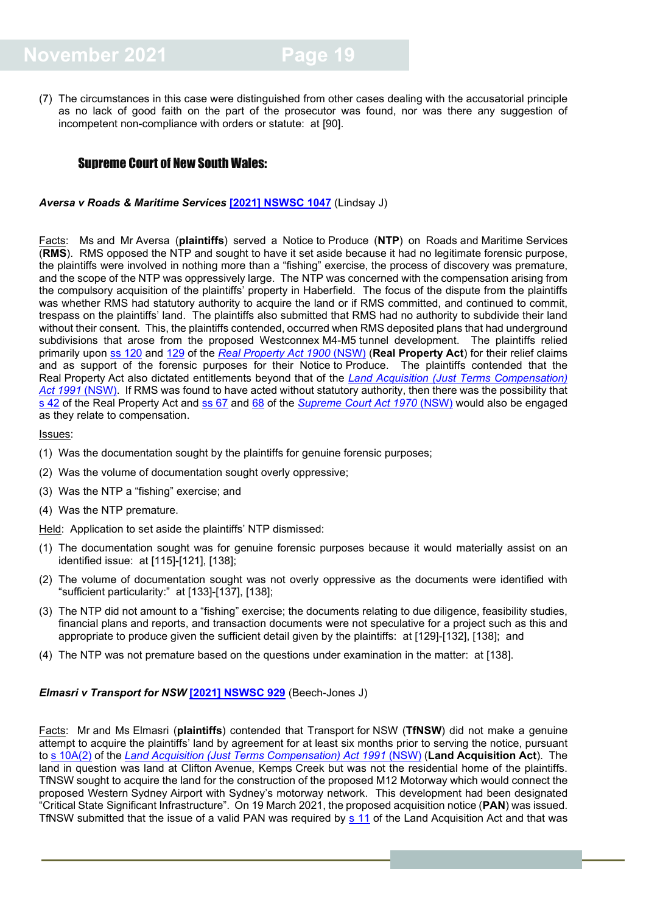(7) The circumstances in this case were distinguished from other cases dealing with the accusatorial principle as no lack of good faith on the part of the prosecutor was found, nor was there any suggestion of incompetent non-compliance with orders or statute: at [90].

## Supreme Court of New South Wales:

***Aversa v Roads & Maritime Services* [[2021] NSWSC 1047]** (Lindsay J)

Facts: Ms and Mr Aversa (**plaintiffs**) served a Notice to Produce (**NTP**) on Roads and Maritime Services (**RMS**). RMS opposed the NTP and sought to have it set aside because it had no legitimate forensic purpose, the plaintiffs were involved in nothing more than a "fishing" exercise, the process of discovery was premature, and the scope of the NTP was oppressively large. The NTP was concerned with the compensation arising from the compulsory acquisition of the plaintiffs' property in Haberfield. The focus of the dispute from the plaintiffs was whether RMS had statutory authority to acquire the land or if RMS committed, and continued to commit, trespass on the plaintiffs' land. The plaintiffs also submitted that RMS had no authority to subdivide their land without their consent. This, the plaintiffs contended, occurred when RMS deposited plans that had underground subdivisions that arose from the proposed Westconnex M4-M5 tunnel development. The plaintiffs relied primarily upon ss 120 and 129 of the *Real Property Act 1900* (NSW) (**Real Property Act**) for their relief claims and as support of the forensic purposes for their Notice to Produce. The plaintiffs contended that the Real Property Act also dictated entitlements beyond that of the *Land Acquisition (Just Terms Compensation) Act 1991* (NSW). If RMS was found to have acted without statutory authority, then there was the possibility that s 42 of the Real Property Act and ss 67 and 68 of the *Supreme Court Act 1970* (NSW) would also be engaged as they relate to compensation.

Issues:

(1) Was the documentation sought by the plaintiffs for genuine forensic purposes;

(2) Was the volume of documentation sought overly oppressive;

(3) Was the NTP a "fishing" exercise; and

(4) Was the NTP premature.

Held: Application to set aside the plaintiffs' NTP dismissed:

(1) The documentation sought was for genuine forensic purposes because it would materially assist on an identified issue: at [115]-[121], [138];

(2) The volume of documentation sought was not overly oppressive as the documents were identified with "sufficient particularity:" at [133]-[137], [138];

(3) The NTP did not amount to a "fishing" exercise; the documents relating to due diligence, feasibility studies, financial plans and reports, and transaction documents were not speculative for a project such as this and appropriate to produce given the sufficient detail given by the plaintiffs: at [129]-[132], [138]; and

(4) The NTP was not premature based on the questions under examination in the matter: at [138].

***Elmasri v Transport for NSW* [[2021] NSWSC 929]** (Beech-Jones J)

Facts: Mr and Ms Elmasri (**plaintiffs**) contended that Transport for NSW (**TfNSW**) did not make a genuine attempt to acquire the plaintiffs' land by agreement for at least six months prior to serving the notice, pursuant to s 10A(2) of the *Land Acquisition (Just Terms Compensation) Act 1991* (NSW) (**Land Acquisition Act**). The land in question was land at Clifton Avenue, Kemps Creek but was not the residential home of the plaintiffs. TfNSW sought to acquire the land for the construction of the proposed M12 Motorway which would connect the proposed Western Sydney Airport with Sydney's motorway network. This development had been designated "Critical State Significant Infrastructure". On 19 March 2021, the proposed acquisition notice (**PAN**) was issued. TfNSW submitted that the issue of a valid PAN was required by s 11 of the Land Acquisition Act and that was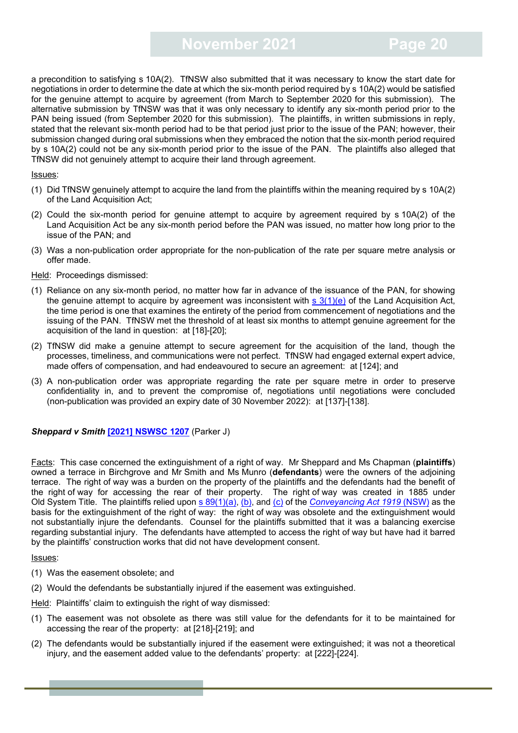a precondition to satisfying s 10A(2). TfNSW also submitted that it was necessary to know the start date for negotiations in order to determine the date at which the six-month period required by s 10A(2) would be satisfied for the genuine attempt to acquire by agreement (from March to September 2020 for this submission). The alternative submission by TfNSW was that it was only necessary to identify any six-month period prior to the PAN being issued (from September 2020 for this submission). The plaintiffs, in written submissions in reply, stated that the relevant six-month period had to be that period just prior to the issue of the PAN; however, their submission changed during oral submissions when they embraced the notion that the six-month period required by s 10A(2) could not be any six-month period prior to the issue of the PAN. The plaintiffs also alleged that TfNSW did not genuinely attempt to acquire their land through agreement.

Issues:

(1) Did TfNSW genuinely attempt to acquire the land from the plaintiffs within the meaning required by s 10A(2) of the Land Acquisition Act;

(2) Could the six-month period for genuine attempt to acquire by agreement required by s 10A(2) of the Land Acquisition Act be any six-month period before the PAN was issued, no matter how long prior to the issue of the PAN; and

(3) Was a non-publication order appropriate for the non-publication of the rate per square metre analysis or offer made.

Held: Proceedings dismissed:

(1) Reliance on any six-month period, no matter how far in advance of the issuance of the PAN, for showing the genuine attempt to acquire by agreement was inconsistent with s 3(1)(e) of the Land Acquisition Act, the time period is one that examines the entirety of the period from commencement of negotiations and the issuing of the PAN. TfNSW met the threshold of at least six months to attempt genuine agreement for the acquisition of the land in question: at [18]-[20];

(2) TfNSW did make a genuine attempt to secure agreement for the acquisition of the land, though the processes, timeliness, and communications were not perfect. TfNSW had engaged external expert advice, made offers of compensation, and had endeavoured to secure an agreement: at [124]; and

(3) A non-publication order was appropriate regarding the rate per square metre in order to preserve confidentiality in, and to prevent the compromise of, negotiations until negotiations were concluded (non-publication was provided an expiry date of 30 November 2022): at [137]-[138].

***Sheppard v Smith* [2021] NSWSC 1207** (Parker J)

Facts: This case concerned the extinguishment of a right of way. Mr Sheppard and Ms Chapman (**plaintiffs**) owned a terrace in Birchgrove and Mr Smith and Ms Munro (**defendants**) were the owners of the adjoining terrace. The right of way was a burden on the property of the plaintiffs and the defendants had the benefit of the right of way for accessing the rear of their property. The right of way was created in 1885 under Old System Title. The plaintiffs relied upon s 89(1)(a), (b), and (c) of the *Conveyancing Act 1919* (NSW) as the basis for the extinguishment of the right of way: the right of way was obsolete and the extinguishment would not substantially injure the defendants. Counsel for the plaintiffs submitted that it was a balancing exercise regarding substantial injury. The defendants have attempted to access the right of way but have had it barred by the plaintiffs' construction works that did not have development consent.

Issues:

(1) Was the easement obsolete; and

(2) Would the defendants be substantially injured if the easement was extinguished.

Held: Plaintiffs' claim to extinguish the right of way dismissed:

(1) The easement was not obsolete as there was still value for the defendants for it to be maintained for accessing the rear of the property: at [218]-[219]; and

(2) The defendants would be substantially injured if the easement were extinguished; it was not a theoretical injury, and the easement added value to the defendants' property: at [222]-[224].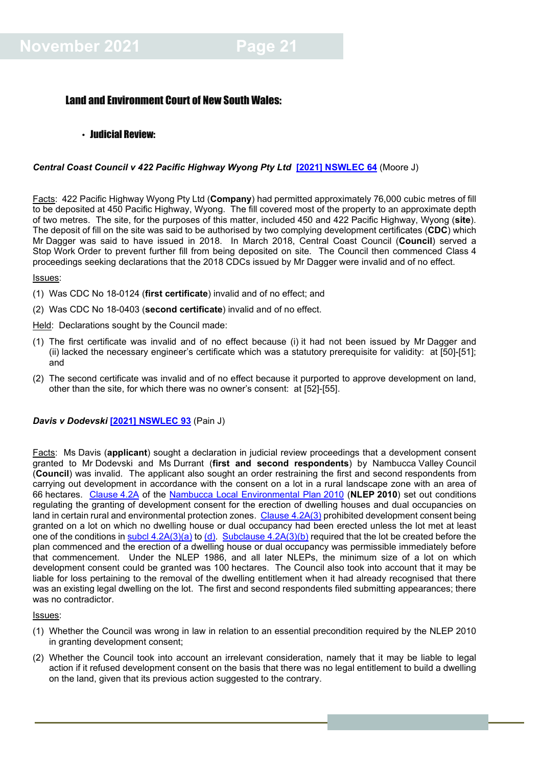## Land and Environment Court of New South Wales:

### • Judicial Review:

***Central Coast Council v 422 Pacific Highway Wyong Pty Ltd* [2021] NSWLEC 64** (Moore J)

Facts: 422 Pacific Highway Wyong Pty Ltd (**Company**) had permitted approximately 76,000 cubic metres of fill to be deposited at 450 Pacific Highway, Wyong. The fill covered most of the property to an approximate depth of two metres. The site, for the purposes of this matter, included 450 and 422 Pacific Highway, Wyong (**site**). The deposit of fill on the site was said to be authorised by two complying development certificates (**CDC**) which Mr Dagger was said to have issued in 2018. In March 2018, Central Coast Council (**Council**) served a Stop Work Order to prevent further fill from being deposited on site. The Council then commenced Class 4 proceedings seeking declarations that the 2018 CDCs issued by Mr Dagger were invalid and of no effect.

Issues:

(1) Was CDC No 18-0124 (**first certificate**) invalid and of no effect; and

(2) Was CDC No 18-0403 (**second certificate**) invalid and of no effect.

Held: Declarations sought by the Council made:

(1) The first certificate was invalid and of no effect because (i) it had not been issued by Mr Dagger and (ii) lacked the necessary engineer's certificate which was a statutory prerequisite for validity: at [50]-[51]; and

(2) The second certificate was invalid and of no effect because it purported to approve development on land, other than the site, for which there was no owner's consent: at [52]-[55].

***Davis v Dodevski* [2021] NSWLEC 93** (Pain J)

Facts: Ms Davis (**applicant**) sought a declaration in judicial review proceedings that a development consent granted to Mr Dodevski and Ms Durrant (**first and second respondents**) by Nambucca Valley Council (**Council**) was invalid. The applicant also sought an order restraining the first and second respondents from carrying out development in accordance with the consent on a lot in a rural landscape zone with an area of 66 hectares. Clause 4.2A of the Nambucca Local Environmental Plan 2010 (**NLEP 2010**) set out conditions regulating the granting of development consent for the erection of dwelling houses and dual occupancies on land in certain rural and environmental protection zones. Clause 4.2A(3) prohibited development consent being granted on a lot on which no dwelling house or dual occupancy had been erected unless the lot met at least one of the conditions in subcl 4.2A(3)(a) to (d). Subclause 4.2A(3)(b) required that the lot be created before the plan commenced and the erection of a dwelling house or dual occupancy was permissible immediately before that commencement. Under the NLEP 1986, and all later NLEPs, the minimum size of a lot on which development consent could be granted was 100 hectares. The Council also took into account that it may be liable for loss pertaining to the removal of the dwelling entitlement when it had already recognised that there was an existing legal dwelling on the lot. The first and second respondents filed submitting appearances; there was no contradictor.

Issues:

(1) Whether the Council was wrong in law in relation to an essential precondition required by the NLEP 2010 in granting development consent;

(2) Whether the Council took into account an irrelevant consideration, namely that it may be liable to legal action if it refused development consent on the basis that there was no legal entitlement to build a dwelling on the land, given that its previous action suggested to the contrary.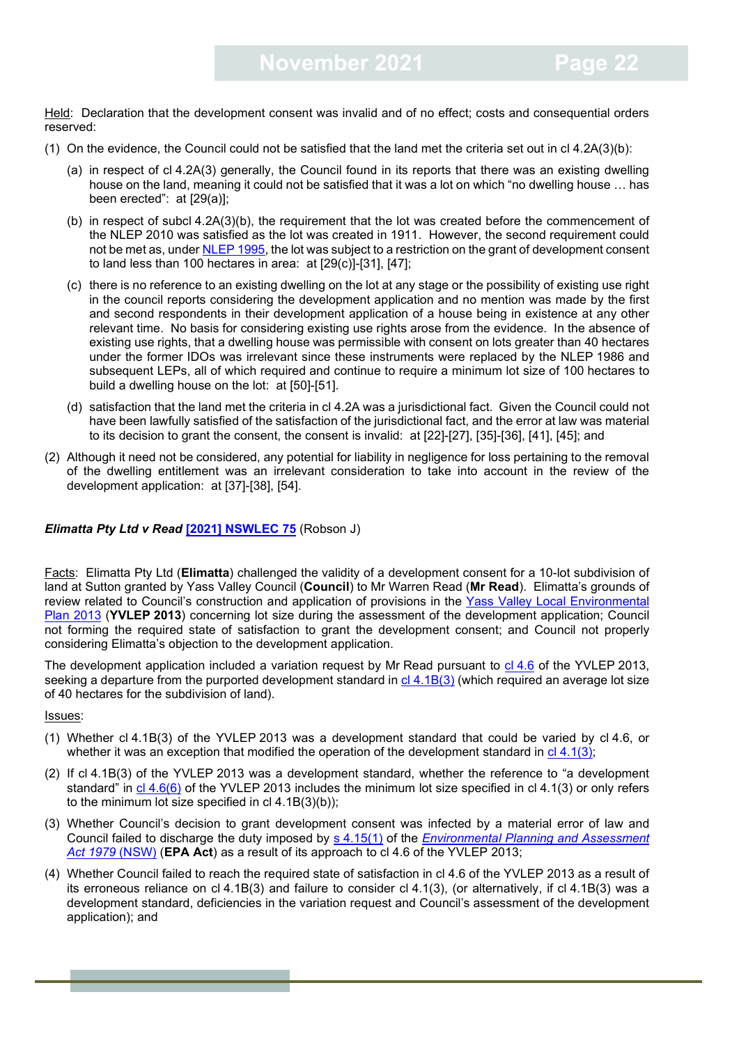Held: Declaration that the development consent was invalid and of no effect; costs and consequential orders reserved:

(1) On the evidence, the Council could not be satisfied that the land met the criteria set out in cl 4.2A(3)(b):

  (a) in respect of cl 4.2A(3) generally, the Council found in its reports that there was an existing dwelling house on the land, meaning it could not be satisfied that it was a lot on which "no dwelling house … has been erected": at [29(a)];

  (b) in respect of subcl 4.2A(3)(b), the requirement that the lot was created before the commencement of the NLEP 2010 was satisfied as the lot was created in 1911. However, the second requirement could not be met as, under NLEP 1995, the lot was subject to a restriction on the grant of development consent to land less than 100 hectares in area: at [29(c)]-[31], [47];

  (c) there is no reference to an existing dwelling on the lot at any stage or the possibility of existing use right in the council reports considering the development application and no mention was made by the first and second respondents in their development application of a house being in existence at any other relevant time. No basis for considering existing use rights arose from the evidence. In the absence of existing use rights, that a dwelling house was permissible with consent on lots greater than 40 hectares under the former IDOs was irrelevant since these instruments were replaced by the NLEP 1986 and subsequent LEPs, all of which required and continue to require a minimum lot size of 100 hectares to build a dwelling house on the lot: at [50]-[51].

  (d) satisfaction that the land met the criteria in cl 4.2A was a jurisdictional fact. Given the Council could not have been lawfully satisfied of the satisfaction of the jurisdictional fact, and the error at law was material to its decision to grant the consent, the consent is invalid: at [22]-[27], [35]-[36], [41], [45]; and

(2) Although it need not be considered, any potential for liability in negligence for loss pertaining to the removal of the dwelling entitlement was an irrelevant consideration to take into account in the review of the development application: at [37]-[38], [54].

***Elimatta Pty Ltd v Read* [2021] NSWLEC 75** (Robson J)

Facts: Elimatta Pty Ltd (**Elimatta**) challenged the validity of a development consent for a 10-lot subdivision of land at Sutton granted by Yass Valley Council (**Council**) to Mr Warren Read (**Mr Read**). Elimatta's grounds of review related to Council's construction and application of provisions in the Yass Valley Local Environmental Plan 2013 (**YVLEP 2013**) concerning lot size during the assessment of the development application; Council not forming the required state of satisfaction to grant the development consent; and Council not properly considering Elimatta's objection to the development application.

The development application included a variation request by Mr Read pursuant to cl 4.6 of the YVLEP 2013, seeking a departure from the purported development standard in cl 4.1B(3) (which required an average lot size of 40 hectares for the subdivision of land).

Issues:

(1) Whether cl 4.1B(3) of the YVLEP 2013 was a development standard that could be varied by cl 4.6, or whether it was an exception that modified the operation of the development standard in cl 4.1(3);

(2) If cl 4.1B(3) of the YVLEP 2013 was a development standard, whether the reference to "a development standard" in cl 4.6(6) of the YVLEP 2013 includes the minimum lot size specified in cl 4.1(3) or only refers to the minimum lot size specified in cl 4.1B(3)(b));

(3) Whether Council's decision to grant development consent was infected by a material error of law and Council failed to discharge the duty imposed by s 4.15(1) of the *Environmental Planning and Assessment Act 1979* (NSW) (**EPA Act**) as a result of its approach to cl 4.6 of the YVLEP 2013;

(4) Whether Council failed to reach the required state of satisfaction in cl 4.6 of the YVLEP 2013 as a result of its erroneous reliance on cl 4.1B(3) and failure to consider cl 4.1(3), (or alternatively, if cl 4.1B(3) was a development standard, deficiencies in the variation request and Council's assessment of the development application); and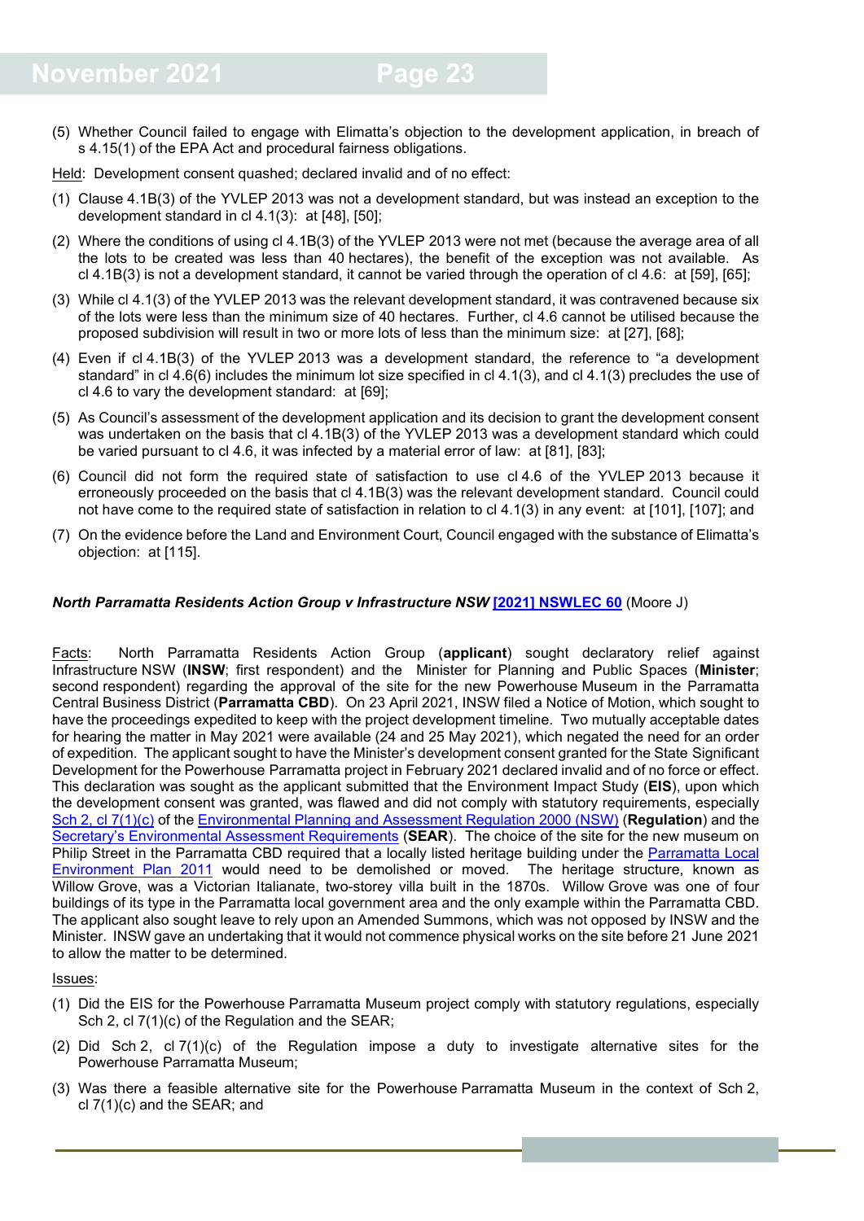(5) Whether Council failed to engage with Elimatta's objection to the development application, in breach of s 4.15(1) of the EPA Act and procedural fairness obligations.

Held: Development consent quashed; declared invalid and of no effect:

(1) Clause 4.1B(3) of the YVLEP 2013 was not a development standard, but was instead an exception to the development standard in cl 4.1(3): at [48], [50];

(2) Where the conditions of using cl 4.1B(3) of the YVLEP 2013 were not met (because the average area of all the lots to be created was less than 40 hectares), the benefit of the exception was not available. As cl 4.1B(3) is not a development standard, it cannot be varied through the operation of cl 4.6: at [59], [65];

(3) While cl 4.1(3) of the YVLEP 2013 was the relevant development standard, it was contravened because six of the lots were less than the minimum size of 40 hectares. Further, cl 4.6 cannot be utilised because the proposed subdivision will result in two or more lots of less than the minimum size: at [27], [68];

(4) Even if cl 4.1B(3) of the YVLEP 2013 was a development standard, the reference to "a development standard" in cl 4.6(6) includes the minimum lot size specified in cl 4.1(3), and cl 4.1(3) precludes the use of cl 4.6 to vary the development standard: at [69];

(5) As Council's assessment of the development application and its decision to grant the development consent was undertaken on the basis that cl 4.1B(3) of the YVLEP 2013 was a development standard which could be varied pursuant to cl 4.6, it was infected by a material error of law: at [81], [83];

(6) Council did not form the required state of satisfaction to use cl 4.6 of the YVLEP 2013 because it erroneously proceeded on the basis that cl 4.1B(3) was the relevant development standard. Council could not have come to the required state of satisfaction in relation to cl 4.1(3) in any event: at [101], [107]; and

(7) On the evidence before the Land and Environment Court, Council engaged with the substance of Elimatta's objection: at [115].

***North Parramatta Residents Action Group v Infrastructure NSW* [2021] NSWLEC 60** (Moore J)

Facts: North Parramatta Residents Action Group (**applicant**) sought declaratory relief against Infrastructure NSW (**INSW**; first respondent) and the Minister for Planning and Public Spaces (**Minister**; second respondent) regarding the approval of the site for the new Powerhouse Museum in the Parramatta Central Business District (**Parramatta CBD**). On 23 April 2021, INSW filed a Notice of Motion, which sought to have the proceedings expedited to keep with the project development timeline. Two mutually acceptable dates for hearing the matter in May 2021 were available (24 and 25 May 2021), which negated the need for an order of expedition. The applicant sought to have the Minister's development consent granted for the State Significant Development for the Powerhouse Parramatta project in February 2021 declared invalid and of no force or effect. This declaration was sought as the applicant submitted that the Environment Impact Study (**EIS**), upon which the development consent was granted, was flawed and did not comply with statutory requirements, especially Sch 2, cl 7(1)(c) of the Environmental Planning and Assessment Regulation 2000 (NSW) (**Regulation**) and the Secretary's Environmental Assessment Requirements (**SEAR**). The choice of the site for the new museum on Philip Street in the Parramatta CBD required that a locally listed heritage building under the Parramatta Local Environment Plan 2011 would need to be demolished or moved. The heritage structure, known as Willow Grove, was a Victorian Italianate, two-storey villa built in the 1870s. Willow Grove was one of four buildings of its type in the Parramatta local government area and the only example within the Parramatta CBD. The applicant also sought leave to rely upon an Amended Summons, which was not opposed by INSW and the Minister. INSW gave an undertaking that it would not commence physical works on the site before 21 June 2021 to allow the matter to be determined.

Issues:

(1) Did the EIS for the Powerhouse Parramatta Museum project comply with statutory regulations, especially Sch 2, cl 7(1)(c) of the Regulation and the SEAR;

(2) Did Sch 2, cl 7(1)(c) of the Regulation impose a duty to investigate alternative sites for the Powerhouse Parramatta Museum;

(3) Was there a feasible alternative site for the Powerhouse Parramatta Museum in the context of Sch 2, cl 7(1)(c) and the SEAR; and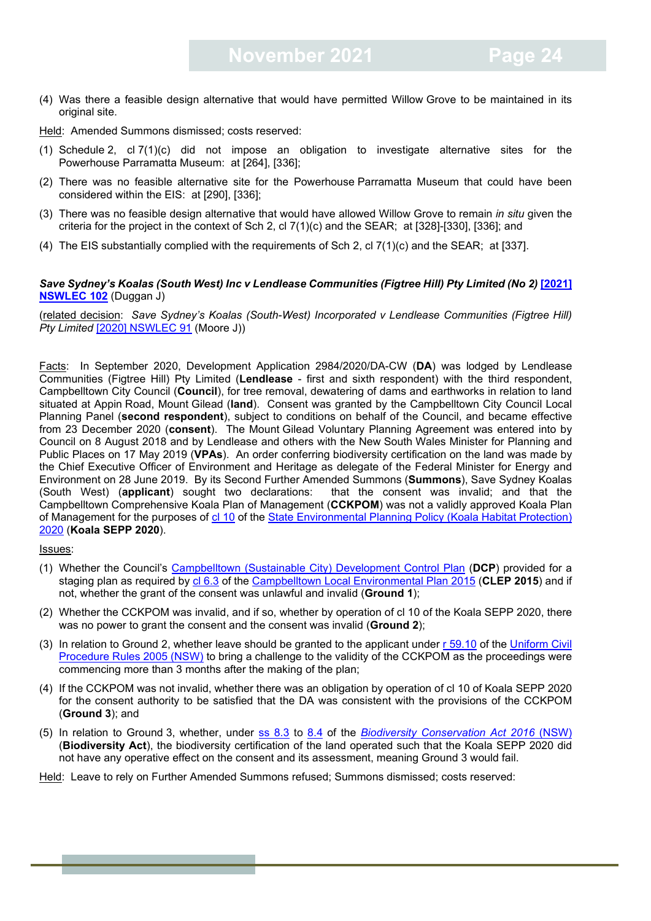(4) Was there a feasible design alternative that would have permitted Willow Grove to be maintained in its original site.

Held: Amended Summons dismissed; costs reserved:

(1) Schedule 2, cl 7(1)(c) did not impose an obligation to investigate alternative sites for the Powerhouse Parramatta Museum: at [264], [336];

(2) There was no feasible alternative site for the Powerhouse Parramatta Museum that could have been considered within the EIS: at [290], [336];

(3) There was no feasible design alternative that would have allowed Willow Grove to remain *in situ* given the criteria for the project in the context of Sch 2, cl 7(1)(c) and the SEAR; at [328]-[330], [336]; and

(4) The EIS substantially complied with the requirements of Sch 2, cl 7(1)(c) and the SEAR; at [337].

***Save Sydney's Koalas (South West) Inc v Lendlease Communities (Figtree Hill) Pty Limited (No 2)* [2021] NSWLEC 102** (Duggan J)

(related decision: *Save Sydney's Koalas (South-West) Incorporated v Lendlease Communities (Figtree Hill) Pty Limited* [2020] NSWLEC 91 (Moore J))

Facts: In September 2020, Development Application 2984/2020/DA-CW (**DA**) was lodged by Lendlease Communities (Figtree Hill) Pty Limited (**Lendlease** - first and sixth respondent) with the third respondent, Campbelltown City Council (**Council**), for tree removal, dewatering of dams and earthworks in relation to land situated at Appin Road, Mount Gilead (**land**). Consent was granted by the Campbelltown City Council Local Planning Panel (**second respondent**), subject to conditions on behalf of the Council, and became effective from 23 December 2020 (**consent**). The Mount Gilead Voluntary Planning Agreement was entered into by Council on 8 August 2018 and by Lendlease and others with the New South Wales Minister for Planning and Public Places on 17 May 2019 (**VPAs**). An order conferring biodiversity certification on the land was made by the Chief Executive Officer of Environment and Heritage as delegate of the Federal Minister for Energy and Environment on 28 June 2019. By its Second Further Amended Summons (**Summons**), Save Sydney Koalas (South West) (**applicant**) sought two declarations: that the consent was invalid; and that the Campbelltown Comprehensive Koala Plan of Management (**CCKPOM**) was not a validly approved Koala Plan of Management for the purposes of cl 10 of the State Environmental Planning Policy (Koala Habitat Protection) 2020 (**Koala SEPP 2020**).

Issues:

(1) Whether the Council's Campbelltown (Sustainable City) Development Control Plan (**DCP**) provided for a staging plan as required by cl 6.3 of the Campbelltown Local Environmental Plan 2015 (**CLEP 2015**) and if not, whether the grant of the consent was unlawful and invalid (**Ground 1**);

(2) Whether the CCKPOM was invalid, and if so, whether by operation of cl 10 of the Koala SEPP 2020, there was no power to grant the consent and the consent was invalid (**Ground 2**);

(3) In relation to Ground 2, whether leave should be granted to the applicant under r 59.10 of the Uniform Civil Procedure Rules 2005 (NSW) to bring a challenge to the validity of the CCKPOM as the proceedings were commencing more than 3 months after the making of the plan;

(4) If the CCKPOM was not invalid, whether there was an obligation by operation of cl 10 of Koala SEPP 2020 for the consent authority to be satisfied that the DA was consistent with the provisions of the CCKPOM (**Ground 3**); and

(5) In relation to Ground 3, whether, under ss 8.3 to 8.4 of the *Biodiversity Conservation Act 2016* (NSW) (**Biodiversity Act**), the biodiversity certification of the land operated such that the Koala SEPP 2020 did not have any operative effect on the consent and its assessment, meaning Ground 3 would fail.

Held: Leave to rely on Further Amended Summons refused; Summons dismissed; costs reserved: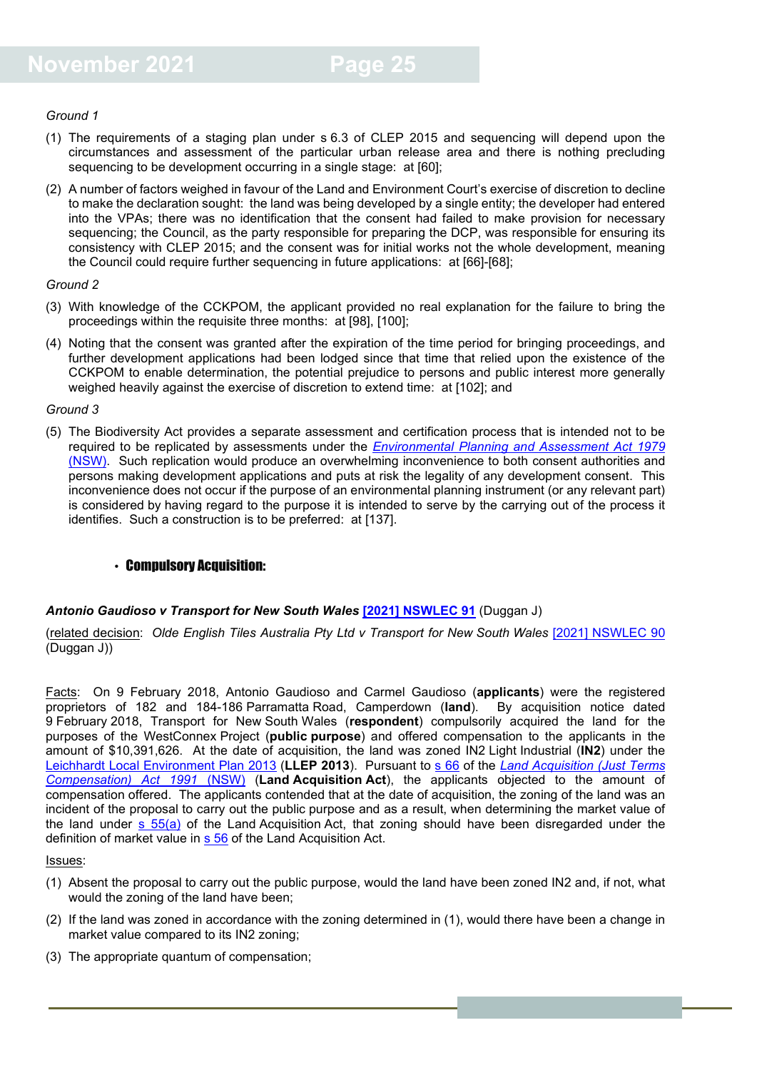*Ground 1*

(1) The requirements of a staging plan under s 6.3 of CLEP 2015 and sequencing will depend upon the circumstances and assessment of the particular urban release area and there is nothing precluding sequencing to be development occurring in a single stage: at [60];

(2) A number of factors weighed in favour of the Land and Environment Court's exercise of discretion to decline to make the declaration sought: the land was being developed by a single entity; the developer had entered into the VPAs; there was no identification that the consent had failed to make provision for necessary sequencing; the Council, as the party responsible for preparing the DCP, was responsible for ensuring its consistency with CLEP 2015; and the consent was for initial works not the whole development, meaning the Council could require further sequencing in future applications: at [66]-[68];

*Ground 2*

(3) With knowledge of the CCKPOM, the applicant provided no real explanation for the failure to bring the proceedings within the requisite three months: at [98], [100];

(4) Noting that the consent was granted after the expiration of the time period for bringing proceedings, and further development applications had been lodged since that time that relied upon the existence of the CCKPOM to enable determination, the potential prejudice to persons and public interest more generally weighed heavily against the exercise of discretion to extend time: at [102]; and

*Ground 3*

(5) The Biodiversity Act provides a separate assessment and certification process that is intended not to be required to be replicated by assessments under the *Environmental Planning and Assessment Act 1979* (NSW). Such replication would produce an overwhelming inconvenience to both consent authorities and persons making development applications and puts at risk the legality of any development consent. This inconvenience does not occur if the purpose of an environmental planning instrument (or any relevant part) is considered by having regard to the purpose it is intended to serve by the carrying out of the process it identifies. Such a construction is to be preferred: at [137].

- **Compulsory Acquisition:**

***Antonio Gaudioso v Transport for New South Wales* [2021] NSWLEC 91** (Duggan J)

(related decision: *Olde English Tiles Australia Pty Ltd v Transport for New South Wales* [2021] NSWLEC 90 (Duggan J))

Facts: On 9 February 2018, Antonio Gaudioso and Carmel Gaudioso (**applicants**) were the registered proprietors of 182 and 184-186 Parramatta Road, Camperdown (**land**). By acquisition notice dated 9 February 2018, Transport for New South Wales (**respondent**) compulsorily acquired the land for the purposes of the WestConnex Project (**public purpose**) and offered compensation to the applicants in the amount of $10,391,626. At the date of acquisition, the land was zoned IN2 Light Industrial (**IN2**) under the Leichhardt Local Environment Plan 2013 (**LLEP 2013**). Pursuant to s 66 of the *Land Acquisition (Just Terms Compensation) Act 1991* (NSW) (**Land Acquisition Act**), the applicants objected to the amount of compensation offered. The applicants contended that at the date of acquisition, the zoning of the land was an incident of the proposal to carry out the public purpose and as a result, when determining the market value of the land under s 55(a) of the Land Acquisition Act, that zoning should have been disregarded under the definition of market value in s 56 of the Land Acquisition Act.

Issues:

(1) Absent the proposal to carry out the public purpose, would the land have been zoned IN2 and, if not, what would the zoning of the land have been;

(2) If the land was zoned in accordance with the zoning determined in (1), would there have been a change in market value compared to its IN2 zoning;

(3) The appropriate quantum of compensation;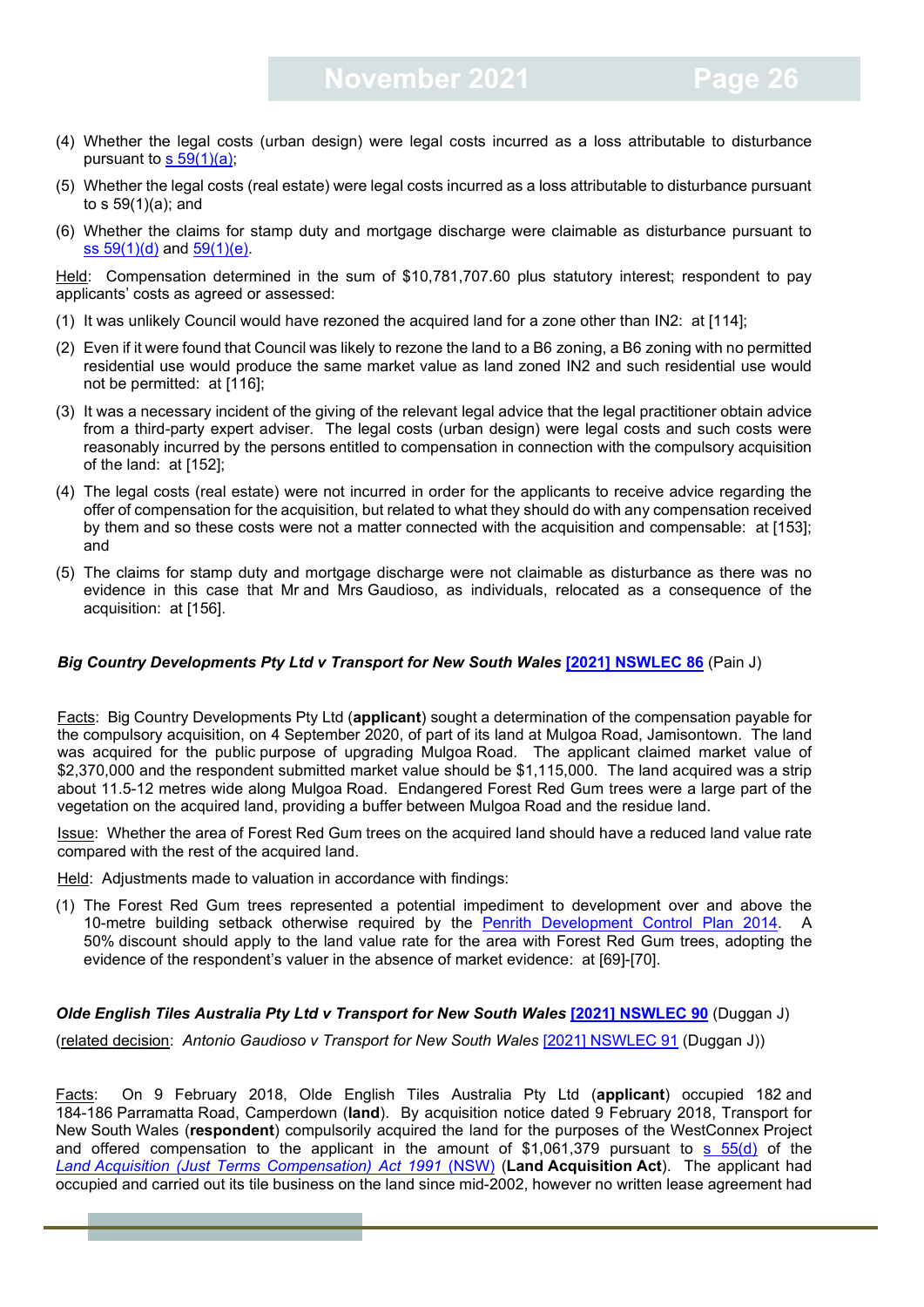(4) Whether the legal costs (urban design) were legal costs incurred as a loss attributable to disturbance pursuant to s 59(1)(a);

(5) Whether the legal costs (real estate) were legal costs incurred as a loss attributable to disturbance pursuant to s 59(1)(a); and

(6) Whether the claims for stamp duty and mortgage discharge were claimable as disturbance pursuant to ss 59(1)(d) and 59(1)(e).

Held: Compensation determined in the sum of $10,781,707.60 plus statutory interest; respondent to pay applicants' costs as agreed or assessed:

(1) It was unlikely Council would have rezoned the acquired land for a zone other than IN2: at [114];

(2) Even if it were found that Council was likely to rezone the land to a B6 zoning, a B6 zoning with no permitted residential use would produce the same market value as land zoned IN2 and such residential use would not be permitted: at [116];

(3) It was a necessary incident of the giving of the relevant legal advice that the legal practitioner obtain advice from a third-party expert adviser. The legal costs (urban design) were legal costs and such costs were reasonably incurred by the persons entitled to compensation in connection with the compulsory acquisition of the land: at [152];

(4) The legal costs (real estate) were not incurred in order for the applicants to receive advice regarding the offer of compensation for the acquisition, but related to what they should do with any compensation received by them and so these costs were not a matter connected with the acquisition and compensable: at [153]; and

(5) The claims for stamp duty and mortgage discharge were not claimable as disturbance as there was no evidence in this case that Mr and Mrs Gaudioso, as individuals, relocated as a consequence of the acquisition: at [156].

***Big Country Developments Pty Ltd v Transport for New South Wales* [2021] NSWLEC 86** (Pain J)

Facts: Big Country Developments Pty Ltd (**applicant**) sought a determination of the compensation payable for the compulsory acquisition, on 4 September 2020, of part of its land at Mulgoa Road, Jamisontown. The land was acquired for the public purpose of upgrading Mulgoa Road. The applicant claimed market value of $2,370,000 and the respondent submitted market value should be $1,115,000. The land acquired was a strip about 11.5-12 metres wide along Mulgoa Road. Endangered Forest Red Gum trees were a large part of the vegetation on the acquired land, providing a buffer between Mulgoa Road and the residue land.

Issue: Whether the area of Forest Red Gum trees on the acquired land should have a reduced land value rate compared with the rest of the acquired land.

Held: Adjustments made to valuation in accordance with findings:

(1) The Forest Red Gum trees represented a potential impediment to development over and above the 10-metre building setback otherwise required by the Penrith Development Control Plan 2014. A 50% discount should apply to the land value rate for the area with Forest Red Gum trees, adopting the evidence of the respondent's valuer in the absence of market evidence: at [69]-[70].

***Olde English Tiles Australia Pty Ltd v Transport for New South Wales* [2021] NSWLEC 90** (Duggan J)

(related decision: *Antonio Gaudioso v Transport for New South Wales* [2021] NSWLEC 91 (Duggan J))

Facts: On 9 February 2018, Olde English Tiles Australia Pty Ltd (**applicant**) occupied 182 and 184-186 Parramatta Road, Camperdown (**land**). By acquisition notice dated 9 February 2018, Transport for New South Wales (**respondent**) compulsorily acquired the land for the purposes of the WestConnex Project and offered compensation to the applicant in the amount of $1,061,379 pursuant to s 55(d) of the *Land Acquisition (Just Terms Compensation) Act 1991* (NSW) (**Land Acquisition Act**). The applicant had occupied and carried out its tile business on the land since mid-2002, however no written lease agreement had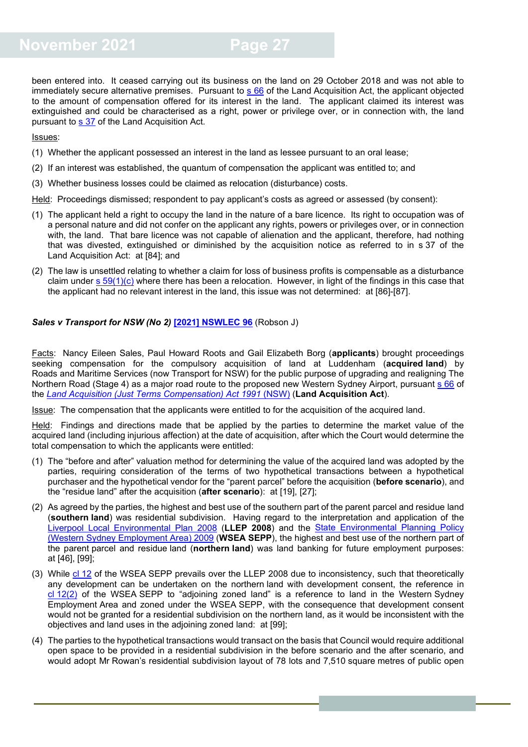been entered into. It ceased carrying out its business on the land on 29 October 2018 and was not able to immediately secure alternative premises. Pursuant to s 66 of the Land Acquisition Act, the applicant objected to the amount of compensation offered for its interest in the land. The applicant claimed its interest was extinguished and could be characterised as a right, power or privilege over, or in connection with, the land pursuant to s 37 of the Land Acquisition Act.

Issues:

(1) Whether the applicant possessed an interest in the land as lessee pursuant to an oral lease;

(2) If an interest was established, the quantum of compensation the applicant was entitled to; and

(3) Whether business losses could be claimed as relocation (disturbance) costs.

Held: Proceedings dismissed; respondent to pay applicant's costs as agreed or assessed (by consent):

(1) The applicant held a right to occupy the land in the nature of a bare licence. Its right to occupation was of a personal nature and did not confer on the applicant any rights, powers or privileges over, or in connection with, the land. That bare licence was not capable of alienation and the applicant, therefore, had nothing that was divested, extinguished or diminished by the acquisition notice as referred to in s 37 of the Land Acquisition Act: at [84]; and

(2) The law is unsettled relating to whether a claim for loss of business profits is compensable as a disturbance claim under s 59(1)(c) where there has been a relocation. However, in light of the findings in this case that the applicant had no relevant interest in the land, this issue was not determined: at [86]-[87].

***Sales v Transport for NSW (No 2)* [2021] NSWLEC 96** (Robson J)

Facts: Nancy Eileen Sales, Paul Howard Roots and Gail Elizabeth Borg (**applicants**) brought proceedings seeking compensation for the compulsory acquisition of land at Luddenham (**acquired land**) by Roads and Maritime Services (now Transport for NSW) for the public purpose of upgrading and realigning The Northern Road (Stage 4) as a major road route to the proposed new Western Sydney Airport, pursuant s 66 of the *Land Acquisition (Just Terms Compensation) Act 1991* (NSW) (**Land Acquisition Act**).

Issue: The compensation that the applicants were entitled to for the acquisition of the acquired land.

Held: Findings and directions made that be applied by the parties to determine the market value of the acquired land (including injurious affection) at the date of acquisition, after which the Court would determine the total compensation to which the applicants were entitled:

(1) The "before and after" valuation method for determining the value of the acquired land was adopted by the parties, requiring consideration of the terms of two hypothetical transactions between a hypothetical purchaser and the hypothetical vendor for the "parent parcel" before the acquisition (**before scenario**), and the "residue land" after the acquisition (**after scenario**): at [19], [27];

(2) As agreed by the parties, the highest and best use of the southern part of the parent parcel and residue land (**southern land**) was residential subdivision. Having regard to the interpretation and application of the Liverpool Local Environmental Plan 2008 (**LLEP 2008**) and the State Environmental Planning Policy (Western Sydney Employment Area) 2009 (**WSEA SEPP**), the highest and best use of the northern part of the parent parcel and residue land (**northern land**) was land banking for future employment purposes: at [46], [99];

(3) While cl 12 of the WSEA SEPP prevails over the LLEP 2008 due to inconsistency, such that theoretically any development can be undertaken on the northern land with development consent, the reference in cl 12(2) of the WSEA SEPP to "adjoining zoned land" is a reference to land in the Western Sydney Employment Area and zoned under the WSEA SEPP, with the consequence that development consent would not be granted for a residential subdivision on the northern land, as it would be inconsistent with the objectives and land uses in the adjoining zoned land: at [99];

(4) The parties to the hypothetical transactions would transact on the basis that Council would require additional open space to be provided in a residential subdivision in the before scenario and the after scenario, and would adopt Mr Rowan's residential subdivision layout of 78 lots and 7,510 square metres of public open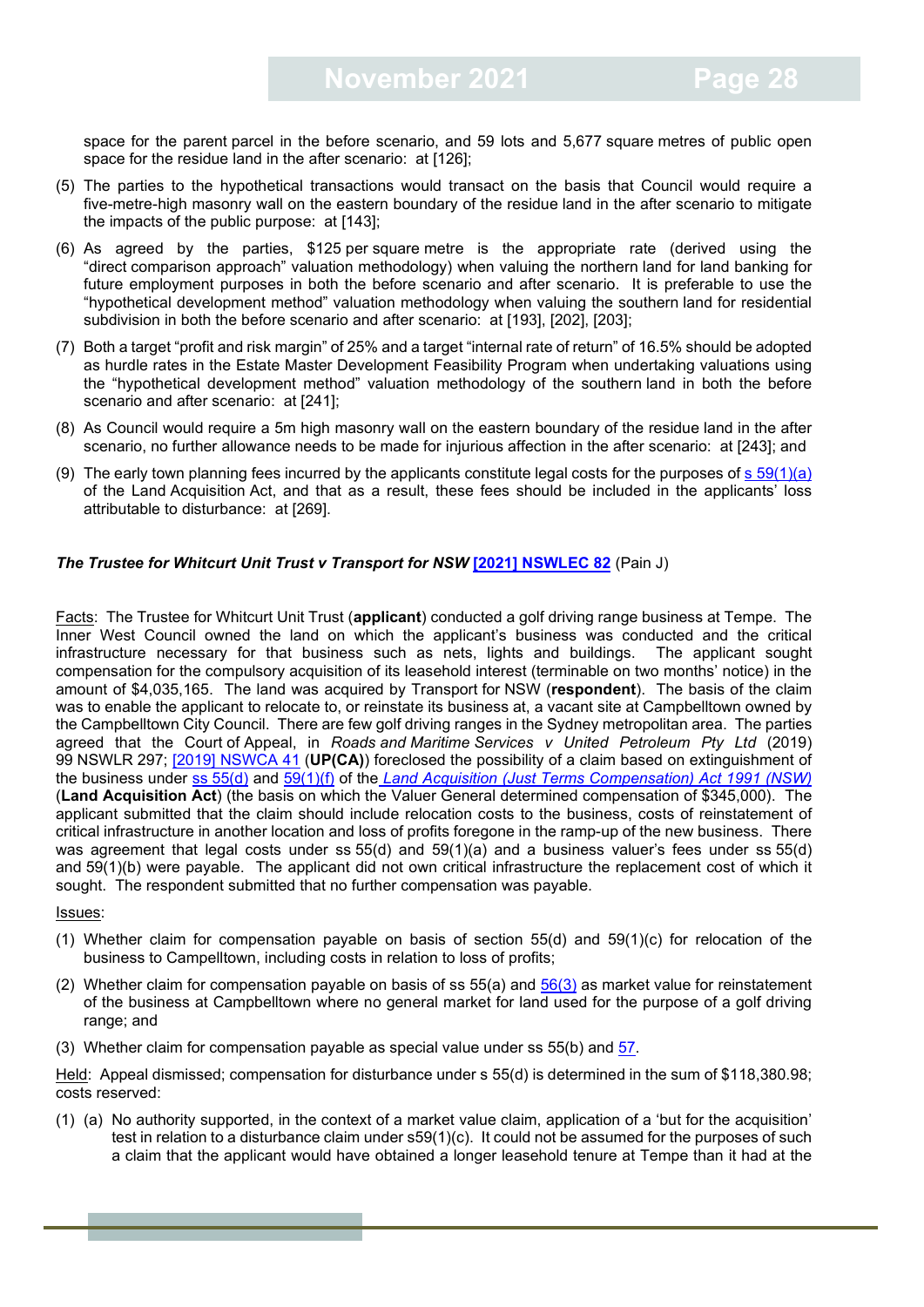space for the parent parcel in the before scenario, and 59 lots and 5,677 square metres of public open space for the residue land in the after scenario: at [126];

(5) The parties to the hypothetical transactions would transact on the basis that Council would require a five-metre-high masonry wall on the eastern boundary of the residue land in the after scenario to mitigate the impacts of the public purpose: at [143];

(6) As agreed by the parties, $125 per square metre is the appropriate rate (derived using the "direct comparison approach" valuation methodology) when valuing the northern land for land banking for future employment purposes in both the before scenario and after scenario. It is preferable to use the "hypothetical development method" valuation methodology when valuing the southern land for residential subdivision in both the before scenario and after scenario: at [193], [202], [203];

(7) Both a target "profit and risk margin" of 25% and a target "internal rate of return" of 16.5% should be adopted as hurdle rates in the Estate Master Development Feasibility Program when undertaking valuations using the "hypothetical development method" valuation methodology of the southern land in both the before scenario and after scenario: at [241];

(8) As Council would require a 5m high masonry wall on the eastern boundary of the residue land in the after scenario, no further allowance needs to be made for injurious affection in the after scenario: at [243]; and

(9) The early town planning fees incurred by the applicants constitute legal costs for the purposes of s 59(1)(a) of the Land Acquisition Act, and that as a result, these fees should be included in the applicants' loss attributable to disturbance: at [269].

***The Trustee for Whitcurt Unit Trust v Transport for NSW* [2021] NSWLEC 82** (Pain J)

Facts: The Trustee for Whitcurt Unit Trust (**applicant**) conducted a golf driving range business at Tempe. The Inner West Council owned the land on which the applicant's business was conducted and the critical infrastructure necessary for that business such as nets, lights and buildings. The applicant sought compensation for the compulsory acquisition of its leasehold interest (terminable on two months' notice) in the amount of $4,035,165. The land was acquired by Transport for NSW (**respondent**). The basis of the claim was to enable the applicant to relocate to, or reinstate its business at, a vacant site at Campbelltown owned by the Campbelltown City Council. There are few golf driving ranges in the Sydney metropolitan area. The parties agreed that the Court of Appeal, in *Roads and Maritime Services v United Petroleum Pty Ltd* (2019) 99 NSWLR 297; [2019] NSWCA 41 (**UP(CA)**) foreclosed the possibility of a claim based on extinguishment of the business under ss 55(d) and 59(1)(f) of the *Land Acquisition (Just Terms Compensation) Act 1991 (NSW)* (**Land Acquisition Act**) (the basis on which the Valuer General determined compensation of $345,000). The applicant submitted that the claim should include relocation costs to the business, costs of reinstatement of critical infrastructure in another location and loss of profits foregone in the ramp-up of the new business. There was agreement that legal costs under ss 55(d) and 59(1)(a) and a business valuer's fees under ss 55(d) and 59(1)(b) were payable. The applicant did not own critical infrastructure the replacement cost of which it sought. The respondent submitted that no further compensation was payable.

Issues:

(1) Whether claim for compensation payable on basis of section 55(d) and 59(1)(c) for relocation of the business to Campbelltown, including costs in relation to loss of profits;

(2) Whether claim for compensation payable on basis of ss 55(a) and 56(3) as market value for reinstatement of the business at Campbelltown where no general market for land used for the purpose of a golf driving range; and

(3) Whether claim for compensation payable as special value under ss 55(b) and 57.

Held: Appeal dismissed; compensation for disturbance under s 55(d) is determined in the sum of $118,380.98; costs reserved:

(1) (a) No authority supported, in the context of a market value claim, application of a 'but for the acquisition' test in relation to a disturbance claim under s59(1)(c). It could not be assumed for the purposes of such a claim that the applicant would have obtained a longer leasehold tenure at Tempe than it had at the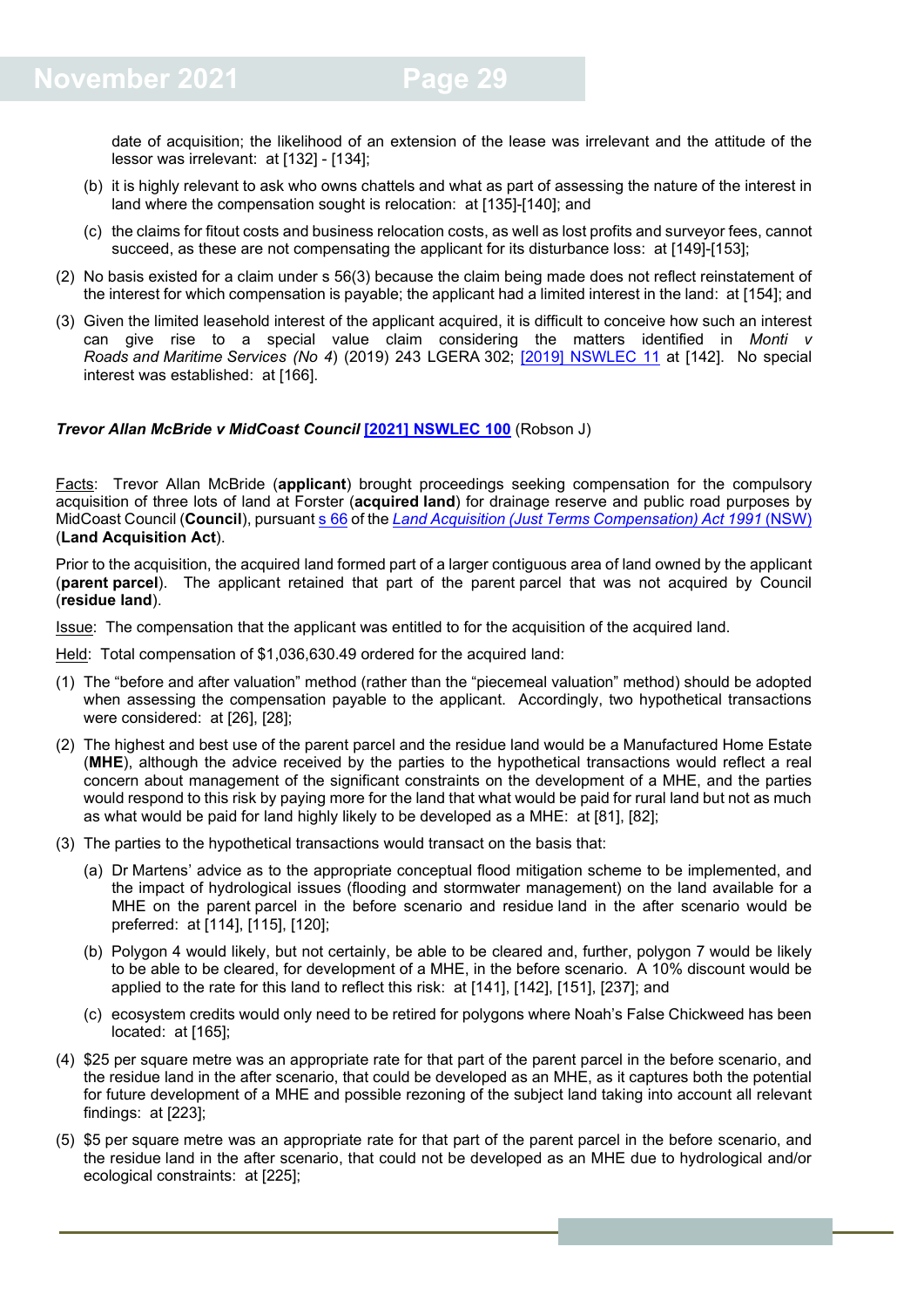date of acquisition; the likelihood of an extension of the lease was irrelevant and the attitude of the lessor was irrelevant: at [132] - [134];

(b) it is highly relevant to ask who owns chattels and what as part of assessing the nature of the interest in land where the compensation sought is relocation: at [135]-[140]; and

(c) the claims for fitout costs and business relocation costs, as well as lost profits and surveyor fees, cannot succeed, as these are not compensating the applicant for its disturbance loss: at [149]-[153];

(2) No basis existed for a claim under s 56(3) because the claim being made does not reflect reinstatement of the interest for which compensation is payable; the applicant had a limited interest in the land: at [154]; and

(3) Given the limited leasehold interest of the applicant acquired, it is difficult to conceive how such an interest can give rise to a special value claim considering the matters identified in *Monti v Roads and Maritime Services (No 4)* (2019) 243 LGERA 302; [2019] NSWLEC 11 at [142]. No special interest was established: at [166].

***Trevor Allan McBride v MidCoast Council* [2021] NSWLEC 100** (Robson J)

Facts: Trevor Allan McBride (**applicant**) brought proceedings seeking compensation for the compulsory acquisition of three lots of land at Forster (**acquired land**) for drainage reserve and public road purposes by MidCoast Council (**Council**), pursuant s 66 of the *Land Acquisition (Just Terms Compensation) Act 1991* (NSW) (**Land Acquisition Act**).

Prior to the acquisition, the acquired land formed part of a larger contiguous area of land owned by the applicant (**parent parcel**). The applicant retained that part of the parent parcel that was not acquired by Council (**residue land**).

Issue: The compensation that the applicant was entitled to for the acquisition of the acquired land.

Held: Total compensation of $1,036,630.49 ordered for the acquired land:

(1) The "before and after valuation" method (rather than the "piecemeal valuation" method) should be adopted when assessing the compensation payable to the applicant. Accordingly, two hypothetical transactions were considered: at [26], [28];

(2) The highest and best use of the parent parcel and the residue land would be a Manufactured Home Estate (**MHE**), although the advice received by the parties to the hypothetical transactions would reflect a real concern about management of the significant constraints on the development of a MHE, and the parties would respond to this risk by paying more for the land that what would be paid for rural land but not as much as what would be paid for land highly likely to be developed as a MHE: at [81], [82];

(3) The parties to the hypothetical transactions would transact on the basis that:

(a) Dr Martens' advice as to the appropriate conceptual flood mitigation scheme to be implemented, and the impact of hydrological issues (flooding and stormwater management) on the land available for a MHE on the parent parcel in the before scenario and residue land in the after scenario would be preferred: at [114], [115], [120];

(b) Polygon 4 would likely, but not certainly, be able to be cleared and, further, polygon 7 would be likely to be able to be cleared, for development of a MHE, in the before scenario. A 10% discount would be applied to the rate for this land to reflect this risk: at [141], [142], [151], [237]; and

(c) ecosystem credits would only need to be retired for polygons where Noah's False Chickweed has been located: at [165];

(4) $25 per square metre was an appropriate rate for that part of the parent parcel in the before scenario, and the residue land in the after scenario, that could be developed as an MHE, as it captures both the potential for future development of a MHE and possible rezoning of the subject land taking into account all relevant findings: at [223];

(5) $5 per square metre was an appropriate rate for that part of the parent parcel in the before scenario, and the residue land in the after scenario, that could not be developed as an MHE due to hydrological and/or ecological constraints: at [225];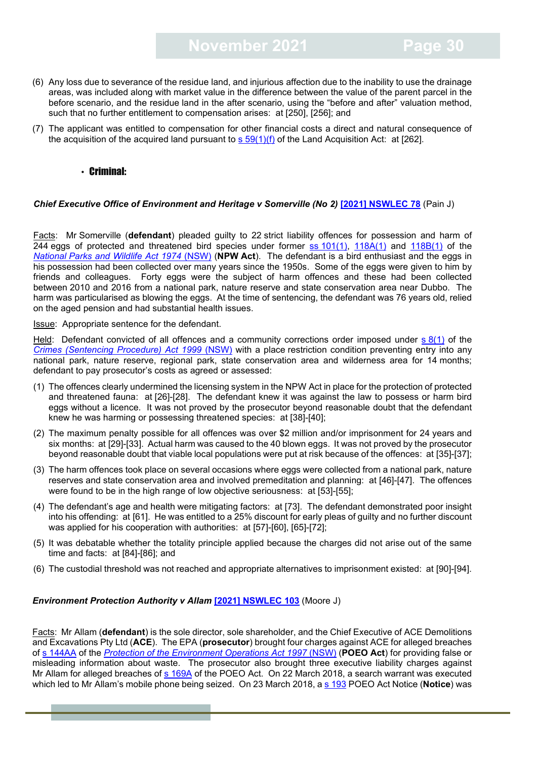(6) Any loss due to severance of the residue land, and injurious affection due to the inability to use the drainage areas, was included along with market value in the difference between the value of the parent parcel in the before scenario, and the residue land in the after scenario, using the "before and after" valuation method, such that no further entitlement to compensation arises: at [250], [256]; and

(7) The applicant was entitled to compensation for other financial costs a direct and natural consequence of the acquisition of the acquired land pursuant to s 59(1)(f) of the Land Acquisition Act: at [262].

- **Criminal:**

***Chief Executive Office of Environment and Heritage v Somerville (No 2)*** **[2021] NSWLEC 78** (Pain J)

Facts: Mr Somerville (**defendant**) pleaded guilty to 22 strict liability offences for possession and harm of 244 eggs of protected and threatened bird species under former ss 101(1), 118A(1) and 118B(1) of the *National Parks and Wildlife Act 1974* (NSW) (**NPW Act**). The defendant is a bird enthusiast and the eggs in his possession had been collected over many years since the 1950s. Some of the eggs were given to him by friends and colleagues. Forty eggs were the subject of harm offences and these had been collected between 2010 and 2016 from a national park, nature reserve and state conservation area near Dubbo. The harm was particularised as blowing the eggs. At the time of sentencing, the defendant was 76 years old, relied on the aged pension and had substantial health issues.

Issue: Appropriate sentence for the defendant.

Held: Defendant convicted of all offences and a community corrections order imposed under s 8(1) of the *Crimes (Sentencing Procedure) Act 1999* (NSW) with a place restriction condition preventing entry into any national park, nature reserve, regional park, state conservation area and wilderness area for 14 months; defendant to pay prosecutor's costs as agreed or assessed:

(1) The offences clearly undermined the licensing system in the NPW Act in place for the protection of protected and threatened fauna: at [26]-[28]. The defendant knew it was against the law to possess or harm bird eggs without a licence. It was not proved by the prosecutor beyond reasonable doubt that the defendant knew he was harming or possessing threatened species: at [38]-[40];

(2) The maximum penalty possible for all offences was over $2 million and/or imprisonment for 24 years and six months: at [29]-[33]. Actual harm was caused to the 40 blown eggs. It was not proved by the prosecutor beyond reasonable doubt that viable local populations were put at risk because of the offences: at [35]-[37];

(3) The harm offences took place on several occasions where eggs were collected from a national park, nature reserves and state conservation area and involved premeditation and planning: at [46]-[47]. The offences were found to be in the high range of low objective seriousness: at [53]-[55];

(4) The defendant's age and health were mitigating factors: at [73]. The defendant demonstrated poor insight into his offending: at [61]. He was entitled to a 25% discount for early pleas of guilty and no further discount was applied for his cooperation with authorities: at [57]-[60], [65]-[72];

(5) It was debatable whether the totality principle applied because the charges did not arise out of the same time and facts: at [84]-[86]; and

(6) The custodial threshold was not reached and appropriate alternatives to imprisonment existed: at [90]-[94].

***Environment Protection Authority v Allam*** **[2021] NSWLEC 103** (Moore J)

Facts: Mr Allam (**defendant**) is the sole director, sole shareholder, and the Chief Executive of ACE Demolitions and Excavations Pty Ltd (**ACE**). The EPA (**prosecutor**) brought four charges against ACE for alleged breaches of s 144AA of the *Protection of the Environment Operations Act 1997* (NSW) (**POEO Act**) for providing false or misleading information about waste. The prosecutor also brought three executive liability charges against Mr Allam for alleged breaches of s 169A of the POEO Act. On 22 March 2018, a search warrant was executed which led to Mr Allam's mobile phone being seized. On 23 March 2018, a s 193 POEO Act Notice (**Notice**) was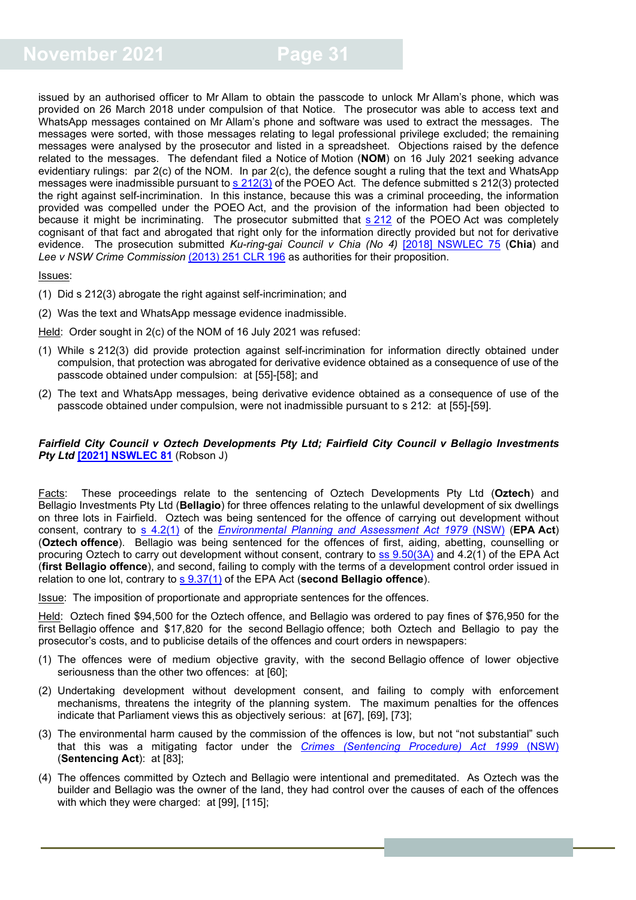issued by an authorised officer to Mr Allam to obtain the passcode to unlock Mr Allam's phone, which was provided on 26 March 2018 under compulsion of that Notice. The prosecutor was able to access text and WhatsApp messages contained on Mr Allam's phone and software was used to extract the messages. The messages were sorted, with those messages relating to legal professional privilege excluded; the remaining messages were analysed by the prosecutor and listed in a spreadsheet. Objections raised by the defence related to the messages. The defendant filed a Notice of Motion (**NOM**) on 16 July 2021 seeking advance evidentiary rulings: par 2(c) of the NOM. In par 2(c), the defence sought a ruling that the text and WhatsApp messages were inadmissible pursuant to s 212(3) of the POEO Act. The defence submitted s 212(3) protected the right against self-incrimination. In this instance, because this was a criminal proceeding, the information provided was compelled under the POEO Act, and the provision of the information had been objected to because it might be incriminating. The prosecutor submitted that s 212 of the POEO Act was completely cognisant of that fact and abrogated that right only for the information directly provided but not for derivative evidence. The prosecution submitted *Ku-ring-gai Council v Chia (No 4)* [2018] NSWLEC 75 (**Chia**) and *Lee v NSW Crime Commission* (2013) 251 CLR 196 as authorities for their proposition.

Issues:

(1) Did s 212(3) abrogate the right against self-incrimination; and

(2) Was the text and WhatsApp message evidence inadmissible.

Held: Order sought in 2(c) of the NOM of 16 July 2021 was refused:

(1) While s 212(3) did provide protection against self-incrimination for information directly obtained under compulsion, that protection was abrogated for derivative evidence obtained as a consequence of use of the passcode obtained under compulsion: at [55]-[58]; and

(2) The text and WhatsApp messages, being derivative evidence obtained as a consequence of use of the passcode obtained under compulsion, were not inadmissible pursuant to s 212: at [55]-[59].

***Fairfield City Council v Oztech Developments Pty Ltd; Fairfield City Council v Bellagio Investments Pty Ltd* [2021] NSWLEC 81** (Robson J)

Facts: These proceedings relate to the sentencing of Oztech Developments Pty Ltd (**Oztech**) and Bellagio Investments Pty Ltd (**Bellagio**) for three offences relating to the unlawful development of six dwellings on three lots in Fairfield. Oztech was being sentenced for the offence of carrying out development without consent, contrary to s 4.2(1) of the *Environmental Planning and Assessment Act 1979* (NSW) (**EPA Act**) (**Oztech offence**). Bellagio was being sentenced for the offences of first, aiding, abetting, counselling or procuring Oztech to carry out development without consent, contrary to ss 9.50(3A) and 4.2(1) of the EPA Act (**first Bellagio offence**), and second, failing to comply with the terms of a development control order issued in relation to one lot, contrary to s 9.37(1) of the EPA Act (**second Bellagio offence**).

Issue: The imposition of proportionate and appropriate sentences for the offences.

Held: Oztech fined $94,500 for the Oztech offence, and Bellagio was ordered to pay fines of $76,950 for the first Bellagio offence and $17,820 for the second Bellagio offence; both Oztech and Bellagio to pay the prosecutor's costs, and to publicise details of the offences and court orders in newspapers:

(1) The offences were of medium objective gravity, with the second Bellagio offence of lower objective seriousness than the other two offences: at [60];

(2) Undertaking development without development consent, and failing to comply with enforcement mechanisms, threatens the integrity of the planning system. The maximum penalties for the offences indicate that Parliament views this as objectively serious: at [67], [69], [73];

(3) The environmental harm caused by the commission of the offences is low, but not "not substantial" such that this was a mitigating factor under the *Crimes (Sentencing Procedure) Act 1999* (NSW) (**Sentencing Act**): at [83];

(4) The offences committed by Oztech and Bellagio were intentional and premeditated. As Oztech was the builder and Bellagio was the owner of the land, they had control over the causes of each of the offences with which they were charged: at [99], [115];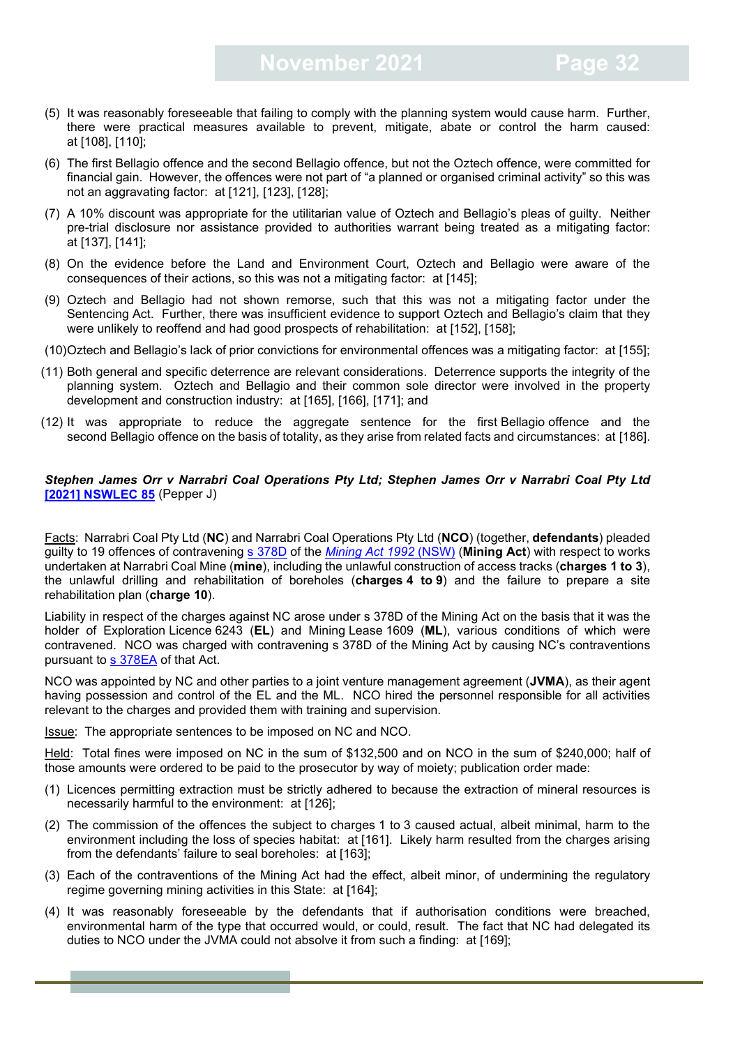(5) It was reasonably foreseeable that failing to comply with the planning system would cause harm. Further, there were practical measures available to prevent, mitigate, abate or control the harm caused: at [108], [110];

(6) The first Bellagio offence and the second Bellagio offence, but not the Oztech offence, were committed for financial gain. However, the offences were not part of "a planned or organised criminal activity" so this was not an aggravating factor: at [121], [123], [128];

(7) A 10% discount was appropriate for the utilitarian value of Oztech and Bellagio's pleas of guilty. Neither pre-trial disclosure nor assistance provided to authorities warrant being treated as a mitigating factor: at [137], [141];

(8) On the evidence before the Land and Environment Court, Oztech and Bellagio were aware of the consequences of their actions, so this was not a mitigating factor: at [145];

(9) Oztech and Bellagio had not shown remorse, such that this was not a mitigating factor under the Sentencing Act. Further, there was insufficient evidence to support Oztech and Bellagio's claim that they were unlikely to reoffend and had good prospects of rehabilitation: at [152], [158];

(10) Oztech and Bellagio's lack of prior convictions for environmental offences was a mitigating factor: at [155];

(11) Both general and specific deterrence are relevant considerations. Deterrence supports the integrity of the planning system. Oztech and Bellagio and their common sole director were involved in the property development and construction industry: at [165], [166], [171]; and

(12) It was appropriate to reduce the aggregate sentence for the first Bellagio offence and the second Bellagio offence on the basis of totality, as they arise from related facts and circumstances: at [186].

***Stephen James Orr v Narrabri Coal Operations Pty Ltd; Stephen James Orr v Narrabri Coal Pty Ltd* [2021] NSWLEC 85** (Pepper J)

Facts: Narrabri Coal Pty Ltd (**NC**) and Narrabri Coal Operations Pty Ltd (**NCO**) (together, **defendants**) pleaded guilty to 19 offences of contravening s 378D of the *Mining Act 1992* (NSW) (**Mining Act**) with respect to works undertaken at Narrabri Coal Mine (**mine**), including the unlawful construction of access tracks (**charges 1 to 3**), the unlawful drilling and rehabilitation of boreholes (**charges 4 to 9**) and the failure to prepare a site rehabilitation plan (**charge 10**).

Liability in respect of the charges against NC arose under s 378D of the Mining Act on the basis that it was the holder of Exploration Licence 6243 (**EL**) and Mining Lease 1609 (**ML**), various conditions of which were contravened. NCO was charged with contravening s 378D of the Mining Act by causing NC's contraventions pursuant to s 378EA of that Act.

NCO was appointed by NC and other parties to a joint venture management agreement (**JVMA**), as their agent having possession and control of the EL and the ML. NCO hired the personnel responsible for all activities relevant to the charges and provided them with training and supervision.

Issue: The appropriate sentences to be imposed on NC and NCO.

Held: Total fines were imposed on NC in the sum of $132,500 and on NCO in the sum of $240,000; half of those amounts were ordered to be paid to the prosecutor by way of moiety; publication order made:

(1) Licences permitting extraction must be strictly adhered to because the extraction of mineral resources is necessarily harmful to the environment: at [126];

(2) The commission of the offences the subject to charges 1 to 3 caused actual, albeit minimal, harm to the environment including the loss of species habitat: at [161]. Likely harm resulted from the charges arising from the defendants' failure to seal boreholes: at [163];

(3) Each of the contraventions of the Mining Act had the effect, albeit minor, of undermining the regulatory regime governing mining activities in this State: at [164];

(4) It was reasonably foreseeable by the defendants that if authorisation conditions were breached, environmental harm of the type that occurred would, or could, result. The fact that NC had delegated its duties to NCO under the JVMA could not absolve it from such a finding: at [169];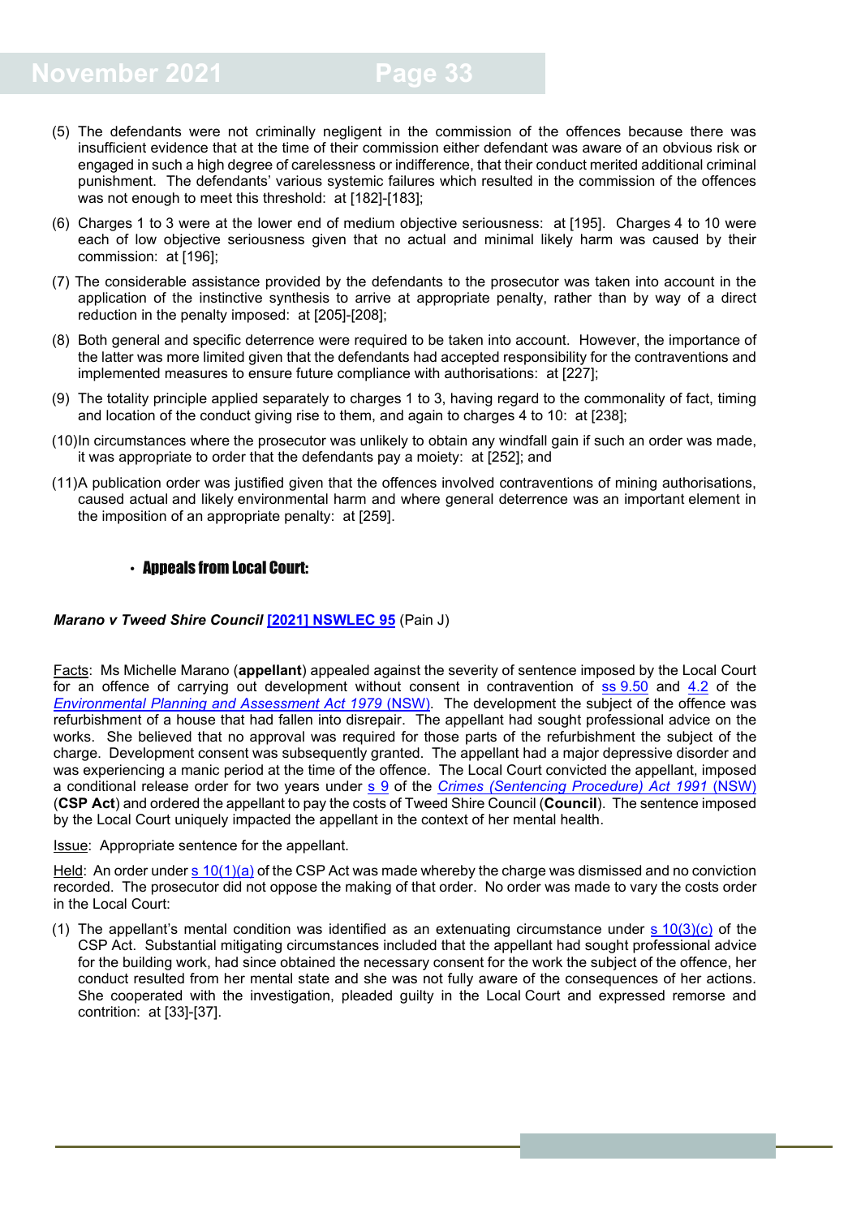(5) The defendants were not criminally negligent in the commission of the offences because there was insufficient evidence that at the time of their commission either defendant was aware of an obvious risk or engaged in such a high degree of carelessness or indifference, that their conduct merited additional criminal punishment. The defendants' various systemic failures which resulted in the commission of the offences was not enough to meet this threshold: at [182]-[183];

(6) Charges 1 to 3 were at the lower end of medium objective seriousness: at [195]. Charges 4 to 10 were each of low objective seriousness given that no actual and minimal likely harm was caused by their commission: at [196];

(7) The considerable assistance provided by the defendants to the prosecutor was taken into account in the application of the instinctive synthesis to arrive at appropriate penalty, rather than by way of a direct reduction in the penalty imposed: at [205]-[208];

(8) Both general and specific deterrence were required to be taken into account. However, the importance of the latter was more limited given that the defendants had accepted responsibility for the contraventions and implemented measures to ensure future compliance with authorisations: at [227];

(9) The totality principle applied separately to charges 1 to 3, having regard to the commonality of fact, timing and location of the conduct giving rise to them, and again to charges 4 to 10: at [238];

(10) In circumstances where the prosecutor was unlikely to obtain any windfall gain if such an order was made, it was appropriate to order that the defendants pay a moiety: at [252]; and

(11) A publication order was justified given that the offences involved contraventions of mining authorisations, caused actual and likely environmental harm and where general deterrence was an important element in the imposition of an appropriate penalty: at [259].

- **Appeals from Local Court:**

***Marano v Tweed Shire Council* [2021] NSWLEC 95** (Pain J)

Facts: Ms Michelle Marano (**appellant**) appealed against the severity of sentence imposed by the Local Court for an offence of carrying out development without consent in contravention of ss 9.50 and 4.2 of the *Environmental Planning and Assessment Act 1979* (NSW). The development the subject of the offence was refurbishment of a house that had fallen into disrepair. The appellant had sought professional advice on the works. She believed that no approval was required for those parts of the refurbishment the subject of the charge. Development consent was subsequently granted. The appellant had a major depressive disorder and was experiencing a manic period at the time of the offence. The Local Court convicted the appellant, imposed a conditional release order for two years under s 9 of the *Crimes (Sentencing Procedure) Act 1991* (NSW) (**CSP Act**) and ordered the appellant to pay the costs of Tweed Shire Council (**Council**). The sentence imposed by the Local Court uniquely impacted the appellant in the context of her mental health.

Issue: Appropriate sentence for the appellant.

Held: An order under s 10(1)(a) of the CSP Act was made whereby the charge was dismissed and no conviction recorded. The prosecutor did not oppose the making of that order. No order was made to vary the costs order in the Local Court:

(1) The appellant's mental condition was identified as an extenuating circumstance under s 10(3)(c) of the CSP Act. Substantial mitigating circumstances included that the appellant had sought professional advice for the building work, had since obtained the necessary consent for the work the subject of the offence, her conduct resulted from her mental state and she was not fully aware of the consequences of her actions. She cooperated with the investigation, pleaded guilty in the Local Court and expressed remorse and contrition: at [33]-[37].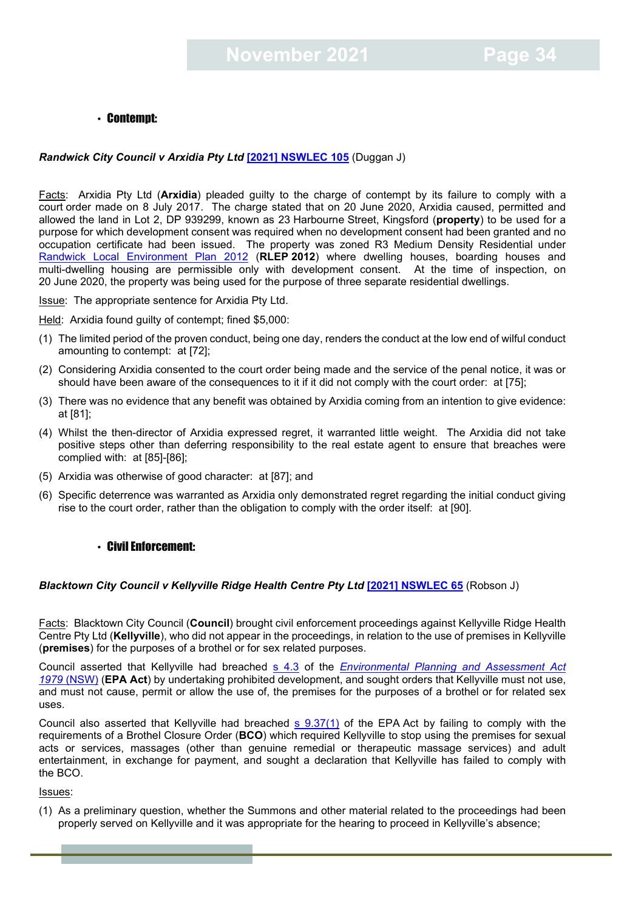- **Contempt:**

***Randwick City Council v Arxidia Pty Ltd* [[2021] NSWLEC 105]** (Duggan J)

Facts: Arxidia Pty Ltd (**Arxidia**) pleaded guilty to the charge of contempt by its failure to comply with a court order made on 8 July 2017. The charge stated that on 20 June 2020, Arxidia caused, permitted and allowed the land in Lot 2, DP 939299, known as 23 Harbourne Street, Kingsford (**property**) to be used for a purpose for which development consent was required when no development consent had been granted and no occupation certificate had been issued. The property was zoned R3 Medium Density Residential under Randwick Local Environment Plan 2012 (**RLEP 2012**) where dwelling houses, boarding houses and multi-dwelling housing are permissible only with development consent. At the time of inspection, on 20 June 2020, the property was being used for the purpose of three separate residential dwellings.

Issue: The appropriate sentence for Arxidia Pty Ltd.

Held: Arxidia found guilty of contempt; fined $5,000:

(1) The limited period of the proven conduct, being one day, renders the conduct at the low end of wilful conduct amounting to contempt: at [72];

(2) Considering Arxidia consented to the court order being made and the service of the penal notice, it was or should have been aware of the consequences to it if it did not comply with the court order: at [75];

(3) There was no evidence that any benefit was obtained by Arxidia coming from an intention to give evidence: at [81];

(4) Whilst the then-director of Arxidia expressed regret, it warranted little weight. The Arxidia did not take positive steps other than deferring responsibility to the real estate agent to ensure that breaches were complied with: at [85]-[86];

(5) Arxidia was otherwise of good character: at [87]; and

(6) Specific deterrence was warranted as Arxidia only demonstrated regret regarding the initial conduct giving rise to the court order, rather than the obligation to comply with the order itself: at [90].

- **Civil Enforcement:**

***Blacktown City Council v Kellyville Ridge Health Centre Pty Ltd* [[2021] NSWLEC 65]** (Robson J)

Facts: Blacktown City Council (**Council**) brought civil enforcement proceedings against Kellyville Ridge Health Centre Pty Ltd (**Kellyville**), who did not appear in the proceedings, in relation to the use of premises in Kellyville (**premises**) for the purposes of a brothel or for sex related purposes.

Council asserted that Kellyville had breached s 4.3 of the *Environmental Planning and Assessment Act 1979* (NSW) (**EPA Act**) by undertaking prohibited development, and sought orders that Kellyville must not use, and must not cause, permit or allow the use of, the premises for the purposes of a brothel or for related sex uses.

Council also asserted that Kellyville had breached s 9.37(1) of the EPA Act by failing to comply with the requirements of a Brothel Closure Order (**BCO**) which required Kellyville to stop using the premises for sexual acts or services, massages (other than genuine remedial or therapeutic massage services) and adult entertainment, in exchange for payment, and sought a declaration that Kellyville has failed to comply with the BCO.

Issues:

(1) As a preliminary question, whether the Summons and other material related to the proceedings had been properly served on Kellyville and it was appropriate for the hearing to proceed in Kellyville's absence;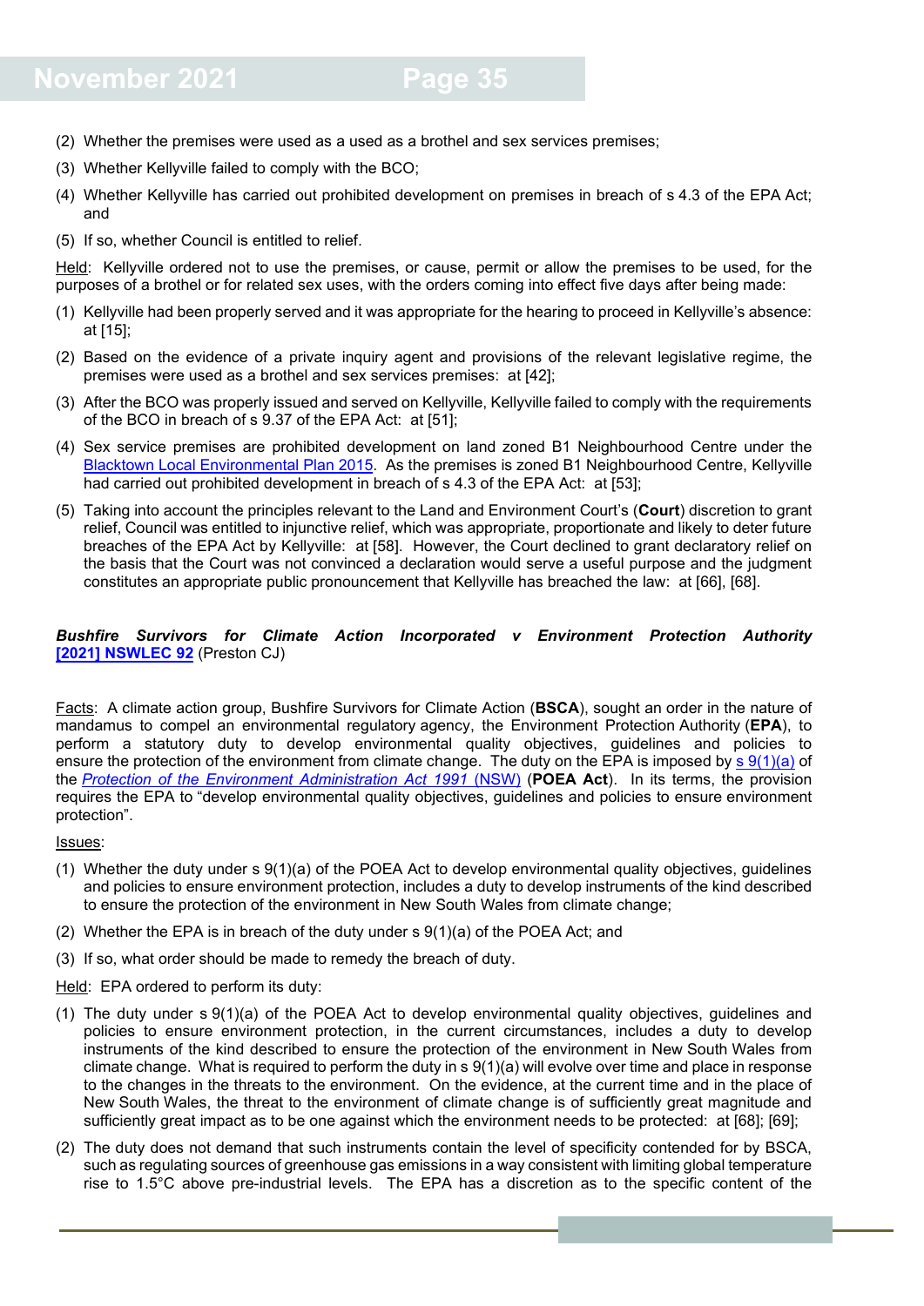(2) Whether the premises were used as a used as a brothel and sex services premises;

(3) Whether Kellyville failed to comply with the BCO;

(4) Whether Kellyville has carried out prohibited development on premises in breach of s 4.3 of the EPA Act; and

(5) If so, whether Council is entitled to relief.

Held: Kellyville ordered not to use the premises, or cause, permit or allow the premises to be used, for the purposes of a brothel or for related sex uses, with the orders coming into effect five days after being made:

(1) Kellyville had been properly served and it was appropriate for the hearing to proceed in Kellyville's absence: at [15];

(2) Based on the evidence of a private inquiry agent and provisions of the relevant legislative regime, the premises were used as a brothel and sex services premises: at [42];

(3) After the BCO was properly issued and served on Kellyville, Kellyville failed to comply with the requirements of the BCO in breach of s 9.37 of the EPA Act: at [51];

(4) Sex service premises are prohibited development on land zoned B1 Neighbourhood Centre under the Blacktown Local Environmental Plan 2015. As the premises is zoned B1 Neighbourhood Centre, Kellyville had carried out prohibited development in breach of s 4.3 of the EPA Act: at [53];

(5) Taking into account the principles relevant to the Land and Environment Court's (**Court**) discretion to grant relief, Council was entitled to injunctive relief, which was appropriate, proportionate and likely to deter future breaches of the EPA Act by Kellyville: at [58]. However, the Court declined to grant declaratory relief on the basis that the Court was not convinced a declaration would serve a useful purpose and the judgment constitutes an appropriate public pronouncement that Kellyville has breached the law: at [66], [68].

***Bushfire Survivors for Climate Action Incorporated v Environment Protection Authority* [2021] NSWLEC 92** (Preston CJ)

Facts: A climate action group, Bushfire Survivors for Climate Action (**BSCA**), sought an order in the nature of mandamus to compel an environmental regulatory agency, the Environment Protection Authority (**EPA**), to perform a statutory duty to develop environmental quality objectives, guidelines and policies to ensure the protection of the environment from climate change. The duty on the EPA is imposed by s 9(1)(a) of the *Protection of the Environment Administration Act 1991* (NSW) (**POEA Act**). In its terms, the provision requires the EPA to "develop environmental quality objectives, guidelines and policies to ensure environment protection".

Issues:

(1) Whether the duty under s 9(1)(a) of the POEA Act to develop environmental quality objectives, guidelines and policies to ensure environment protection, includes a duty to develop instruments of the kind described to ensure the protection of the environment in New South Wales from climate change;

(2) Whether the EPA is in breach of the duty under s 9(1)(a) of the POEA Act; and

(3) If so, what order should be made to remedy the breach of duty.

Held: EPA ordered to perform its duty:

(1) The duty under s 9(1)(a) of the POEA Act to develop environmental quality objectives, guidelines and policies to ensure environment protection, in the current circumstances, includes a duty to develop instruments of the kind described to ensure the protection of the environment in New South Wales from climate change. What is required to perform the duty in s 9(1)(a) will evolve over time and place in response to the changes in the threats to the environment. On the evidence, at the current time and in the place of New South Wales, the threat to the environment of climate change is of sufficiently great magnitude and sufficiently great impact as to be one against which the environment needs to be protected: at [68]; [69];

(2) The duty does not demand that such instruments contain the level of specificity contended for by BSCA, such as regulating sources of greenhouse gas emissions in a way consistent with limiting global temperature rise to 1.5°C above pre-industrial levels. The EPA has a discretion as to the specific content of the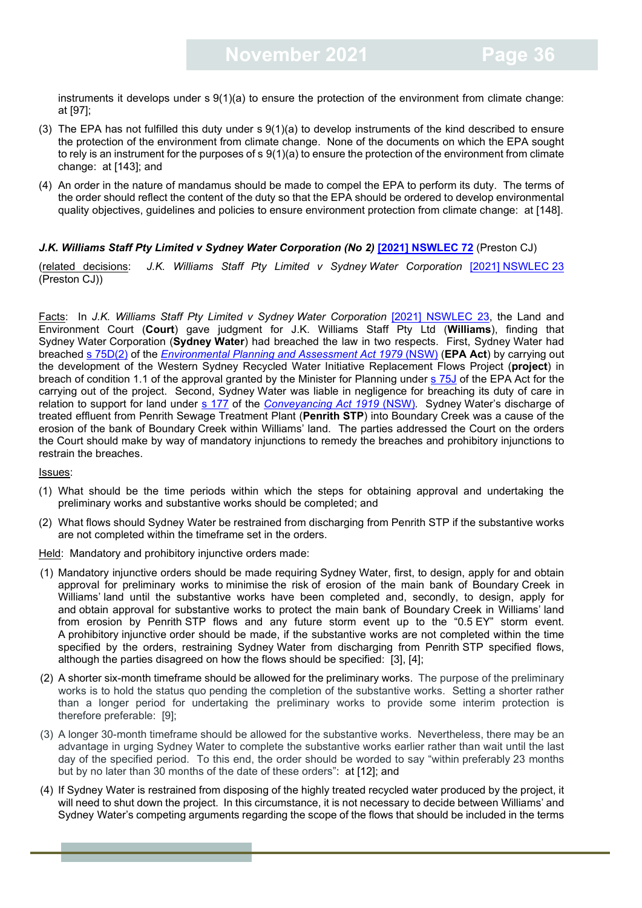instruments it develops under s 9(1)(a) to ensure the protection of the environment from climate change: at [97];

(3) The EPA has not fulfilled this duty under s 9(1)(a) to develop instruments of the kind described to ensure the protection of the environment from climate change. None of the documents on which the EPA sought to rely is an instrument for the purposes of s 9(1)(a) to ensure the protection of the environment from climate change: at [143]; and

(4) An order in the nature of mandamus should be made to compel the EPA to perform its duty. The terms of the order should reflect the content of the duty so that the EPA should be ordered to develop environmental quality objectives, guidelines and policies to ensure environment protection from climate change: at [148].

***J.K. Williams Staff Pty Limited v Sydney Water Corporation (No 2)* [2021] NSWLEC 72** (Preston CJ)

(related decisions: *J.K. Williams Staff Pty Limited v Sydney Water Corporation* [2021] NSWLEC 23 (Preston CJ))

Facts: In *J.K. Williams Staff Pty Limited v Sydney Water Corporation* [2021] NSWLEC 23, the Land and Environment Court (**Court**) gave judgment for J.K. Williams Staff Pty Ltd (**Williams**), finding that Sydney Water Corporation (**Sydney Water**) had breached the law in two respects. First, Sydney Water had breached s 75D(2) of the *Environmental Planning and Assessment Act 1979* (NSW) (**EPA Act**) by carrying out the development of the Western Sydney Recycled Water Initiative Replacement Flows Project (**project**) in breach of condition 1.1 of the approval granted by the Minister for Planning under s 75J of the EPA Act for the carrying out of the project. Second, Sydney Water was liable in negligence for breaching its duty of care in relation to support for land under s 177 of the *Conveyancing Act 1919* (NSW). Sydney Water's discharge of treated effluent from Penrith Sewage Treatment Plant (**Penrith STP**) into Boundary Creek was a cause of the erosion of the bank of Boundary Creek within Williams' land. The parties addressed the Court on the orders the Court should make by way of mandatory injunctions to remedy the breaches and prohibitory injunctions to restrain the breaches.

Issues:

(1) What should be the time periods within which the steps for obtaining approval and undertaking the preliminary works and substantive works should be completed; and

(2) What flows should Sydney Water be restrained from discharging from Penrith STP if the substantive works are not completed within the timeframe set in the orders.

Held: Mandatory and prohibitory injunctive orders made:

(1) Mandatory injunctive orders should be made requiring Sydney Water, first, to design, apply for and obtain approval for preliminary works to minimise the risk of erosion of the main bank of Boundary Creek in Williams' land until the substantive works have been completed and, secondly, to design, apply for and obtain approval for substantive works to protect the main bank of Boundary Creek in Williams' land from erosion by Penrith STP flows and any future storm event up to the "0.5 EY" storm event. A prohibitory injunctive order should be made, if the substantive works are not completed within the time specified by the orders, restraining Sydney Water from discharging from Penrith STP specified flows, although the parties disagreed on how the flows should be specified: [3], [4];

(2) A shorter six-month timeframe should be allowed for the preliminary works. The purpose of the preliminary works is to hold the status quo pending the completion of the substantive works. Setting a shorter rather than a longer period for undertaking the preliminary works to provide some interim protection is therefore preferable: [9];

(3) A longer 30-month timeframe should be allowed for the substantive works. Nevertheless, there may be an advantage in urging Sydney Water to complete the substantive works earlier rather than wait until the last day of the specified period. To this end, the order should be worded to say "within preferably 23 months but by no later than 30 months of the date of these orders": at [12]; and

(4) If Sydney Water is restrained from disposing of the highly treated recycled water produced by the project, it will need to shut down the project. In this circumstance, it is not necessary to decide between Williams' and Sydney Water's competing arguments regarding the scope of the flows that should be included in the terms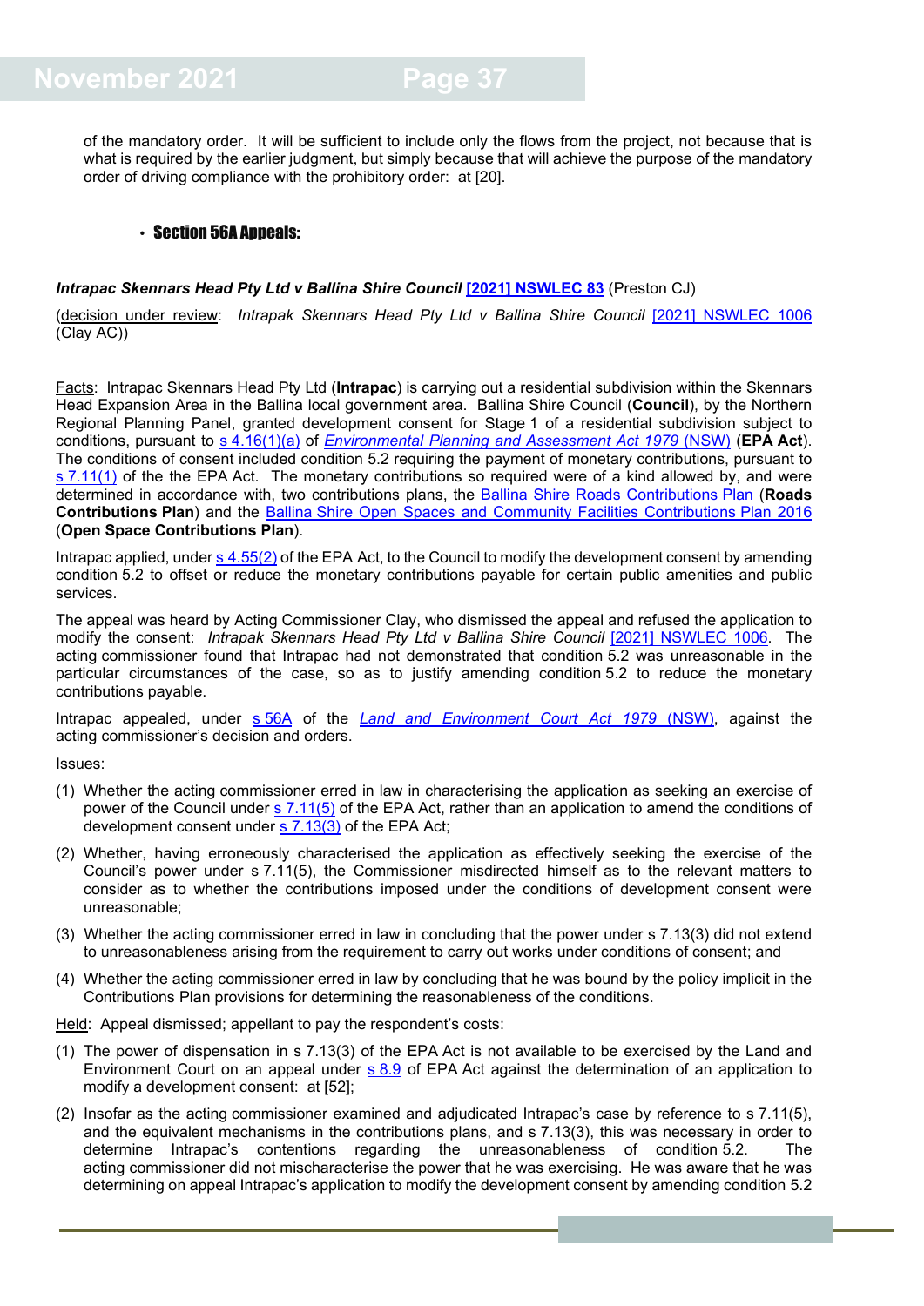of the mandatory order. It will be sufficient to include only the flows from the project, not because that is what is required by the earlier judgment, but simply because that will achieve the purpose of the mandatory order of driving compliance with the prohibitory order: at [20].

- **Section 56A Appeals:**

***Intrapac Skennars Head Pty Ltd v Ballina Shire Council* [2021] NSWLEC 83** (Preston CJ)

(decision under review: *Intrapak Skennars Head Pty Ltd v Ballina Shire Council* [2021] NSWLEC 1006 (Clay AC))

Facts: Intrapac Skennars Head Pty Ltd (**Intrapac**) is carrying out a residential subdivision within the Skennars Head Expansion Area in the Ballina local government area. Ballina Shire Council (**Council**), by the Northern Regional Planning Panel, granted development consent for Stage 1 of a residential subdivision subject to conditions, pursuant to s 4.16(1)(a) of *Environmental Planning and Assessment Act 1979* (NSW) (**EPA Act**). The conditions of consent included condition 5.2 requiring the payment of monetary contributions, pursuant to s 7.11(1) of the the EPA Act. The monetary contributions so required were of a kind allowed by, and were determined in accordance with, two contributions plans, the Ballina Shire Roads Contributions Plan (**Roads Contributions Plan**) and the Ballina Shire Open Spaces and Community Facilities Contributions Plan 2016 (**Open Space Contributions Plan**).

Intrapac applied, under s 4.55(2) of the EPA Act, to the Council to modify the development consent by amending condition 5.2 to offset or reduce the monetary contributions payable for certain public amenities and public services.

The appeal was heard by Acting Commissioner Clay, who dismissed the appeal and refused the application to modify the consent: *Intrapak Skennars Head Pty Ltd v Ballina Shire Council* [2021] NSWLEC 1006. The acting commissioner found that Intrapac had not demonstrated that condition 5.2 was unreasonable in the particular circumstances of the case, so as to justify amending condition 5.2 to reduce the monetary contributions payable.

Intrapac appealed, under s 56A of the *Land and Environment Court Act 1979* (NSW), against the acting commissioner's decision and orders.

Issues:

(1) Whether the acting commissioner erred in law in characterising the application as seeking an exercise of power of the Council under s 7.11(5) of the EPA Act, rather than an application to amend the conditions of development consent under s 7.13(3) of the EPA Act;

(2) Whether, having erroneously characterised the application as effectively seeking the exercise of the Council's power under s 7.11(5), the Commissioner misdirected himself as to the relevant matters to consider as to whether the contributions imposed under the conditions of development consent were unreasonable;

(3) Whether the acting commissioner erred in law in concluding that the power under s 7.13(3) did not extend to unreasonableness arising from the requirement to carry out works under conditions of consent; and

(4) Whether the acting commissioner erred in law by concluding that he was bound by the policy implicit in the Contributions Plan provisions for determining the reasonableness of the conditions.

Held: Appeal dismissed; appellant to pay the respondent's costs:

(1) The power of dispensation in s 7.13(3) of the EPA Act is not available to be exercised by the Land and Environment Court on an appeal under s 8.9 of EPA Act against the determination of an application to modify a development consent: at [52];

(2) Insofar as the acting commissioner examined and adjudicated Intrapac's case by reference to s 7.11(5), and the equivalent mechanisms in the contributions plans, and s 7.13(3), this was necessary in order to determine Intrapac's contentions regarding the unreasonableness of condition 5.2. The acting commissioner did not mischaracterise the power that he was exercising. He was aware that he was determining on appeal Intrapac's application to modify the development consent by amending condition 5.2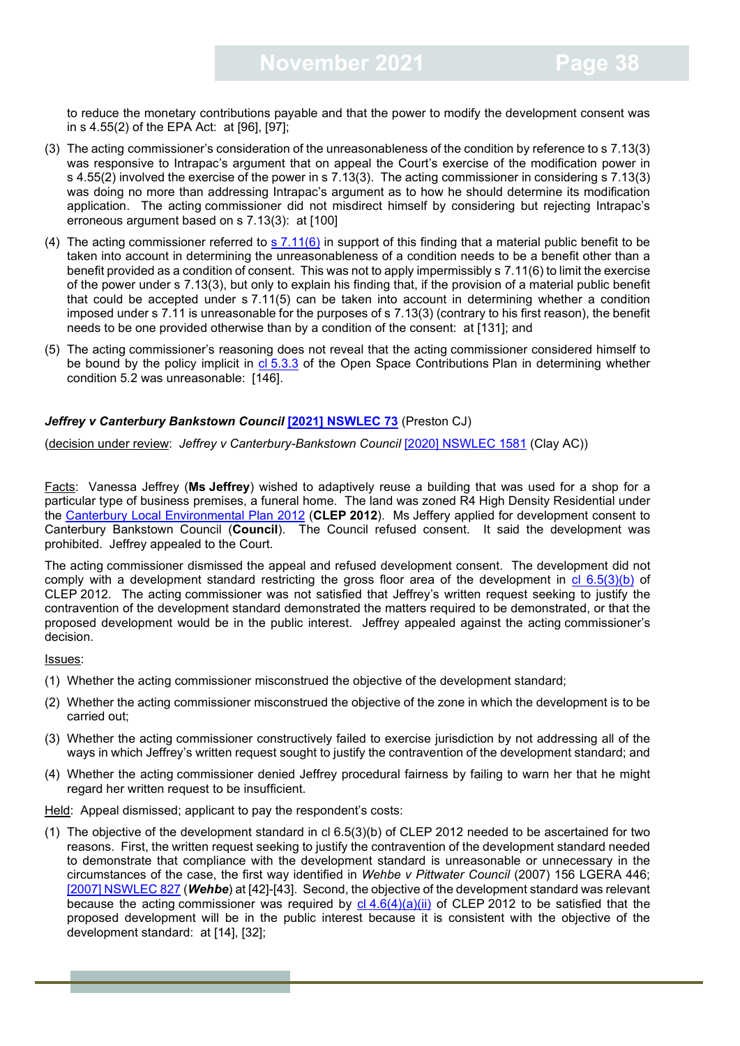to reduce the monetary contributions payable and that the power to modify the development consent was in s 4.55(2) of the EPA Act: at [96], [97];

(3) The acting commissioner's consideration of the unreasonableness of the condition by reference to s 7.13(3) was responsive to Intrapac's argument that on appeal the Court's exercise of the modification power in s 4.55(2) involved the exercise of the power in s 7.13(3). The acting commissioner in considering s 7.13(3) was doing no more than addressing Intrapac's argument as to how he should determine its modification application. The acting commissioner did not misdirect himself by considering but rejecting Intrapac's erroneous argument based on s 7.13(3): at [100]

(4) The acting commissioner referred to s 7.11(6) in support of this finding that a material public benefit to be taken into account in determining the unreasonableness of a condition needs to be a benefit other than a benefit provided as a condition of consent. This was not to apply impermissibly s 7.11(6) to limit the exercise of the power under s 7.13(3), but only to explain his finding that, if the provision of a material public benefit that could be accepted under s 7.11(5) can be taken into account in determining whether a condition imposed under s 7.11 is unreasonable for the purposes of s 7.13(3) (contrary to his first reason), the benefit needs to be one provided otherwise than by a condition of the consent: at [131]; and

(5) The acting commissioner's reasoning does not reveal that the acting commissioner considered himself to be bound by the policy implicit in cl 5.3.3 of the Open Space Contributions Plan in determining whether condition 5.2 was unreasonable: [146].

***Jeffrey v Canterbury Bankstown Council* [2021] NSWLEC 73** (Preston CJ)

(decision under review: *Jeffrey v Canterbury-Bankstown Council* [2020] NSWLEC 1581 (Clay AC))

Facts: Vanessa Jeffrey (**Ms Jeffrey**) wished to adaptively reuse a building that was used for a shop for a particular type of business premises, a funeral home. The land was zoned R4 High Density Residential under the Canterbury Local Environmental Plan 2012 (**CLEP 2012**). Ms Jeffery applied for development consent to Canterbury Bankstown Council (**Council**). The Council refused consent. It said the development was prohibited. Jeffrey appealed to the Court.

The acting commissioner dismissed the appeal and refused development consent. The development did not comply with a development standard restricting the gross floor area of the development in cl 6.5(3)(b) of CLEP 2012. The acting commissioner was not satisfied that Jeffrey's written request seeking to justify the contravention of the development standard demonstrated the matters required to be demonstrated, or that the proposed development would be in the public interest. Jeffrey appealed against the acting commissioner's decision.

Issues:

(1) Whether the acting commissioner misconstrued the objective of the development standard;

(2) Whether the acting commissioner misconstrued the objective of the zone in which the development is to be carried out;

(3) Whether the acting commissioner constructively failed to exercise jurisdiction by not addressing all of the ways in which Jeffrey's written request sought to justify the contravention of the development standard; and

(4) Whether the acting commissioner denied Jeffrey procedural fairness by failing to warn her that he might regard her written request to be insufficient.

Held: Appeal dismissed; applicant to pay the respondent's costs:

(1) The objective of the development standard in cl 6.5(3)(b) of CLEP 2012 needed to be ascertained for two reasons. First, the written request seeking to justify the contravention of the development standard needed to demonstrate that compliance with the development standard is unreasonable or unnecessary in the circumstances of the case, the first way identified in *Wehbe v Pittwater Council* (2007) 156 LGERA 446; [2007] NSWLEC 827 (***Wehbe***) at [42]-[43]. Second, the objective of the development standard was relevant because the acting commissioner was required by cl 4.6(4)(a)(ii) of CLEP 2012 to be satisfied that the proposed development will be in the public interest because it is consistent with the objective of the development standard: at [14], [32];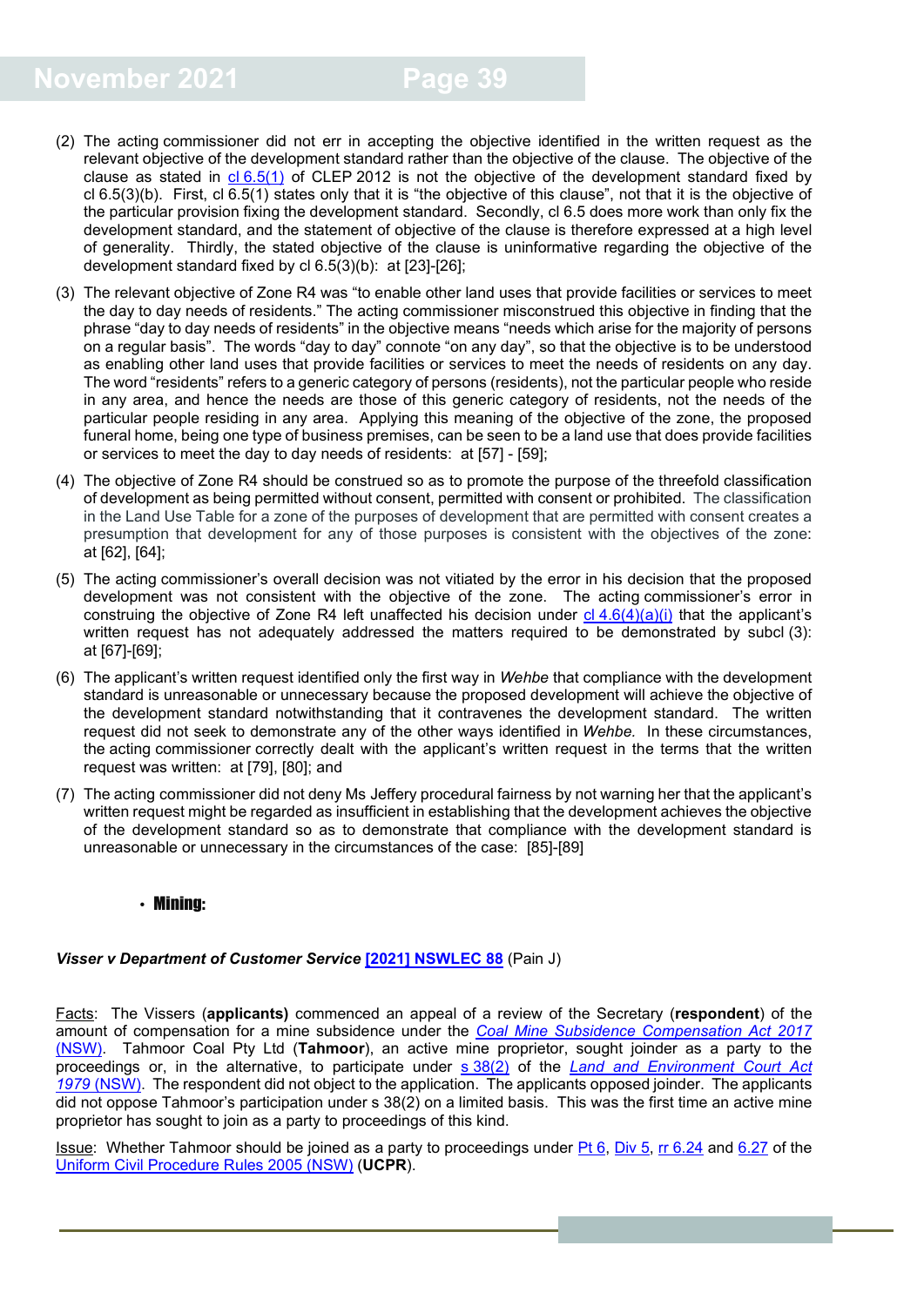(2) The acting commissioner did not err in accepting the objective identified in the written request as the relevant objective of the development standard rather than the objective of the clause. The objective of the clause as stated in cl 6.5(1) of CLEP 2012 is not the objective of the development standard fixed by cl 6.5(3)(b). First, cl 6.5(1) states only that it is "the objective of this clause", not that it is the objective of the particular provision fixing the development standard. Secondly, cl 6.5 does more work than only fix the development standard, and the statement of objective of the clause is therefore expressed at a high level of generality. Thirdly, the stated objective of the clause is uninformative regarding the objective of the development standard fixed by cl 6.5(3)(b): at [23]-[26];

(3) The relevant objective of Zone R4 was "to enable other land uses that provide facilities or services to meet the day to day needs of residents." The acting commissioner misconstrued this objective in finding that the phrase "day to day needs of residents" in the objective means "needs which arise for the majority of persons on a regular basis". The words "day to day" connote "on any day", so that the objective is to be understood as enabling other land uses that provide facilities or services to meet the needs of residents on any day. The word "residents" refers to a generic category of persons (residents), not the particular people who reside in any area, and hence the needs are those of this generic category of residents, not the needs of the particular people residing in any area. Applying this meaning of the objective of the zone, the proposed funeral home, being one type of business premises, can be seen to be a land use that does provide facilities or services to meet the day to day needs of residents: at [57] - [59];

(4) The objective of Zone R4 should be construed so as to promote the purpose of the threefold classification of development as being permitted without consent, permitted with consent or prohibited. The classification in the Land Use Table for a zone of the purposes of development that are permitted with consent creates a presumption that development for any of those purposes is consistent with the objectives of the zone: at [62], [64];

(5) The acting commissioner's overall decision was not vitiated by the error in his decision that the proposed development was not consistent with the objective of the zone. The acting commissioner's error in construing the objective of Zone R4 left unaffected his decision under cl 4.6(4)(a)(i) that the applicant's written request has not adequately addressed the matters required to be demonstrated by subcl (3): at [67]-[69];

(6) The applicant's written request identified only the first way in *Wehbe* that compliance with the development standard is unreasonable or unnecessary because the proposed development will achieve the objective of the development standard notwithstanding that it contravenes the development standard. The written request did not seek to demonstrate any of the other ways identified in *Wehbe.* In these circumstances, the acting commissioner correctly dealt with the applicant's written request in the terms that the written request was written: at [79], [80]; and

(7) The acting commissioner did not deny Ms Jeffery procedural fairness by not warning her that the applicant's written request might be regarded as insufficient in establishing that the development achieves the objective of the development standard so as to demonstrate that compliance with the development standard is unreasonable or unnecessary in the circumstances of the case: [85]-[89]

- **Mining:**

***Visser v Department of Customer Service* [2021] NSWLEC 88** (Pain J)

Facts: The Vissers (**applicants)** commenced an appeal of a review of the Secretary (**respondent**) of the amount of compensation for a mine subsidence under the *Coal Mine Subsidence Compensation Act 2017* (NSW). Tahmoor Coal Pty Ltd (**Tahmoor**), an active mine proprietor, sought joinder as a party to the proceedings or, in the alternative, to participate under s 38(2) of the *Land and Environment Court Act 1979* (NSW). The respondent did not object to the application. The applicants opposed joinder. The applicants did not oppose Tahmoor's participation under s 38(2) on a limited basis. This was the first time an active mine proprietor has sought to join as a party to proceedings of this kind.

Issue: Whether Tahmoor should be joined as a party to proceedings under Pt 6, Div 5, rr 6.24 and 6.27 of the Uniform Civil Procedure Rules 2005 (NSW) (**UCPR**).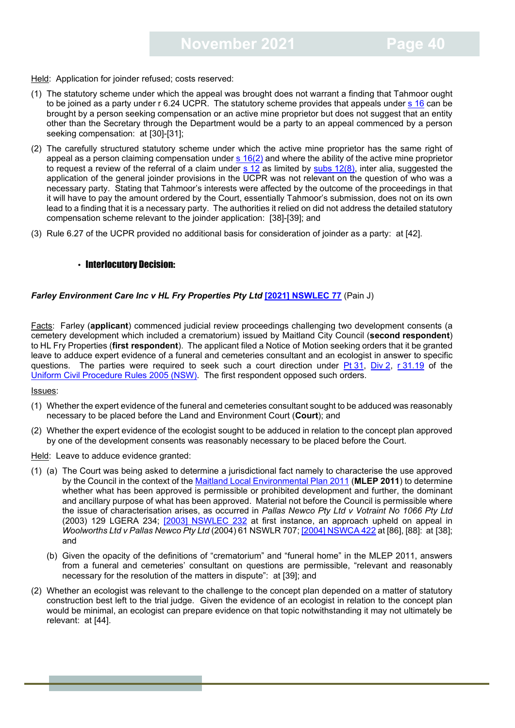Held: Application for joinder refused; costs reserved:

(1) The statutory scheme under which the appeal was brought does not warrant a finding that Tahmoor ought to be joined as a party under r 6.24 UCPR. The statutory scheme provides that appeals under [s 16](#) can be brought by a person seeking compensation or an active mine proprietor but does not suggest that an entity other than the Secretary through the Department would be a party to an appeal commenced by a person seeking compensation: at [30]-[31];

(2) The carefully structured statutory scheme under which the active mine proprietor has the same right of appeal as a person claiming compensation under [s 16(2)](#) and where the ability of the active mine proprietor to request a review of the referral of a claim under [s 12](#) as limited by [subs 12(8)](#), inter alia, suggested the application of the general joinder provisions in the UCPR was not relevant on the question of who was a necessary party. Stating that Tahmoor's interests were affected by the outcome of the proceedings in that it will have to pay the amount ordered by the Court, essentially Tahmoor's submission, does not on its own lead to a finding that it is a necessary party. The authorities it relied on did not address the detailed statutory compensation scheme relevant to the joinder application: [38]-[39]; and

(3) Rule 6.27 of the UCPR provided no additional basis for consideration of joinder as a party: at [42].

- **Interlocutory Decision:**

***Farley Environment Care Inc v HL Fry Properties Pty Ltd* [[2021] NSWLEC 77](#)** (Pain J)

Facts: Farley (**applicant**) commenced judicial review proceedings challenging two development consents (a cemetery development which included a crematorium) issued by Maitland City Council (**second respondent**) to HL Fry Properties (**first respondent**). The applicant filed a Notice of Motion seeking orders that it be granted leave to adduce expert evidence of a funeral and cemeteries consultant and an ecologist in answer to specific questions. The parties were required to seek such a court direction under [Pt 31](#), [Div 2](#), [r 31.19](#) of the [Uniform Civil Procedure Rules 2005 (NSW)](#). The first respondent opposed such orders.

Issues:

(1) Whether the expert evidence of the funeral and cemeteries consultant sought to be adduced was reasonably necessary to be placed before the Land and Environment Court (**Court**); and

(2) Whether the expert evidence of the ecologist sought to be adduced in relation to the concept plan approved by one of the development consents was reasonably necessary to be placed before the Court.

Held: Leave to adduce evidence granted:

(1) (a) The Court was being asked to determine a jurisdictional fact namely to characterise the use approved by the Council in the context of the [Maitland Local Environmental Plan 2011](#) (**MLEP 2011**) to determine whether what has been approved is permissible or prohibited development and further, the dominant and ancillary purpose of what has been approved. Material not before the Council is permissible where the issue of characterisation arises, as occurred in *Pallas Newco Pty Ltd v Votraint No 1066 Pty Ltd* (2003) 129 LGERA 234; [[2003] NSWLEC 232](#) at first instance, an approach upheld on appeal in *Woolworths Ltd v Pallas Newco Pty Ltd* (2004) 61 NSWLR 707; [[2004] NSWCA 422](#) at [86], [88]: at [38]; and

(b) Given the opacity of the definitions of "crematorium" and "funeral home" in the MLEP 2011, answers from a funeral and cemeteries' consultant on questions are permissible, "relevant and reasonably necessary for the resolution of the matters in dispute": at [39]; and

(2) Whether an ecologist was relevant to the challenge to the concept plan depended on a matter of statutory construction best left to the trial judge. Given the evidence of an ecologist in relation to the concept plan would be minimal, an ecologist can prepare evidence on that topic notwithstanding it may not ultimately be relevant: at [44].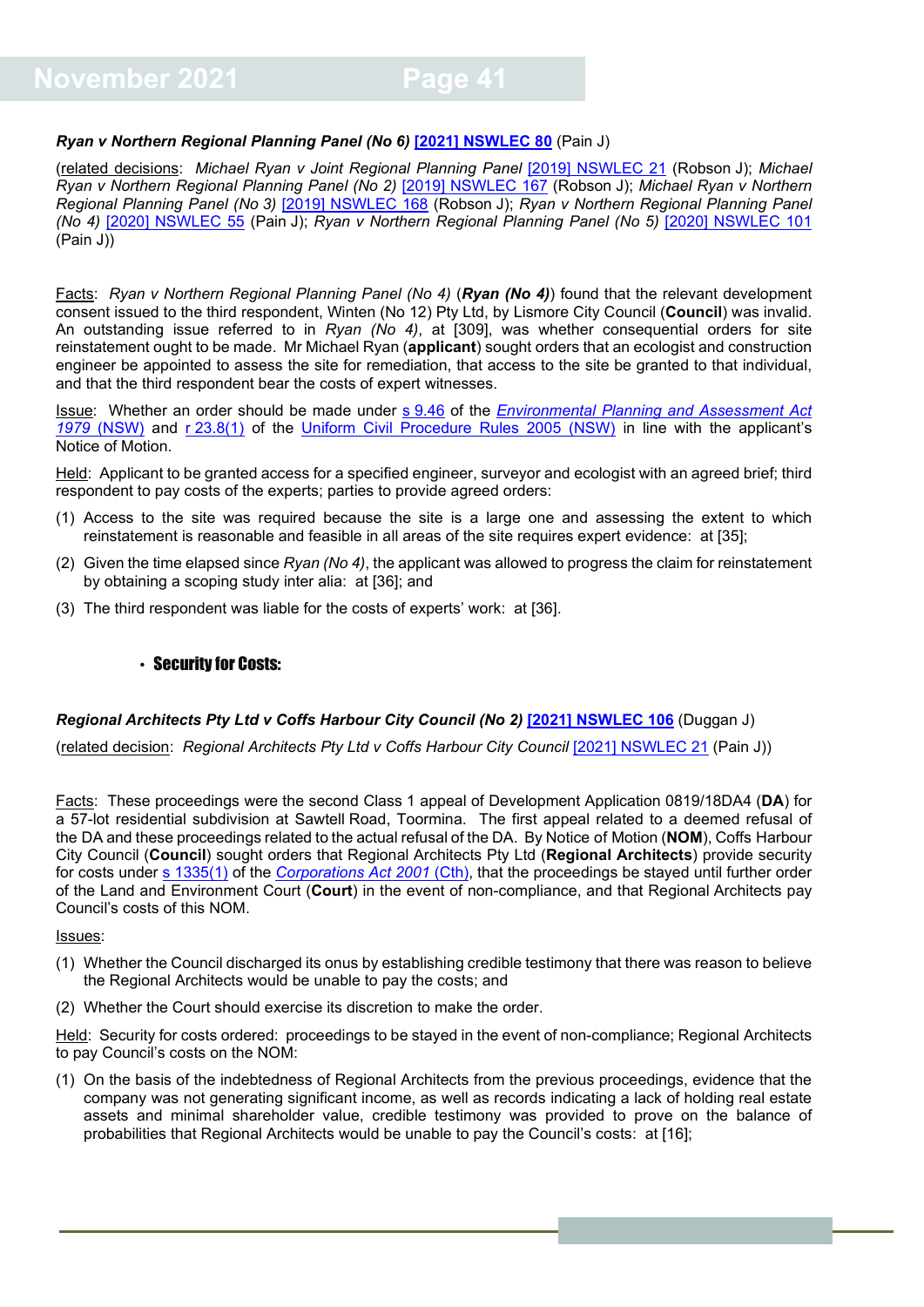***Ryan v Northern Regional Planning Panel (No 6)* [2021] NSWLEC 80** (Pain J)

(related decisions: *Michael Ryan v Joint Regional Planning Panel* [2019] NSWLEC 21 (Robson J); *Michael Ryan v Northern Regional Planning Panel (No 2)* [2019] NSWLEC 167 (Robson J); *Michael Ryan v Northern Regional Planning Panel (No 3)* [2019] NSWLEC 168 (Robson J); *Ryan v Northern Regional Planning Panel (No 4)* [2020] NSWLEC 55 (Pain J); *Ryan v Northern Regional Planning Panel (No 5)* [2020] NSWLEC 101 (Pain J))

Facts: *Ryan v Northern Regional Planning Panel (No 4)* (***Ryan (No 4)***) found that the relevant development consent issued to the third respondent, Winten (No 12) Pty Ltd, by Lismore City Council (**Council**) was invalid. An outstanding issue referred to in *Ryan (No 4)*, at [309], was whether consequential orders for site reinstatement ought to be made. Mr Michael Ryan (**applicant**) sought orders that an ecologist and construction engineer be appointed to assess the site for remediation, that access to the site be granted to that individual, and that the third respondent bear the costs of expert witnesses.

Issue: Whether an order should be made under s 9.46 of the *Environmental Planning and Assessment Act 1979* (NSW) and r 23.8(1) of the Uniform Civil Procedure Rules 2005 (NSW) in line with the applicant's Notice of Motion.

Held: Applicant to be granted access for a specified engineer, surveyor and ecologist with an agreed brief; third respondent to pay costs of the experts; parties to provide agreed orders:

(1) Access to the site was required because the site is a large one and assessing the extent to which reinstatement is reasonable and feasible in all areas of the site requires expert evidence: at [35];

(2) Given the time elapsed since *Ryan (No 4)*, the applicant was allowed to progress the claim for reinstatement by obtaining a scoping study inter alia: at [36]; and

(3) The third respondent was liable for the costs of experts' work: at [36].

- **Security for Costs:**

***Regional Architects Pty Ltd v Coffs Harbour City Council (No 2)* [2021] NSWLEC 106** (Duggan J)

(related decision: *Regional Architects Pty Ltd v Coffs Harbour City Council* [2021] NSWLEC 21 (Pain J))

Facts: These proceedings were the second Class 1 appeal of Development Application 0819/18DA4 (**DA**) for a 57-lot residential subdivision at Sawtell Road, Toormina. The first appeal related to a deemed refusal of the DA and these proceedings related to the actual refusal of the DA. By Notice of Motion (**NOM**), Coffs Harbour City Council (**Council**) sought orders that Regional Architects Pty Ltd (**Regional Architects**) provide security for costs under s 1335(1) of the *Corporations Act 2001* (Cth), that the proceedings be stayed until further order of the Land and Environment Court (**Court**) in the event of non-compliance, and that Regional Architects pay Council's costs of this NOM.

Issues:

(1) Whether the Council discharged its onus by establishing credible testimony that there was reason to believe the Regional Architects would be unable to pay the costs; and

(2) Whether the Court should exercise its discretion to make the order.

Held: Security for costs ordered: proceedings to be stayed in the event of non-compliance; Regional Architects to pay Council's costs on the NOM:

(1) On the basis of the indebtedness of Regional Architects from the previous proceedings, evidence that the company was not generating significant income, as well as records indicating a lack of holding real estate assets and minimal shareholder value, credible testimony was provided to prove on the balance of probabilities that Regional Architects would be unable to pay the Council's costs: at [16];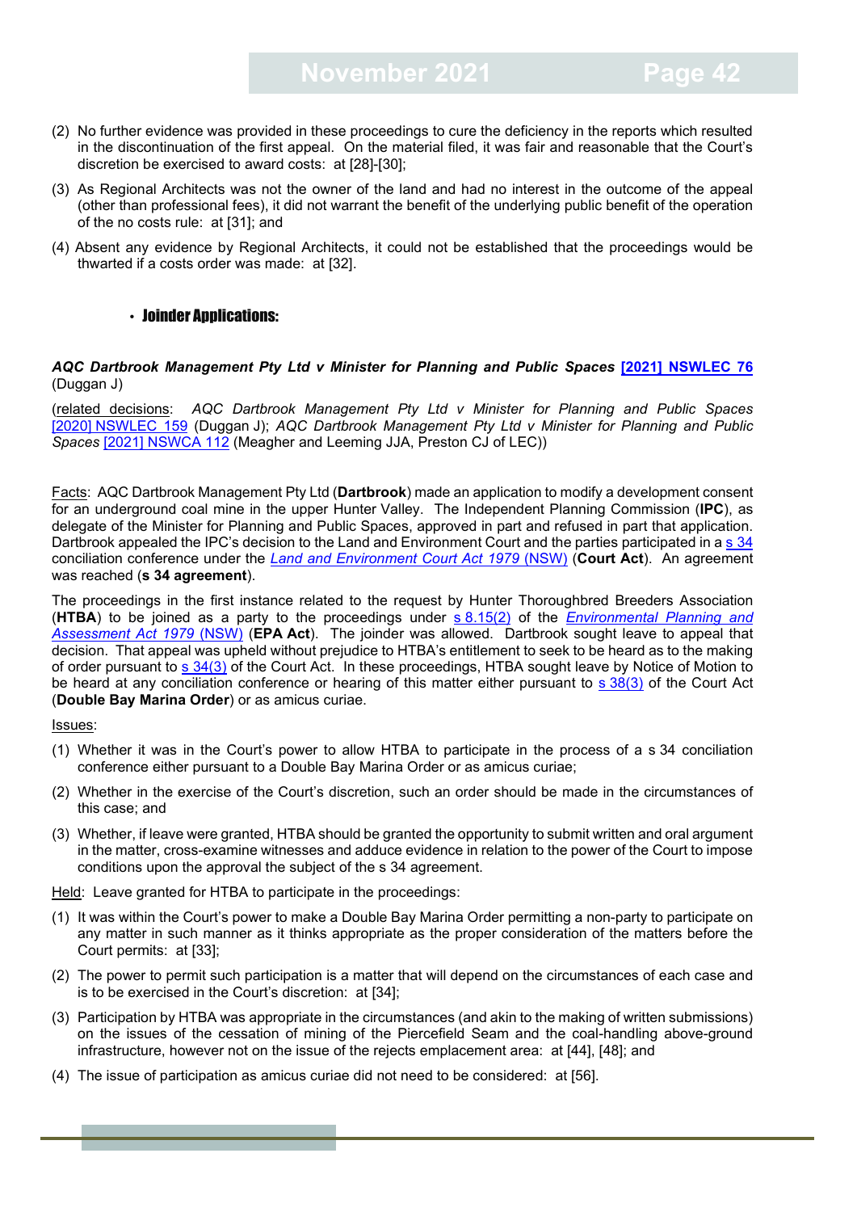(2) No further evidence was provided in these proceedings to cure the deficiency in the reports which resulted in the discontinuation of the first appeal. On the material filed, it was fair and reasonable that the Court's discretion be exercised to award costs: at [28]-[30];

(3) As Regional Architects was not the owner of the land and had no interest in the outcome of the appeal (other than professional fees), it did not warrant the benefit of the underlying public benefit of the operation of the no costs rule: at [31]; and

(4) Absent any evidence by Regional Architects, it could not be established that the proceedings would be thwarted if a costs order was made: at [32].

- **Joinder Applications:**

***AQC Dartbrook Management Pty Ltd v Minister for Planning and Public Spaces* [2021] NSWLEC 76** (Duggan J)

(related decisions: *AQC Dartbrook Management Pty Ltd v Minister for Planning and Public Spaces* [2020] NSWLEC 159 (Duggan J); *AQC Dartbrook Management Pty Ltd v Minister for Planning and Public Spaces* [2021] NSWCA 112 (Meagher and Leeming JJA, Preston CJ of LEC))

Facts: AQC Dartbrook Management Pty Ltd (**Dartbrook**) made an application to modify a development consent for an underground coal mine in the upper Hunter Valley. The Independent Planning Commission (**IPC**), as delegate of the Minister for Planning and Public Spaces, approved in part and refused in part that application. Dartbrook appealed the IPC's decision to the Land and Environment Court and the parties participated in a s 34 conciliation conference under the *Land and Environment Court Act 1979* (NSW) (**Court Act**). An agreement was reached (**s 34 agreement**).

The proceedings in the first instance related to the request by Hunter Thoroughbred Breeders Association (**HTBA**) to be joined as a party to the proceedings under s 8.15(2) of the *Environmental Planning and Assessment Act 1979* (NSW) (**EPA Act**). The joinder was allowed. Dartbrook sought leave to appeal that decision. That appeal was upheld without prejudice to HTBA's entitlement to seek to be heard as to the making of order pursuant to s 34(3) of the Court Act. In these proceedings, HTBA sought leave by Notice of Motion to be heard at any conciliation conference or hearing of this matter either pursuant to s 38(3) of the Court Act (**Double Bay Marina Order**) or as amicus curiae.

Issues:

(1) Whether it was in the Court's power to allow HTBA to participate in the process of a s 34 conciliation conference either pursuant to a Double Bay Marina Order or as amicus curiae;

(2) Whether in the exercise of the Court's discretion, such an order should be made in the circumstances of this case; and

(3) Whether, if leave were granted, HTBA should be granted the opportunity to submit written and oral argument in the matter, cross-examine witnesses and adduce evidence in relation to the power of the Court to impose conditions upon the approval the subject of the s 34 agreement.

Held: Leave granted for HTBA to participate in the proceedings:

(1) It was within the Court's power to make a Double Bay Marina Order permitting a non-party to participate on any matter in such manner as it thinks appropriate as the proper consideration of the matters before the Court permits: at [33];

(2) The power to permit such participation is a matter that will depend on the circumstances of each case and is to be exercised in the Court's discretion: at [34];

(3) Participation by HTBA was appropriate in the circumstances (and akin to the making of written submissions) on the issues of the cessation of mining of the Piercefield Seam and the coal-handling above-ground infrastructure, however not on the issue of the rejects emplacement area: at [44], [48]; and

(4) The issue of participation as amicus curiae did not need to be considered: at [56].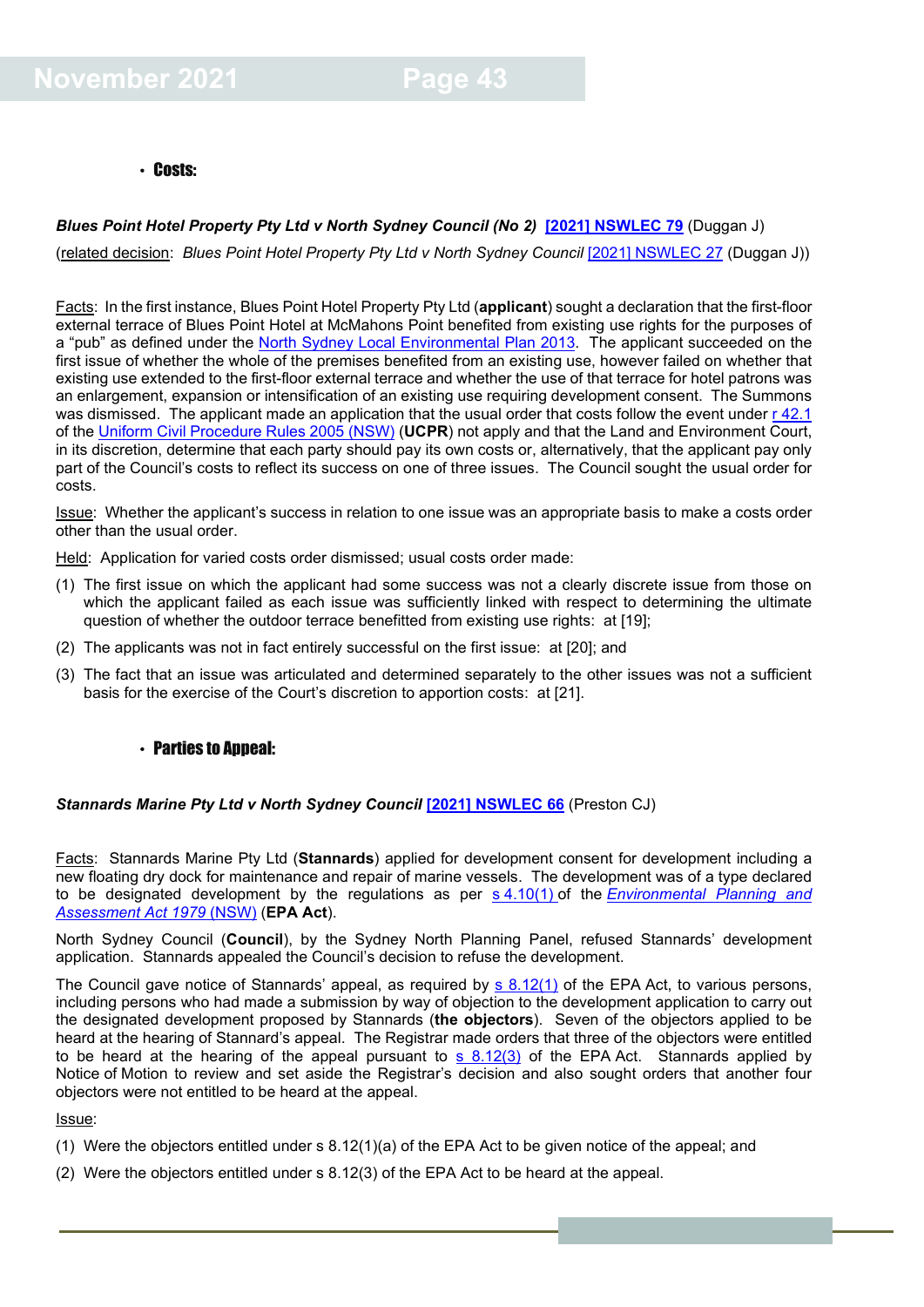- **Costs:**

***Blues Point Hotel Property Pty Ltd v North Sydney Council (No 2)* [2021] NSWLEC 79** (Duggan J)

(related decision: *Blues Point Hotel Property Pty Ltd v North Sydney Council* [2021] NSWLEC 27 (Duggan J))

Facts: In the first instance, Blues Point Hotel Property Pty Ltd (**applicant**) sought a declaration that the first-floor external terrace of Blues Point Hotel at McMahons Point benefited from existing use rights for the purposes of a "pub" as defined under the North Sydney Local Environmental Plan 2013. The applicant succeeded on the first issue of whether the whole of the premises benefited from an existing use, however failed on whether that existing use extended to the first-floor external terrace and whether the use of that terrace for hotel patrons was an enlargement, expansion or intensification of an existing use requiring development consent. The Summons was dismissed. The applicant made an application that the usual order that costs follow the event under r 42.1 of the Uniform Civil Procedure Rules 2005 (NSW) (**UCPR**) not apply and that the Land and Environment Court, in its discretion, determine that each party should pay its own costs or, alternatively, that the applicant pay only part of the Council's costs to reflect its success on one of three issues. The Council sought the usual order for costs.

Issue: Whether the applicant's success in relation to one issue was an appropriate basis to make a costs order other than the usual order.

Held: Application for varied costs order dismissed; usual costs order made:

(1) The first issue on which the applicant had some success was not a clearly discrete issue from those on which the applicant failed as each issue was sufficiently linked with respect to determining the ultimate question of whether the outdoor terrace benefitted from existing use rights: at [19];

(2) The applicants was not in fact entirely successful on the first issue: at [20]; and

(3) The fact that an issue was articulated and determined separately to the other issues was not a sufficient basis for the exercise of the Court's discretion to apportion costs: at [21].

- **Parties to Appeal:**

***Stannards Marine Pty Ltd v North Sydney Council* [2021] NSWLEC 66** (Preston CJ)

Facts: Stannards Marine Pty Ltd (**Stannards**) applied for development consent for development including a new floating dry dock for maintenance and repair of marine vessels. The development was of a type declared to be designated development by the regulations as per s 4.10(1) of the *Environmental Planning and Assessment Act 1979* (NSW) (**EPA Act**).

North Sydney Council (**Council**), by the Sydney North Planning Panel, refused Stannards' development application. Stannards appealed the Council's decision to refuse the development.

The Council gave notice of Stannards' appeal, as required by s 8.12(1) of the EPA Act, to various persons, including persons who had made a submission by way of objection to the development application to carry out the designated development proposed by Stannards (**the objectors**). Seven of the objectors applied to be heard at the hearing of Stannard's appeal. The Registrar made orders that three of the objectors were entitled to be heard at the hearing of the appeal pursuant to s 8.12(3) of the EPA Act. Stannards applied by Notice of Motion to review and set aside the Registrar's decision and also sought orders that another four objectors were not entitled to be heard at the appeal.

Issue:

(1) Were the objectors entitled under s 8.12(1)(a) of the EPA Act to be given notice of the appeal; and

(2) Were the objectors entitled under s 8.12(3) of the EPA Act to be heard at the appeal.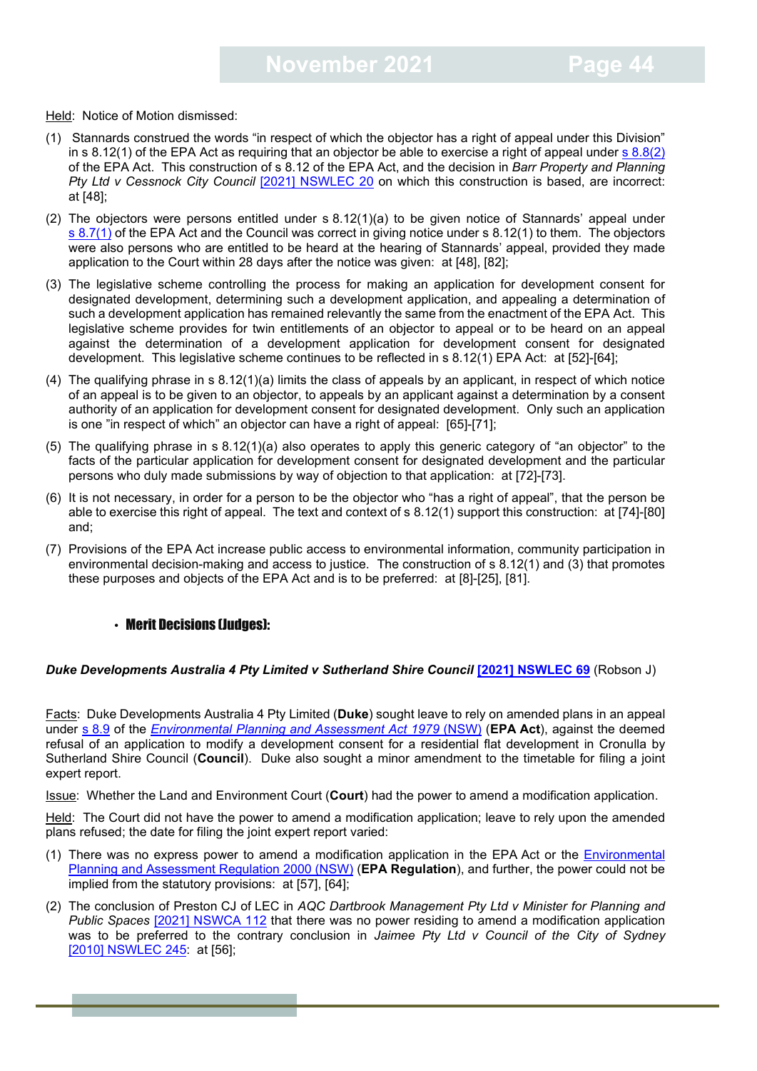Held: Notice of Motion dismissed:

(1) Stannards construed the words "in respect of which the objector has a right of appeal under this Division" in s 8.12(1) of the EPA Act as requiring that an objector be able to exercise a right of appeal under s 8.8(2) of the EPA Act. This construction of s 8.12 of the EPA Act, and the decision in *Barr Property and Planning Pty Ltd v Cessnock City Council* [2021] NSWLEC 20 on which this construction is based, are incorrect: at [48];

(2) The objectors were persons entitled under s 8.12(1)(a) to be given notice of Stannards' appeal under s 8.7(1) of the EPA Act and the Council was correct in giving notice under s 8.12(1) to them. The objectors were also persons who are entitled to be heard at the hearing of Stannards' appeal, provided they made application to the Court within 28 days after the notice was given: at [48], [82];

(3) The legislative scheme controlling the process for making an application for development consent for designated development, determining such a development application, and appealing a determination of such a development application has remained relevantly the same from the enactment of the EPA Act. This legislative scheme provides for twin entitlements of an objector to appeal or to be heard on an appeal against the determination of a development application for development consent for designated development. This legislative scheme continues to be reflected in s 8.12(1) EPA Act: at [52]-[64];

(4) The qualifying phrase in s 8.12(1)(a) limits the class of appeals by an applicant, in respect of which notice of an appeal is to be given to an objector, to appeals by an applicant against a determination by a consent authority of an application for development consent for designated development. Only such an application is one "in respect of which" an objector can have a right of appeal: [65]-[71];

(5) The qualifying phrase in s 8.12(1)(a) also operates to apply this generic category of "an objector" to the facts of the particular application for development consent for designated development and the particular persons who duly made submissions by way of objection to that application: at [72]-[73].

(6) It is not necessary, in order for a person to be the objector who "has a right of appeal", that the person be able to exercise this right of appeal. The text and context of s 8.12(1) support this construction: at [74]-[80] and;

(7) Provisions of the EPA Act increase public access to environmental information, community participation in environmental decision-making and access to justice. The construction of s 8.12(1) and (3) that promotes these purposes and objects of the EPA Act and is to be preferred: at [8]-[25], [81].

- **Merit Decisions (Judges):**

***Duke Developments Australia 4 Pty Limited v Sutherland Shire Council* [2021] NSWLEC 69** (Robson J)

Facts: Duke Developments Australia 4 Pty Limited (**Duke**) sought leave to rely on amended plans in an appeal under s 8.9 of the *Environmental Planning and Assessment Act 1979* (NSW) (**EPA Act**), against the deemed refusal of an application to modify a development consent for a residential flat development in Cronulla by Sutherland Shire Council (**Council**). Duke also sought a minor amendment to the timetable for filing a joint expert report.

Issue: Whether the Land and Environment Court (**Court**) had the power to amend a modification application.

Held: The Court did not have the power to amend a modification application; leave to rely upon the amended plans refused; the date for filing the joint expert report varied:

(1) There was no express power to amend a modification application in the EPA Act or the Environmental Planning and Assessment Regulation 2000 (NSW) (**EPA Regulation**), and further, the power could not be implied from the statutory provisions: at [57], [64];

(2) The conclusion of Preston CJ of LEC in *AQC Dartbrook Management Pty Ltd v Minister for Planning and Public Spaces* [2021] NSWCA 112 that there was no power residing to amend a modification application was to be preferred to the contrary conclusion in *Jaimee Pty Ltd v Council of the City of Sydney* [2010] NSWLEC 245: at [56];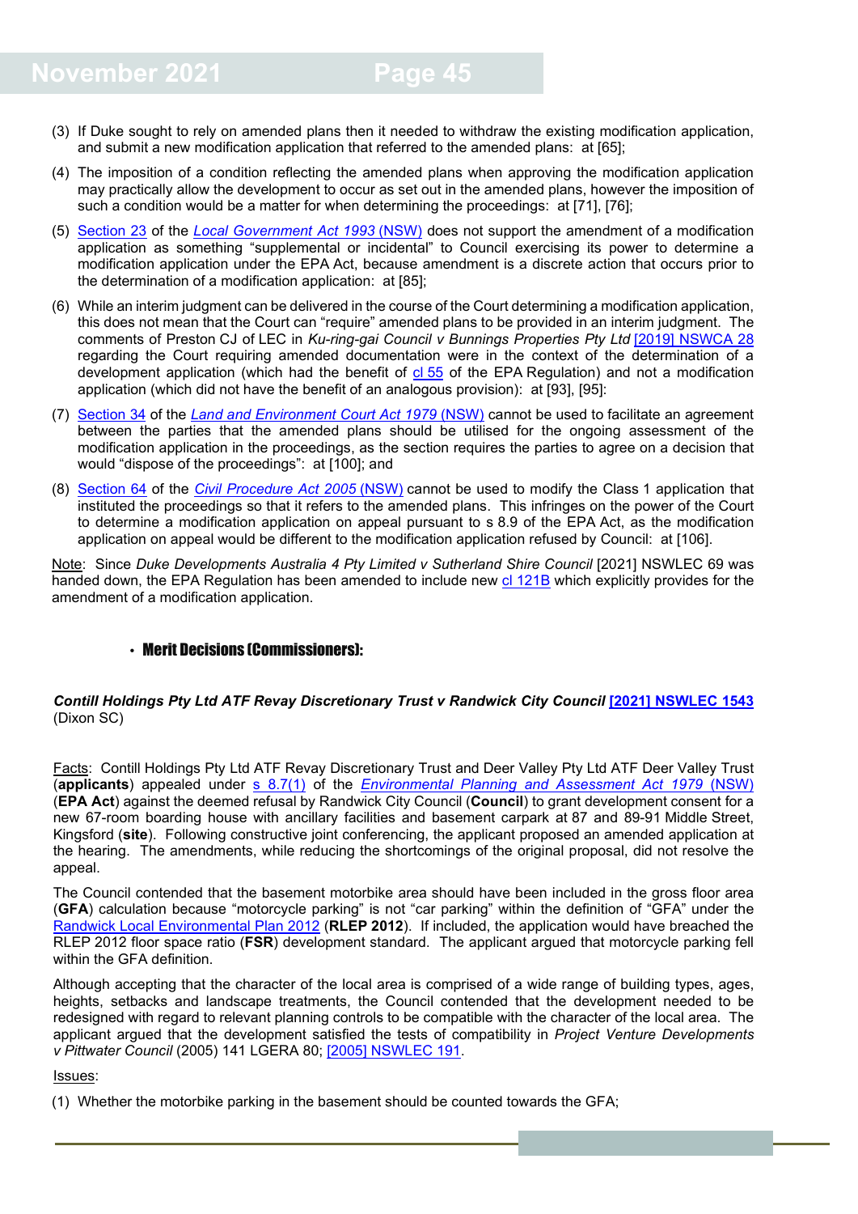(3) If Duke sought to rely on amended plans then it needed to withdraw the existing modification application, and submit a new modification application that referred to the amended plans: at [65];

(4) The imposition of a condition reflecting the amended plans when approving the modification application may practically allow the development to occur as set out in the amended plans, however the imposition of such a condition would be a matter for when determining the proceedings: at [71], [76];

(5) Section 23 of the *Local Government Act 1993* (NSW) does not support the amendment of a modification application as something "supplemental or incidental" to Council exercising its power to determine a modification application under the EPA Act, because amendment is a discrete action that occurs prior to the determination of a modification application: at [85];

(6) While an interim judgment can be delivered in the course of the Court determining a modification application, this does not mean that the Court can "require" amended plans to be provided in an interim judgment. The comments of Preston CJ of LEC in *Ku-ring-gai Council v Bunnings Properties Pty Ltd* [2019] NSWCA 28 regarding the Court requiring amended documentation were in the context of the determination of a development application (which had the benefit of cl 55 of the EPA Regulation) and not a modification application (which did not have the benefit of an analogous provision): at [93], [95]:

(7) Section 34 of the *Land and Environment Court Act 1979* (NSW) cannot be used to facilitate an agreement between the parties that the amended plans should be utilised for the ongoing assessment of the modification application in the proceedings, as the section requires the parties to agree on a decision that would "dispose of the proceedings": at [100]; and

(8) Section 64 of the *Civil Procedure Act 2005* (NSW) cannot be used to modify the Class 1 application that instituted the proceedings so that it refers to the amended plans. This infringes on the power of the Court to determine a modification application on appeal pursuant to s 8.9 of the EPA Act, as the modification application on appeal would be different to the modification application refused by Council: at [106].

Note: Since *Duke Developments Australia 4 Pty Limited v Sutherland Shire Council* [2021] NSWLEC 69 was handed down, the EPA Regulation has been amended to include new cl 121B which explicitly provides for the amendment of a modification application.

- **Merit Decisions (Commissioners):**

***Contill Holdings Pty Ltd ATF Revay Discretionary Trust v Randwick City Council* [2021] NSWLEC 1543** (Dixon SC)

Facts: Contill Holdings Pty Ltd ATF Revay Discretionary Trust and Deer Valley Pty Ltd ATF Deer Valley Trust (**applicants**) appealed under s 8.7(1) of the *Environmental Planning and Assessment Act 1979* (NSW) (**EPA Act**) against the deemed refusal by Randwick City Council (**Council**) to grant development consent for a new 67-room boarding house with ancillary facilities and basement carpark at 87 and 89-91 Middle Street, Kingsford (**site**). Following constructive joint conferencing, the applicant proposed an amended application at the hearing. The amendments, while reducing the shortcomings of the original proposal, did not resolve the appeal.

The Council contended that the basement motorbike area should have been included in the gross floor area (**GFA**) calculation because "motorcycle parking" is not "car parking" within the definition of "GFA" under the Randwick Local Environmental Plan 2012 (**RLEP 2012**). If included, the application would have breached the RLEP 2012 floor space ratio (**FSR**) development standard. The applicant argued that motorcycle parking fell within the GFA definition.

Although accepting that the character of the local area is comprised of a wide range of building types, ages, heights, setbacks and landscape treatments, the Council contended that the development needed to be redesigned with regard to relevant planning controls to be compatible with the character of the local area. The applicant argued that the development satisfied the tests of compatibility in *Project Venture Developments v Pittwater Council* (2005) 141 LGERA 80; [2005] NSWLEC 191.

Issues:

(1) Whether the motorbike parking in the basement should be counted towards the GFA;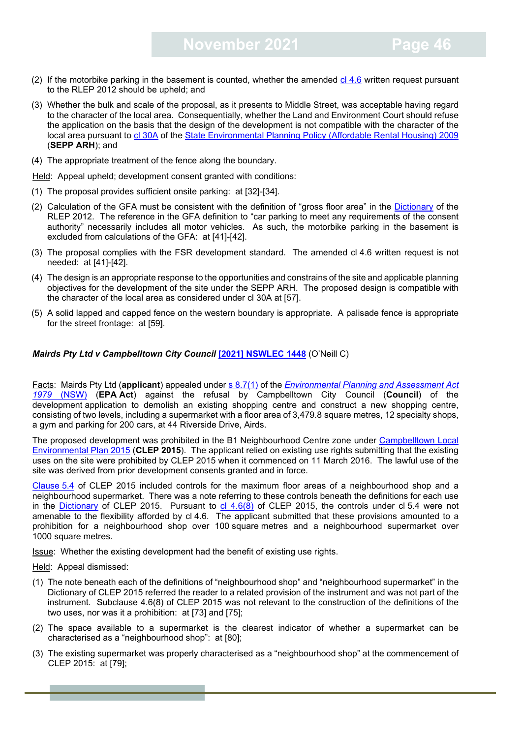(2) If the motorbike parking in the basement is counted, whether the amended cl 4.6 written request pursuant to the RLEP 2012 should be upheld; and

(3) Whether the bulk and scale of the proposal, as it presents to Middle Street, was acceptable having regard to the character of the local area. Consequentially, whether the Land and Environment Court should refuse the application on the basis that the design of the development is not compatible with the character of the local area pursuant to cl 30A of the State Environmental Planning Policy (Affordable Rental Housing) 2009 (**SEPP ARH**); and

(4) The appropriate treatment of the fence along the boundary.

Held: Appeal upheld; development consent granted with conditions:

(1) The proposal provides sufficient onsite parking: at [32]-[34].

(2) Calculation of the GFA must be consistent with the definition of "gross floor area" in the Dictionary of the RLEP 2012. The reference in the GFA definition to "car parking to meet any requirements of the consent authority" necessarily includes all motor vehicles. As such, the motorbike parking in the basement is excluded from calculations of the GFA: at [41]-[42].

(3) The proposal complies with the FSR development standard. The amended cl 4.6 written request is not needed: at [41]-[42].

(4) The design is an appropriate response to the opportunities and constrains of the site and applicable planning objectives for the development of the site under the SEPP ARH. The proposed design is compatible with the character of the local area as considered under cl 30A at [57].

(5) A solid lapped and capped fence on the western boundary is appropriate. A palisade fence is appropriate for the street frontage: at [59].

***Mairds Pty Ltd v Campbelltown City Council* [2021] NSWLEC 1448** (O'Neill C)

Facts: Mairds Pty Ltd (**applicant**) appealed under s 8.7(1) of the *Environmental Planning and Assessment Act 1979 (NSW)* (**EPA Act**) against the refusal by Campbelltown City Council (**Council**) of the development application to demolish an existing shopping centre and construct a new shopping centre, consisting of two levels, including a supermarket with a floor area of 3,479.8 square metres, 12 specialty shops, a gym and parking for 200 cars, at 44 Riverside Drive, Airds.

The proposed development was prohibited in the B1 Neighbourhood Centre zone under Campbelltown Local Environmental Plan 2015 (**CLEP 2015**). The applicant relied on existing use rights submitting that the existing uses on the site were prohibited by CLEP 2015 when it commenced on 11 March 2016. The lawful use of the site was derived from prior development consents granted and in force.

Clause 5.4 of CLEP 2015 included controls for the maximum floor areas of a neighbourhood shop and a neighbourhood supermarket. There was a note referring to these controls beneath the definitions for each use in the Dictionary of CLEP 2015. Pursuant to cl 4.6(8) of CLEP 2015, the controls under cl 5.4 were not amenable to the flexibility afforded by cl 4.6. The applicant submitted that these provisions amounted to a prohibition for a neighbourhood shop over 100 square metres and a neighbourhood supermarket over 1000 square metres.

Issue: Whether the existing development had the benefit of existing use rights.

Held: Appeal dismissed:

(1) The note beneath each of the definitions of "neighbourhood shop" and "neighbourhood supermarket" in the Dictionary of CLEP 2015 referred the reader to a related provision of the instrument and was not part of the instrument. Subclause 4.6(8) of CLEP 2015 was not relevant to the construction of the definitions of the two uses, nor was it a prohibition: at [73] and [75];

(2) The space available to a supermarket is the clearest indicator of whether a supermarket can be characterised as a "neighbourhood shop": at [80];

(3) The existing supermarket was properly characterised as a "neighbourhood shop" at the commencement of CLEP 2015: at [79];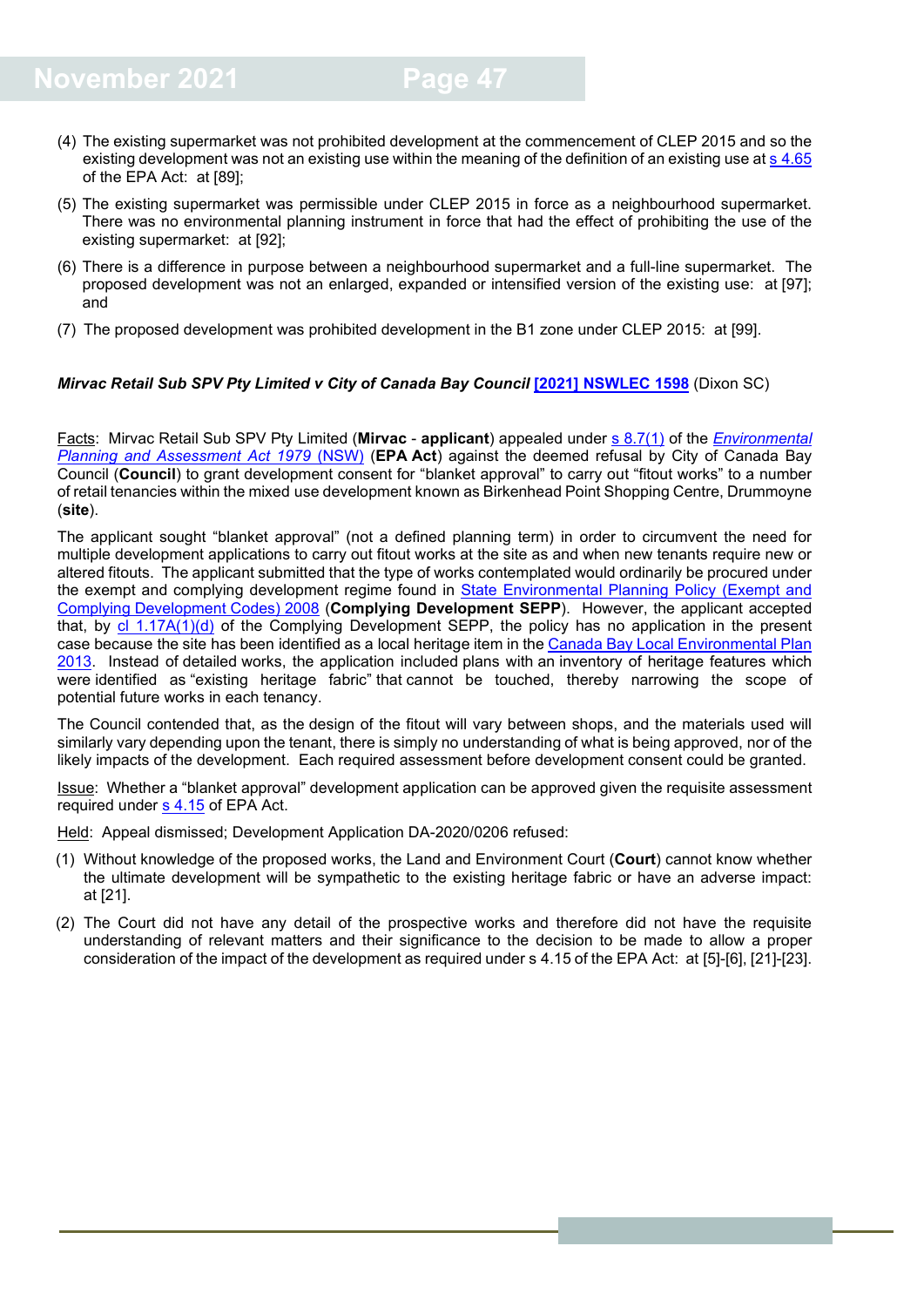(4) The existing supermarket was not prohibited development at the commencement of CLEP 2015 and so the existing development was not an existing use within the meaning of the definition of an existing use at s 4.65 of the EPA Act: at [89];

(5) The existing supermarket was permissible under CLEP 2015 in force as a neighbourhood supermarket. There was no environmental planning instrument in force that had the effect of prohibiting the use of the existing supermarket: at [92];

(6) There is a difference in purpose between a neighbourhood supermarket and a full-line supermarket. The proposed development was not an enlarged, expanded or intensified version of the existing use: at [97]; and

(7) The proposed development was prohibited development in the B1 zone under CLEP 2015: at [99].

***Mirvac Retail Sub SPV Pty Limited v City of Canada Bay Council* [2021] NSWLEC 1598** (Dixon SC)

Facts: Mirvac Retail Sub SPV Pty Limited (**Mirvac** - **applicant**) appealed under s 8.7(1) of the *Environmental Planning and Assessment Act 1979* (NSW) (**EPA Act**) against the deemed refusal by City of Canada Bay Council (**Council**) to grant development consent for "blanket approval" to carry out "fitout works" to a number of retail tenancies within the mixed use development known as Birkenhead Point Shopping Centre, Drummoyne (**site**).

The applicant sought "blanket approval" (not a defined planning term) in order to circumvent the need for multiple development applications to carry out fitout works at the site as and when new tenants require new or altered fitouts. The applicant submitted that the type of works contemplated would ordinarily be procured under the exempt and complying development regime found in State Environmental Planning Policy (Exempt and Complying Development Codes) 2008 (**Complying Development SEPP**). However, the applicant accepted that, by cl 1.17A(1)(d) of the Complying Development SEPP, the policy has no application in the present case because the site has been identified as a local heritage item in the Canada Bay Local Environmental Plan 2013. Instead of detailed works, the application included plans with an inventory of heritage features which were identified as "existing heritage fabric" that cannot be touched, thereby narrowing the scope of potential future works in each tenancy.

The Council contended that, as the design of the fitout will vary between shops, and the materials used will similarly vary depending upon the tenant, there is simply no understanding of what is being approved, nor of the likely impacts of the development. Each required assessment before development consent could be granted.

Issue: Whether a "blanket approval" development application can be approved given the requisite assessment required under s 4.15 of EPA Act.

Held: Appeal dismissed; Development Application DA-2020/0206 refused:

(1) Without knowledge of the proposed works, the Land and Environment Court (**Court**) cannot know whether the ultimate development will be sympathetic to the existing heritage fabric or have an adverse impact: at [21].

(2) The Court did not have any detail of the prospective works and therefore did not have the requisite understanding of relevant matters and their significance to the decision to be made to allow a proper consideration of the impact of the development as required under s 4.15 of the EPA Act: at [5]-[6], [21]-[23].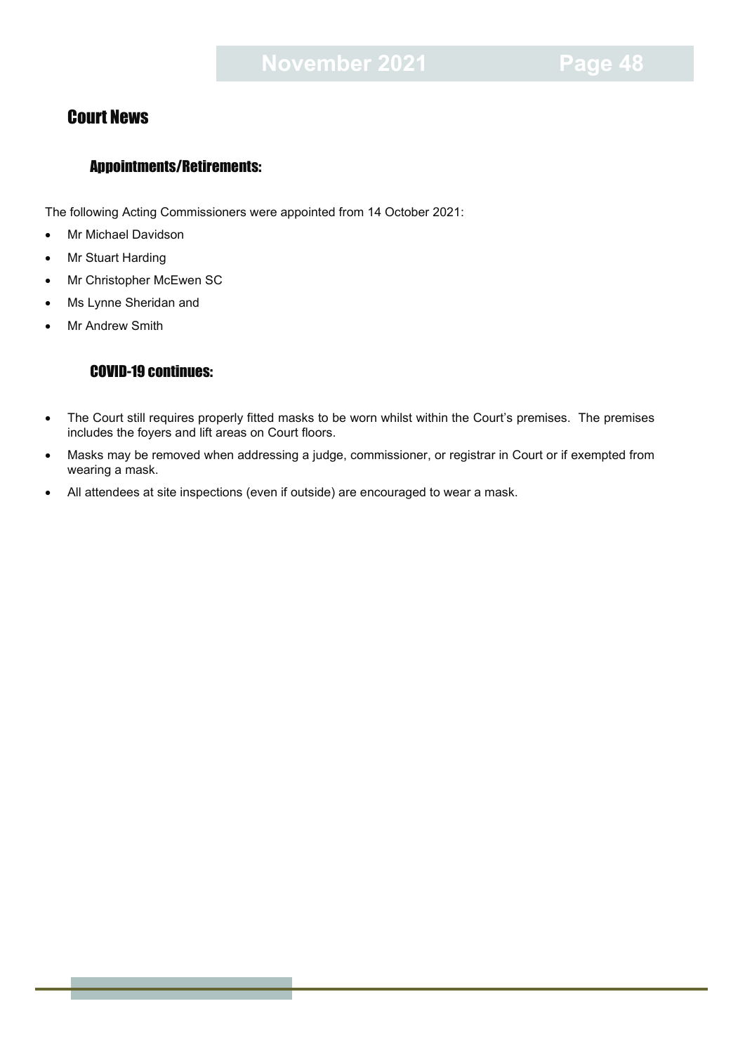# Court News

## Appointments/Retirements:

The following Acting Commissioners were appointed from 14 October 2021:

- Mr Michael Davidson
- Mr Stuart Harding
- Mr Christopher McEwen SC
- Ms Lynne Sheridan and
- Mr Andrew Smith

## COVID-19 continues:

- The Court still requires properly fitted masks to be worn whilst within the Court's premises. The premises includes the foyers and lift areas on Court floors.
- Masks may be removed when addressing a judge, commissioner, or registrar in Court or if exempted from wearing a mask.
- All attendees at site inspections (even if outside) are encouraged to wear a mask.